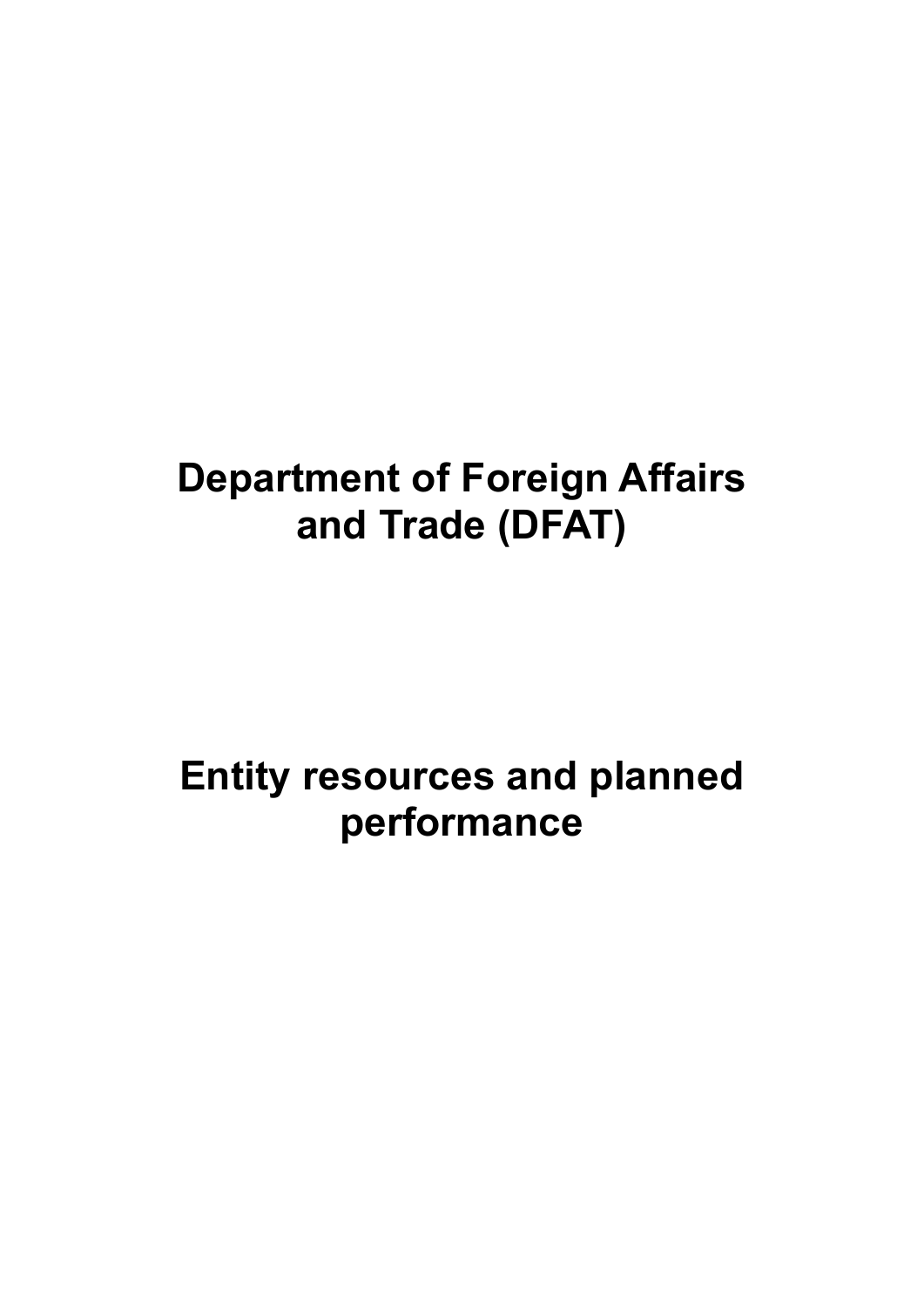# Department of Foreign Affairs and Trade (DFAT)

# Entity resources and planned performance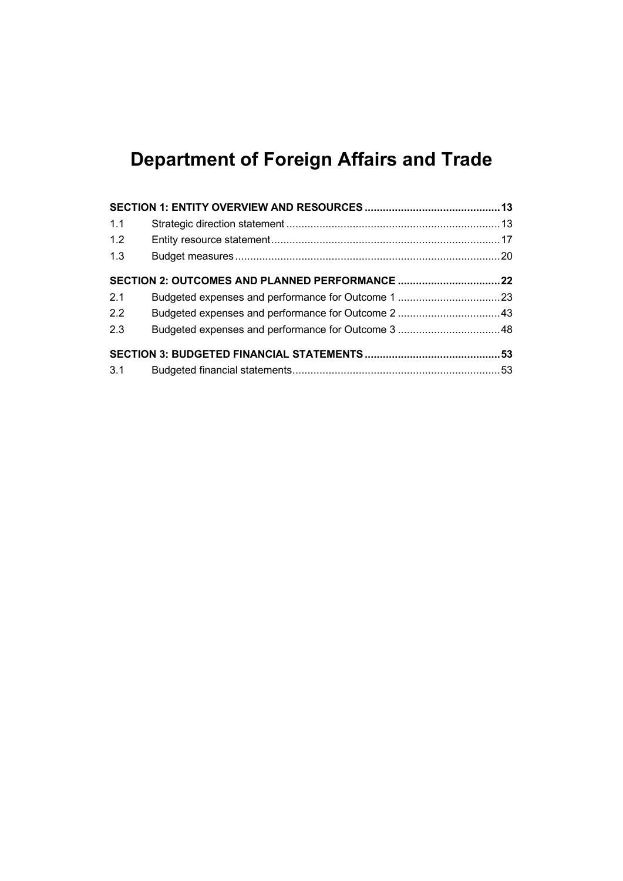# Department of Foreign Affairs and Trade

| | | |
|---|---|---|
| **SECTION 1: ENTITY OVERVIEW AND RESOURCES** | | **13** |
| 1.1 | Strategic direction statement | 13 |
| 1.2 | Entity resource statement | 17 |
| 1.3 | Budget measures | 20 |
| **SECTION 2: OUTCOMES AND PLANNED PERFORMANCE** | | **22** |
| 2.1 | Budgeted expenses and performance for Outcome 1 | 23 |
| 2.2 | Budgeted expenses and performance for Outcome 2 | 43 |
| 2.3 | Budgeted expenses and performance for Outcome 3 | 48 |
| **SECTION 3: BUDGETED FINANCIAL STATEMENTS** | | **53** |
| 3.1 | Budgeted financial statements | 53 |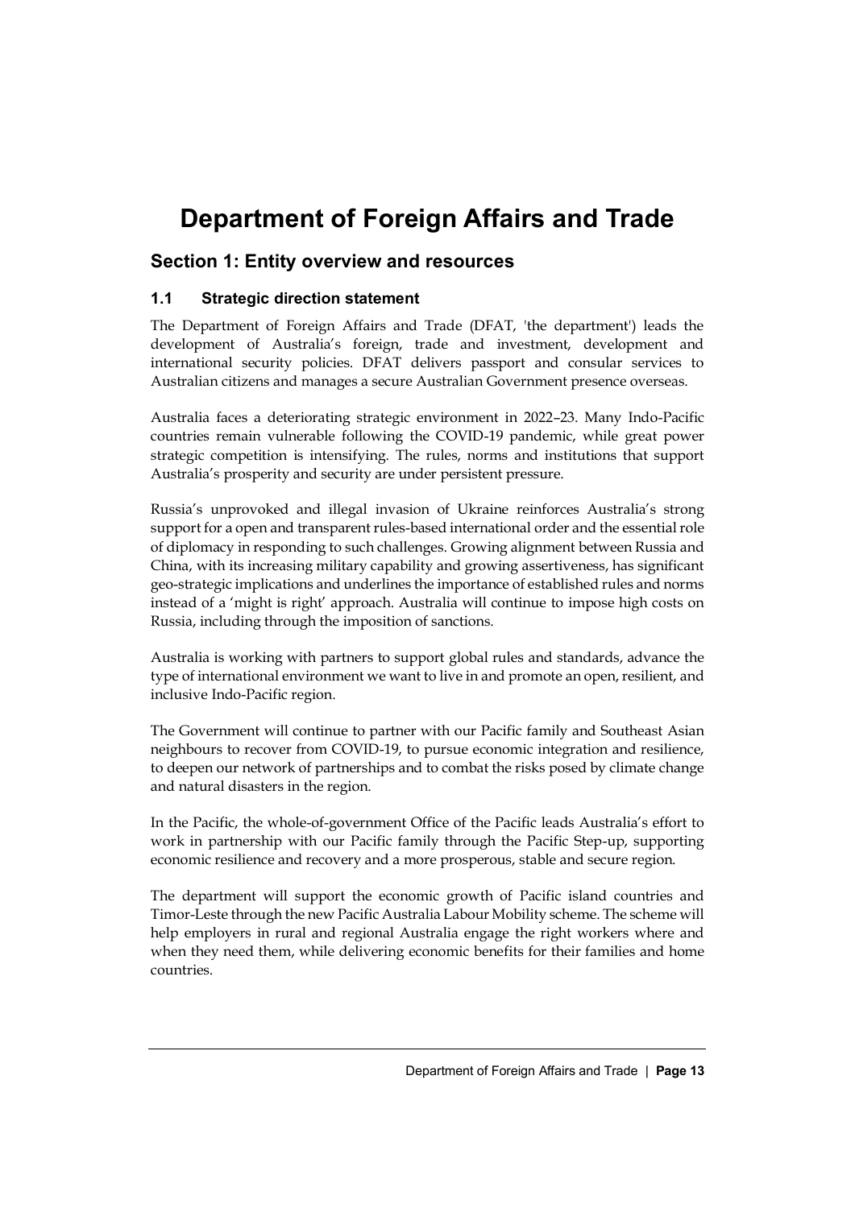# Department of Foreign Affairs and Trade

## Section 1: Entity overview and resources

### 1.1 Strategic direction statement

The Department of Foreign Affairs and Trade (DFAT, 'the department') leads the development of Australia's foreign, trade and investment, development and international security policies. DFAT delivers passport and consular services to Australian citizens and manages a secure Australian Government presence overseas.

Australia faces a deteriorating strategic environment in 2022–23. Many Indo-Pacific countries remain vulnerable following the COVID-19 pandemic, while great power strategic competition is intensifying. The rules, norms and institutions that support Australia's prosperity and security are under persistent pressure.

Russia's unprovoked and illegal invasion of Ukraine reinforces Australia's strong support for a open and transparent rules-based international order and the essential role of diplomacy in responding to such challenges. Growing alignment between Russia and China, with its increasing military capability and growing assertiveness, has significant geo-strategic implications and underlines the importance of established rules and norms instead of a 'might is right' approach. Australia will continue to impose high costs on Russia, including through the imposition of sanctions.

Australia is working with partners to support global rules and standards, advance the type of international environment we want to live in and promote an open, resilient, and inclusive Indo-Pacific region.

The Government will continue to partner with our Pacific family and Southeast Asian neighbours to recover from COVID-19, to pursue economic integration and resilience, to deepen our network of partnerships and to combat the risks posed by climate change and natural disasters in the region.

In the Pacific, the whole-of-government Office of the Pacific leads Australia's effort to work in partnership with our Pacific family through the Pacific Step-up, supporting economic resilience and recovery and a more prosperous, stable and secure region.

The department will support the economic growth of Pacific island countries and Timor-Leste through the new Pacific Australia Labour Mobility scheme. The scheme will help employers in rural and regional Australia engage the right workers where and when they need them, while delivering economic benefits for their families and home countries.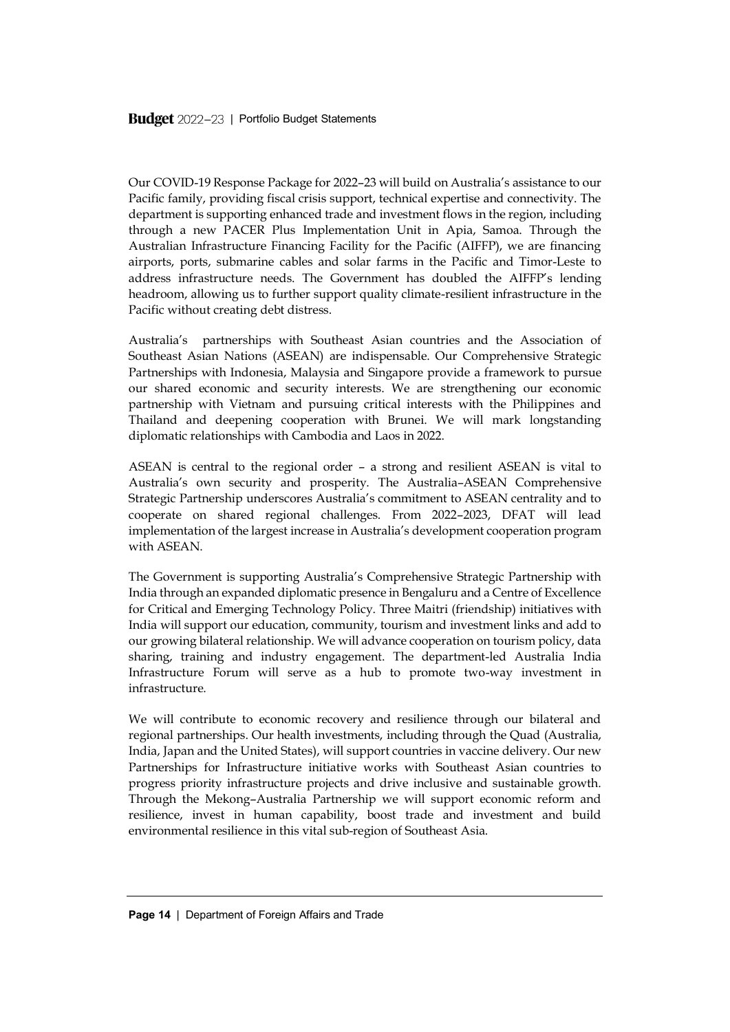Our COVID-19 Response Package for 2022–23 will build on Australia's assistance to our Pacific family, providing fiscal crisis support, technical expertise and connectivity. The department is supporting enhanced trade and investment flows in the region, including through a new PACER Plus Implementation Unit in Apia, Samoa. Through the Australian Infrastructure Financing Facility for the Pacific (AIFFP), we are financing airports, ports, submarine cables and solar farms in the Pacific and Timor-Leste to address infrastructure needs. The Government has doubled the AIFFP's lending headroom, allowing us to further support quality climate-resilient infrastructure in the Pacific without creating debt distress.

Australia's partnerships with Southeast Asian countries and the Association of Southeast Asian Nations (ASEAN) are indispensable. Our Comprehensive Strategic Partnerships with Indonesia, Malaysia and Singapore provide a framework to pursue our shared economic and security interests. We are strengthening our economic partnership with Vietnam and pursuing critical interests with the Philippines and Thailand and deepening cooperation with Brunei. We will mark longstanding diplomatic relationships with Cambodia and Laos in 2022.

ASEAN is central to the regional order – a strong and resilient ASEAN is vital to Australia's own security and prosperity. The Australia–ASEAN Comprehensive Strategic Partnership underscores Australia's commitment to ASEAN centrality and to cooperate on shared regional challenges. From 2022–2023, DFAT will lead implementation of the largest increase in Australia's development cooperation program with ASEAN.

The Government is supporting Australia's Comprehensive Strategic Partnership with India through an expanded diplomatic presence in Bengaluru and a Centre of Excellence for Critical and Emerging Technology Policy. Three Maitri (friendship) initiatives with India will support our education, community, tourism and investment links and add to our growing bilateral relationship. We will advance cooperation on tourism policy, data sharing, training and industry engagement. The department-led Australia India Infrastructure Forum will serve as a hub to promote two-way investment in infrastructure.

We will contribute to economic recovery and resilience through our bilateral and regional partnerships. Our health investments, including through the Quad (Australia, India, Japan and the United States), will support countries in vaccine delivery. Our new Partnerships for Infrastructure initiative works with Southeast Asian countries to progress priority infrastructure projects and drive inclusive and sustainable growth. Through the Mekong–Australia Partnership we will support economic reform and resilience, invest in human capability, boost trade and investment and build environmental resilience in this vital sub-region of Southeast Asia.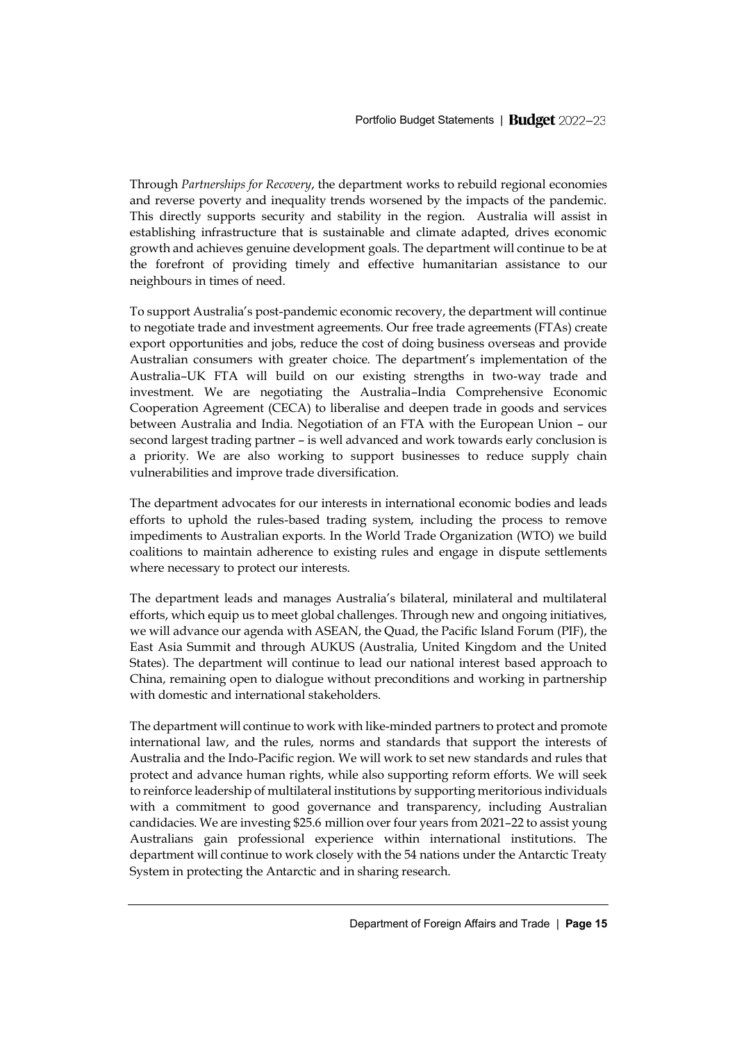Through *Partnerships for Recovery*, the department works to rebuild regional economies and reverse poverty and inequality trends worsened by the impacts of the pandemic. This directly supports security and stability in the region. Australia will assist in establishing infrastructure that is sustainable and climate adapted, drives economic growth and achieves genuine development goals. The department will continue to be at the forefront of providing timely and effective humanitarian assistance to our neighbours in times of need.

To support Australia's post-pandemic economic recovery, the department will continue to negotiate trade and investment agreements. Our free trade agreements (FTAs) create export opportunities and jobs, reduce the cost of doing business overseas and provide Australian consumers with greater choice. The department's implementation of the Australia–UK FTA will build on our existing strengths in two-way trade and investment. We are negotiating the Australia–India Comprehensive Economic Cooperation Agreement (CECA) to liberalise and deepen trade in goods and services between Australia and India. Negotiation of an FTA with the European Union – our second largest trading partner – is well advanced and work towards early conclusion is a priority. We are also working to support businesses to reduce supply chain vulnerabilities and improve trade diversification.

The department advocates for our interests in international economic bodies and leads efforts to uphold the rules-based trading system, including the process to remove impediments to Australian exports. In the World Trade Organization (WTO) we build coalitions to maintain adherence to existing rules and engage in dispute settlements where necessary to protect our interests.

The department leads and manages Australia's bilateral, minilateral and multilateral efforts, which equip us to meet global challenges. Through new and ongoing initiatives, we will advance our agenda with ASEAN, the Quad, the Pacific Island Forum (PIF), the East Asia Summit and through AUKUS (Australia, United Kingdom and the United States). The department will continue to lead our national interest based approach to China, remaining open to dialogue without preconditions and working in partnership with domestic and international stakeholders.

The department will continue to work with like-minded partners to protect and promote international law, and the rules, norms and standards that support the interests of Australia and the Indo-Pacific region. We will work to set new standards and rules that protect and advance human rights, while also supporting reform efforts. We will seek to reinforce leadership of multilateral institutions by supporting meritorious individuals with a commitment to good governance and transparency, including Australian candidacies. We are investing $25.6 million over four years from 2021–22 to assist young Australians gain professional experience within international institutions. The department will continue to work closely with the 54 nations under the Antarctic Treaty System in protecting the Antarctic and in sharing research.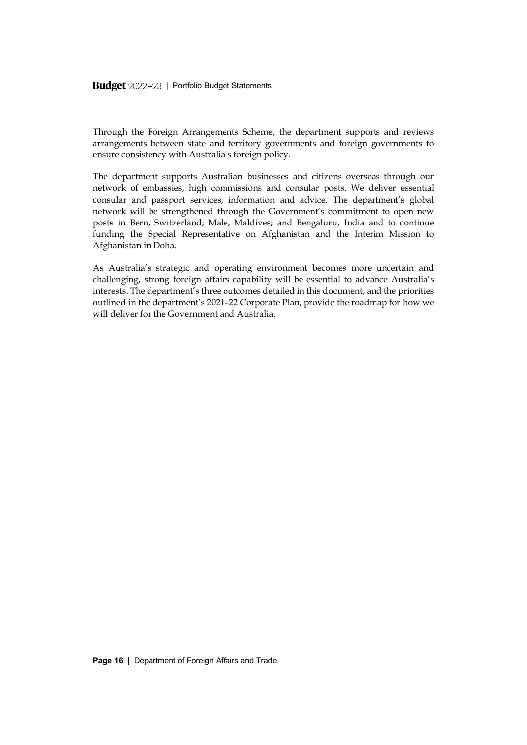Through the Foreign Arrangements Scheme, the department supports and reviews arrangements between state and territory governments and foreign governments to ensure consistency with Australia's foreign policy.

The department supports Australian businesses and citizens overseas through our network of embassies, high commissions and consular posts. We deliver essential consular and passport services, information and advice. The department's global network will be strengthened through the Government's commitment to open new posts in Bern, Switzerland; Male, Maldives; and Bengaluru, India and to continue funding the Special Representative on Afghanistan and the Interim Mission to Afghanistan in Doha.

As Australia's strategic and operating environment becomes more uncertain and challenging, strong foreign affairs capability will be essential to advance Australia's interests. The department's three outcomes detailed in this document, and the priorities outlined in the department's 2021–22 Corporate Plan, provide the roadmap for how we will deliver for the Government and Australia.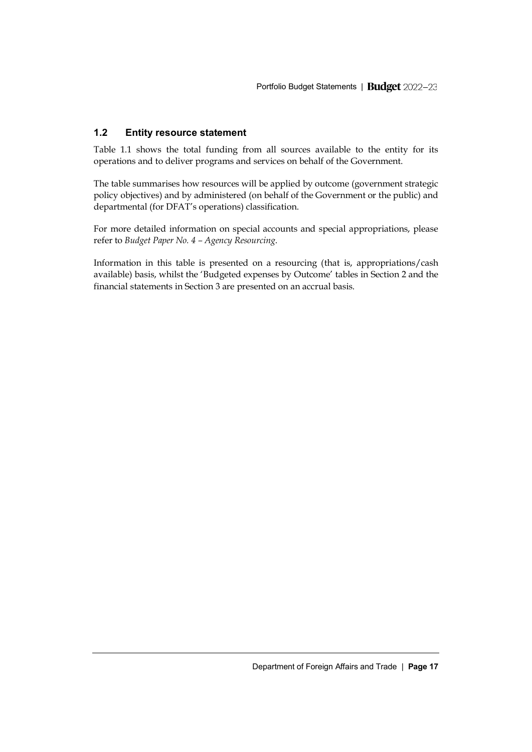## 1.2 Entity resource statement

Table 1.1 shows the total funding from all sources available to the entity for its operations and to deliver programs and services on behalf of the Government.

The table summarises how resources will be applied by outcome (government strategic policy objectives) and by administered (on behalf of the Government or the public) and departmental (for DFAT's operations) classification.

For more detailed information on special accounts and special appropriations, please refer to *Budget Paper No. 4 – Agency Resourcing*.

Information in this table is presented on a resourcing (that is, appropriations/cash available) basis, whilst the 'Budgeted expenses by Outcome' tables in Section 2 and the financial statements in Section 3 are presented on an accrual basis.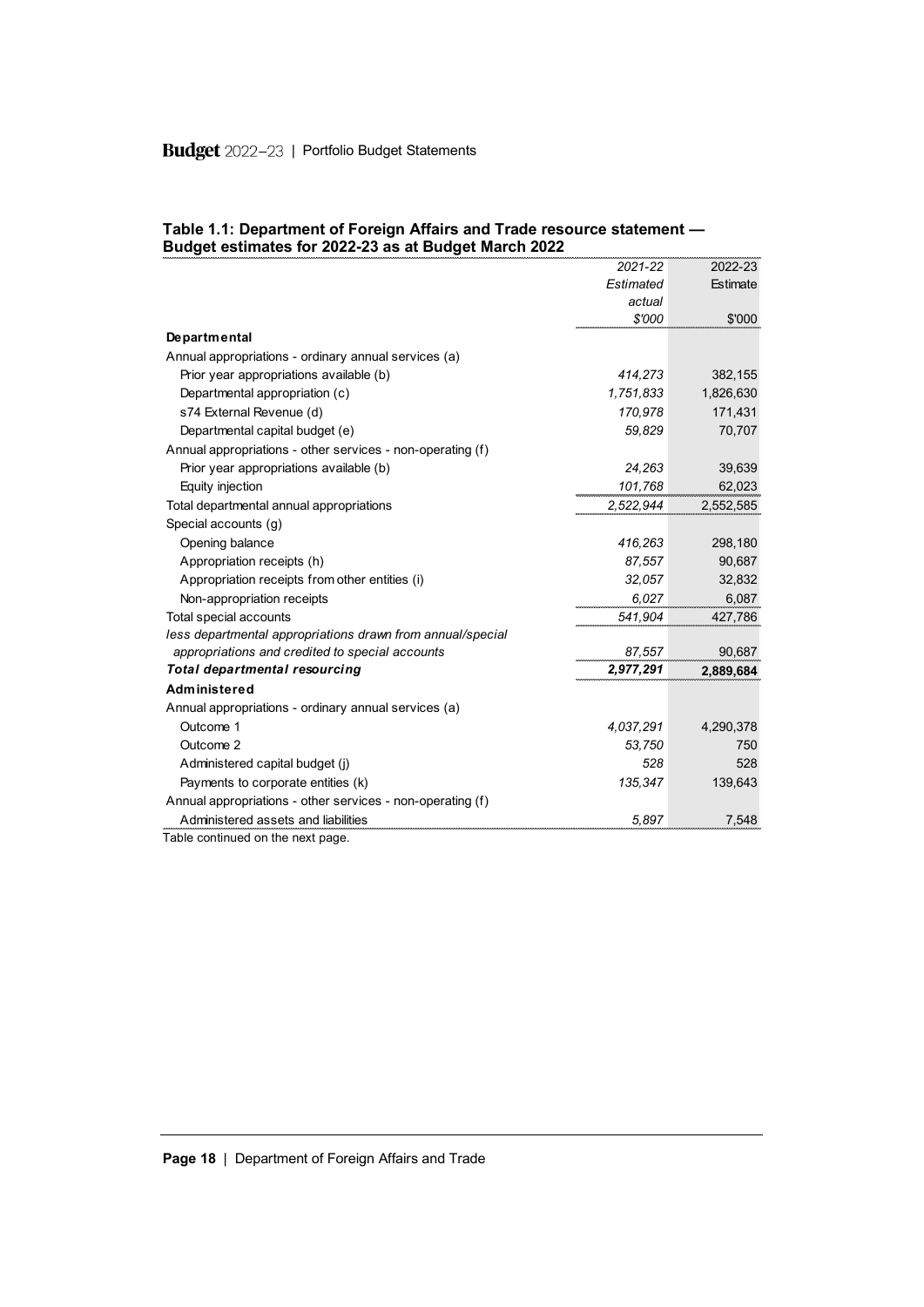**Table 1.1: Department of Foreign Affairs and Trade resource statement — Budget estimates for 2022-23 as at Budget March 2022**

| | *2021-22 Estimated actual $'000* | 2022-23 Estimate $'000 |
|---|---|---|
| **Departmental** | | |
| Annual appropriations - ordinary annual services (a) | | |
| Prior year appropriations available (b) | *414,273* | 382,155 |
| Departmental appropriation (c) | *1,751,833* | 1,826,630 |
| s74 External Revenue (d) | *170,978* | 171,431 |
| Departmental capital budget (e) | *59,829* | 70,707 |
| Annual appropriations - other services - non-operating (f) | | |
| Prior year appropriations available (b) | *24,263* | 39,639 |
| Equity injection | *101,768* | 62,023 |
| Total departmental annual appropriations | *2,522,944* | 2,552,585 |
| Special accounts (g) | | |
| Opening balance | *416,263* | 298,180 |
| Appropriation receipts (h) | *87,557* | 90,687 |
| Appropriation receipts from other entities (i) | *32,057* | 32,832 |
| Non-appropriation receipts | *6,027* | 6,087 |
| Total special accounts | *541,904* | 427,786 |
| *less departmental appropriations drawn from annual/special appropriations and credited to special accounts* | *87,557* | 90,687 |
| ***Total departmental resourcing*** | ***2,977,291*** | **2,889,684** |
| **Administered** | | |
| Annual appropriations - ordinary annual services (a) | | |
| Outcome 1 | *4,037,291* | 4,290,378 |
| Outcome 2 | *53,750* | 750 |
| Administered capital budget (j) | *528* | 528 |
| Payments to corporate entities (k) | *135,347* | 139,643 |
| Annual appropriations - other services - non-operating (f) | | |
| Administered assets and liabilities | *5,897* | 7,548 |

Table continued on the next page.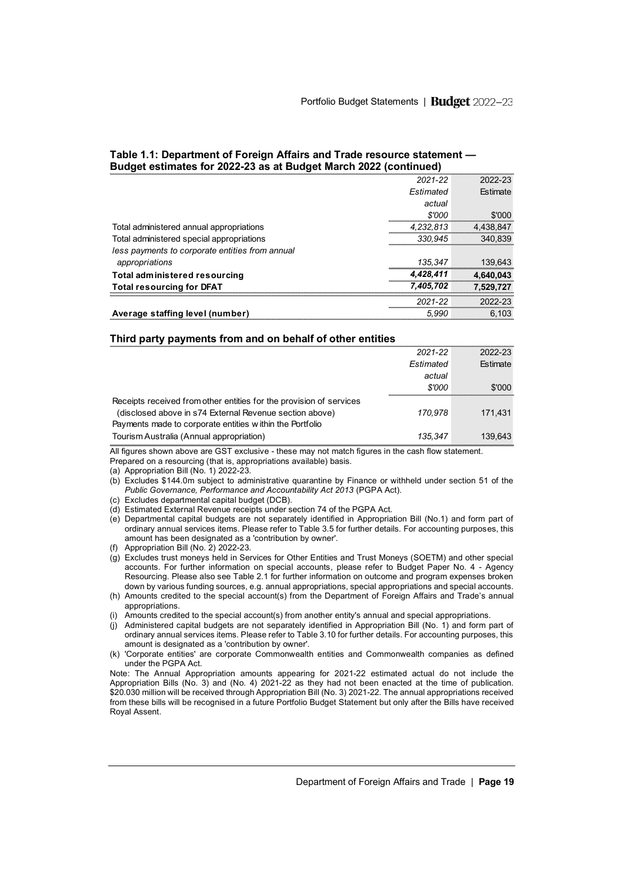### Table 1.1: Department of Foreign Affairs and Trade resource statement — Budget estimates for 2022-23 as at Budget March 2022 (continued)

| | 2021-22 Estimated actual $'000 | 2022-23 Estimate $'000 |
|---|---|---|
| Total administered annual appropriations | *4,232,813* | 4,438,847 |
| Total administered special appropriations | *330,945* | 340,839 |
| *less payments to corporate entities from annual appropriations* | *135,347* | 139,643 |
| **Total administered resourcing** | ***4,428,411*** | **4,640,043** |
| **Total resourcing for DFAT** | ***7,405,702*** | **7,529,727** |

| | 2021-22 | 2022-23 |
|---|---|---|
| **Average staffing level (number)** | *5,990* | 6,103 |

### Third party payments from and on behalf of other entities

| | 2021-22 Estimated actual $'000 | 2022-23 Estimate $'000 |
|---|---|---|
| Receipts received from other entities for the provision of services (disclosed above in s74 External Revenue section above) | *170,978* | 171,431 |
| Payments made to corporate entities within the Portfolio | | |
| Tourism Australia (Annual appropriation) | *135,347* | 139,643 |

All figures shown above are GST exclusive - these may not match figures in the cash flow statement.
Prepared on a resourcing (that is, appropriations available) basis.

(a) Appropriation Bill (No. 1) 2022-23.
(b) Excludes $144.0m subject to administrative quarantine by Finance or withheld under section 51 of the *Public Governance, Performance and Accountability Act 2013* (PGPA Act).
(c) Excludes departmental capital budget (DCB).
(d) Estimated External Revenue receipts under section 74 of the PGPA Act.
(e) Departmental capital budgets are not separately identified in Appropriation Bill (No.1) and form part of ordinary annual services items. Please refer to Table 3.5 for further details. For accounting purposes, this amount has been designated as a 'contribution by owner'.
(f) Appropriation Bill (No. 2) 2022-23.
(g) Excludes trust moneys held in Services for Other Entities and Trust Moneys (SOETM) and other special accounts. For further information on special accounts, please refer to Budget Paper No. 4 - Agency Resourcing. Please also see Table 2.1 for further information on outcome and program expenses broken down by various funding sources, e.g. annual appropriations, special appropriations and special accounts.
(h) Amounts credited to the special account(s) from the Department of Foreign Affairs and Trade's annual appropriations.
(i) Amounts credited to the special account(s) from another entity's annual and special appropriations.
(j) Administered capital budgets are not separately identified in Appropriation Bill (No. 1) and form part of ordinary annual services items. Please refer to Table 3.10 for further details. For accounting purposes, this amount is designated as a 'contribution by owner'.
(k) 'Corporate entities' are corporate Commonwealth entities and Commonwealth companies as defined under the PGPA Act.

Note: The Annual Appropriation amounts appearing for 2021-22 estimated actual do not include the Appropriation Bills (No. 3) and (No. 4) 2021-22 as they had not been enacted at the time of publication. $20.030 million will be received through Appropriation Bill (No. 3) 2021-22. The annual appropriations received from these bills will be recognised in a future Portfolio Budget Statement but only after the Bills have received Royal Assent.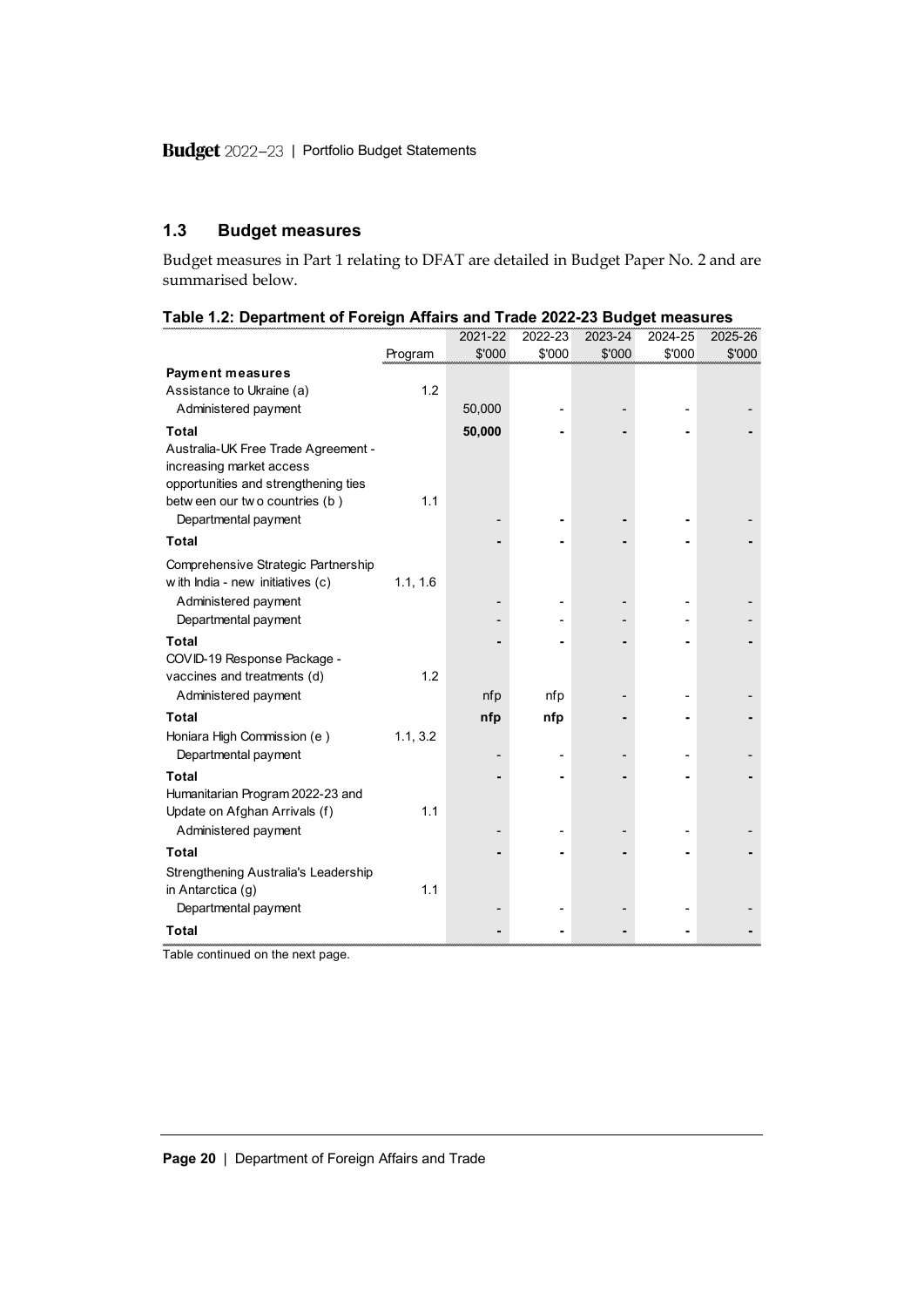## 1.3 Budget measures

Budget measures in Part 1 relating to DFAT are detailed in Budget Paper No. 2 and are summarised below.

**Table 1.2: Department of Foreign Affairs and Trade 2022-23 Budget measures**

| | Program | 2021-22 $'000 | 2022-23 $'000 | 2023-24 $'000 | 2024-25 $'000 | 2025-26 $'000 |
|---|---|---|---|---|---|---|
| **Payment measures** | | | | | | |
| Assistance to Ukraine (a) | 1.2 | | | | | |
| Administered payment | | 50,000 | - | - | - | - |
| **Total** | | **50,000** | **-** | **-** | **-** | **-** |
| Australia-UK Free Trade Agreement - increasing market access opportunities and strengthening ties between our two countries (b) | 1.1 | | | | | |
| Departmental payment | | - | - | - | - | - |
| **Total** | | **-** | **-** | **-** | **-** | **-** |
| Comprehensive Strategic Partnership with India - new initiatives (c) | 1.1, 1.6 | | | | | |
| Administered payment | | - | - | - | - | - |
| Departmental payment | | - | - | - | - | - |
| **Total** | | **-** | **-** | **-** | **-** | **-** |
| COVID-19 Response Package - vaccines and treatments (d) | 1.2 | | | | | |
| Administered payment | | nfp | nfp | - | - | - |
| **Total** | | **nfp** | **nfp** | **-** | **-** | **-** |
| Honiara High Commission (e) | 1.1, 3.2 | | | | | |
| Departmental payment | | - | - | - | - | - |
| **Total** | | **-** | **-** | **-** | **-** | **-** |
| Humanitarian Program 2022-23 and Update on Afghan Arrivals (f) | 1.1 | | | | | |
| Administered payment | | - | - | - | - | - |
| **Total** | | **-** | **-** | **-** | **-** | **-** |
| Strengthening Australia's Leadership in Antarctica (g) | 1.1 | | | | | |
| Departmental payment | | - | - | - | - | - |
| **Total** | | **-** | **-** | **-** | **-** | **-** |

Table continued on the next page.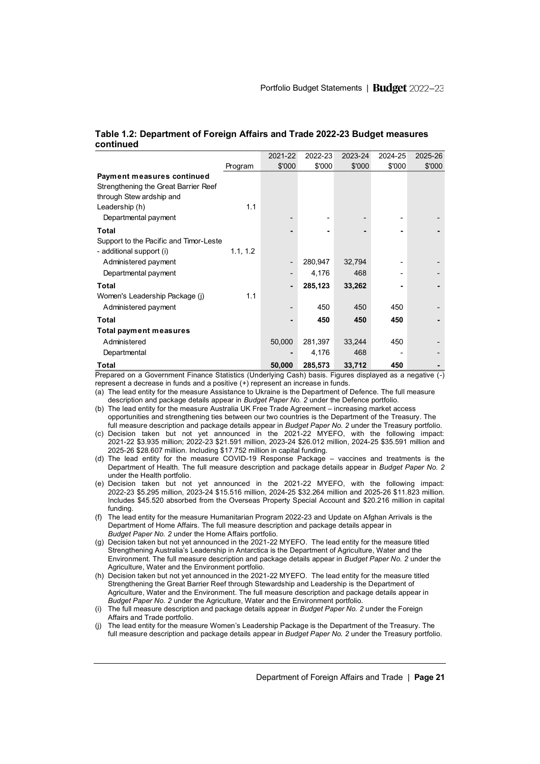**Table 1.2: Department of Foreign Affairs and Trade 2022-23 Budget measures continued**

| | Program | 2021-22 $'000 | 2022-23 $'000 | 2023-24 $'000 | 2024-25 $'000 | 2025-26 $'000 |
|---|---|---|---|---|---|---|
| **Payment measures continued** | | | | | | |
| Strengthening the Great Barrier Reef through Stewardship and Leadership (h) | 1.1 | | | | | |
| Departmental payment | | - | - | - | - | - |
| **Total** | | **-** | **-** | **-** | **-** | **-** |
| Support to the Pacific and Timor-Leste - additional support (i) | 1.1, 1.2 | | | | | |
| Administered payment | | - | 280,947 | 32,794 | - | - |
| Departmental payment | | - | 4,176 | 468 | - | - |
| **Total** | | **-** | **285,123** | **33,262** | **-** | **-** |
| Women's Leadership Package (j) | 1.1 | | | | | |
| Administered payment | | - | 450 | 450 | 450 | - |
| **Total** | | **-** | **450** | **450** | **450** | **-** |
| **Total payment measures** | | | | | | |
| Administered | | 50,000 | 281,397 | 33,244 | 450 | - |
| Departmental | | - | 4,176 | 468 | - | - |
| **Total** | | **50,000** | **285,573** | **33,712** | **450** | **-** |

Prepared on a Government Finance Statistics (Underlying Cash) basis. Figures displayed as a negative (-) represent a decrease in funds and a positive (+) represent an increase in funds.

(a) The lead entity for the measure Assistance to Ukraine is the Department of Defence. The full measure description and package details appear in *Budget Paper No. 2* under the Defence portfolio.

(b) The lead entity for the measure Australia UK Free Trade Agreement – increasing market access opportunities and strengthening ties between our two countries is the Department of the Treasury. The full measure description and package details appear in *Budget Paper No. 2* under the Treasury portfolio.

(c) Decision taken but not yet announced in the 2021-22 MYEFO, with the following impact: 2021-22 $3.935 million; 2022-23 $21.591 million, 2023-24 $26.012 million, 2024-25 $35.591 million and 2025-26 $28.607 million. Including $17.752 million in capital funding.

(d) The lead entity for the measure COVID-19 Response Package – vaccines and treatments is the Department of Health. The full measure description and package details appear in *Budget Paper No. 2* under the Health portfolio.

(e) Decision taken but not yet announced in the 2021-22 MYEFO, with the following impact: 2022-23 $5.295 million, 2023-24 $15.516 million, 2024-25 $32.264 million and 2025-26 $11.823 million. Includes $45.520 absorbed from the Overseas Property Special Account and $20.216 million in capital funding.

(f) The lead entity for the measure Humanitarian Program 2022-23 and Update on Afghan Arrivals is the Department of Home Affairs. The full measure description and package details appear in *Budget Paper No. 2* under the Home Affairs portfolio.

(g) Decision taken but not yet announced in the 2021-22 MYEFO. The lead entity for the measure titled Strengthening Australia's Leadership in Antarctica is the Department of Agriculture, Water and the Environment. The full measure description and package details appear in *Budget Paper No. 2* under the Agriculture, Water and the Environment portfolio.

(h) Decision taken but not yet announced in the 2021-22 MYEFO. The lead entity for the measure titled Strengthening the Great Barrier Reef through Stewardship and Leadership is the Department of Agriculture, Water and the Environment. The full measure description and package details appear in *Budget Paper No. 2* under the Agriculture, Water and the Environment portfolio.

(i) The full measure description and package details appear in *Budget Paper No. 2* under the Foreign Affairs and Trade portfolio.

(j) The lead entity for the measure Women's Leadership Package is the Department of the Treasury. The full measure description and package details appear in *Budget Paper No. 2* under the Treasury portfolio.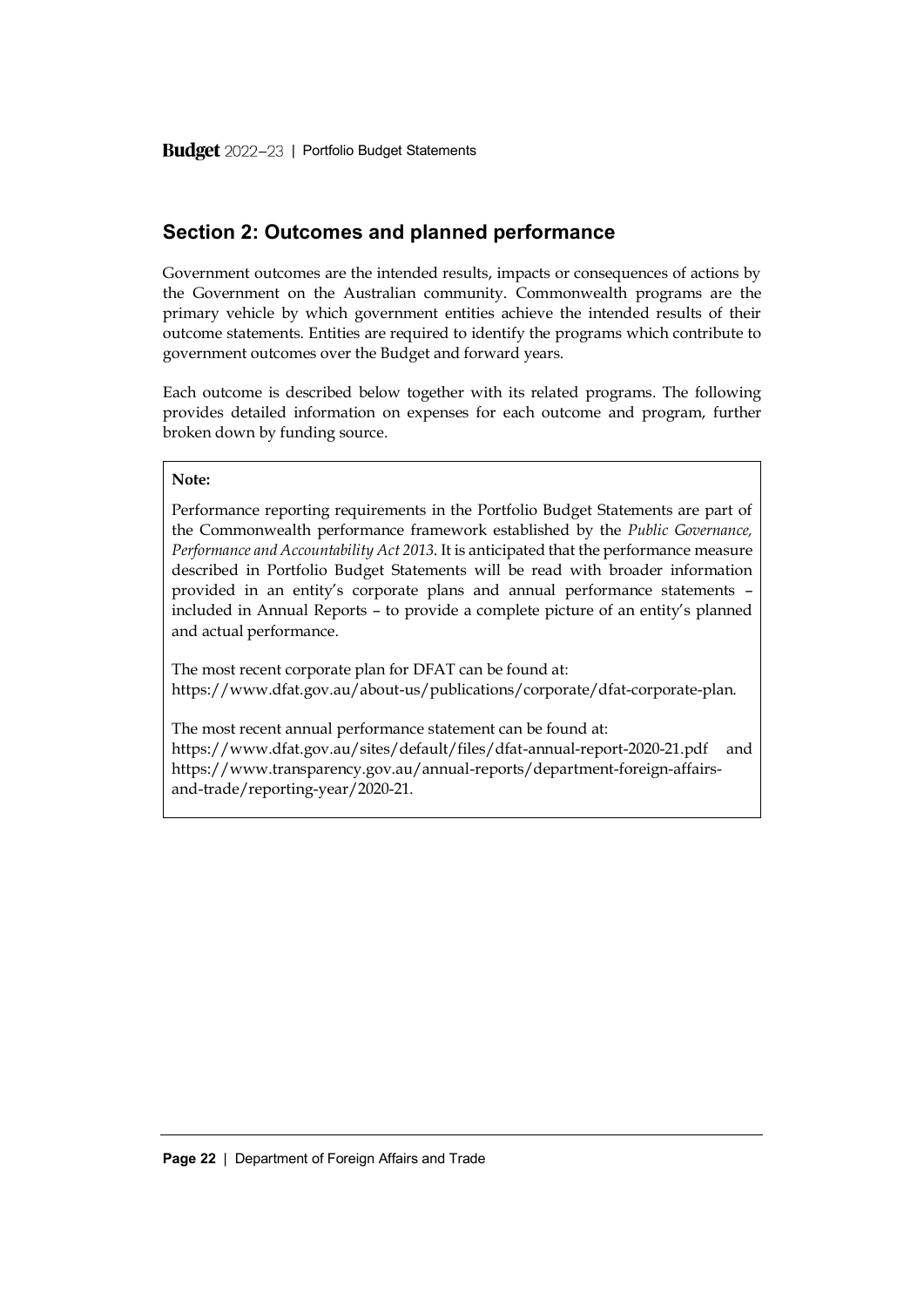## Section 2: Outcomes and planned performance

Government outcomes are the intended results, impacts or consequences of actions by the Government on the Australian community. Commonwealth programs are the primary vehicle by which government entities achieve the intended results of their outcome statements. Entities are required to identify the programs which contribute to government outcomes over the Budget and forward years.

Each outcome is described below together with its related programs. The following provides detailed information on expenses for each outcome and program, further broken down by funding source.

**Note:**

Performance reporting requirements in the Portfolio Budget Statements are part of the Commonwealth performance framework established by the *Public Governance, Performance and Accountability Act 2013*. It is anticipated that the performance measure described in Portfolio Budget Statements will be read with broader information provided in an entity's corporate plans and annual performance statements – included in Annual Reports – to provide a complete picture of an entity's planned and actual performance.

The most recent corporate plan for DFAT can be found at:
https://www.dfat.gov.au/about-us/publications/corporate/dfat-corporate-plan.

The most recent annual performance statement can be found at:
https://www.dfat.gov.au/sites/default/files/dfat-annual-report-2020-21.pdf and https://www.transparency.gov.au/annual-reports/department-foreign-affairs-and-trade/reporting-year/2020-21.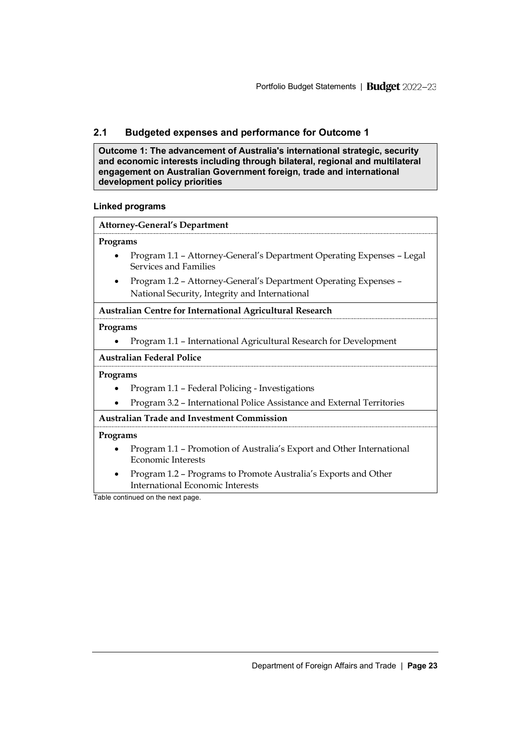## 2.1 Budgeted expenses and performance for Outcome 1

**Outcome 1: The advancement of Australia's international strategic, security and economic interests including through bilateral, regional and multilateral engagement on Australian Government foreign, trade and international development policy priorities**

### Linked programs

| Attorney-General's Department |
|---|
| **Programs** |
| • Program 1.1 – Attorney-General's Department Operating Expenses – Legal Services and Families |
| • Program 1.2 – Attorney-General's Department Operating Expenses – National Security, Integrity and International |
| **Australian Centre for International Agricultural Research** |
| **Programs** |
| • Program 1.1 – International Agricultural Research for Development |
| **Australian Federal Police** |
| **Programs** |
| • Program 1.1 – Federal Policing - Investigations |
| • Program 3.2 – International Police Assistance and External Territories |
| **Australian Trade and Investment Commission** |
| **Programs** |
| • Program 1.1 – Promotion of Australia's Export and Other International Economic Interests |
| • Program 1.2 – Programs to Promote Australia's Exports and Other International Economic Interests |

Table continued on the next page.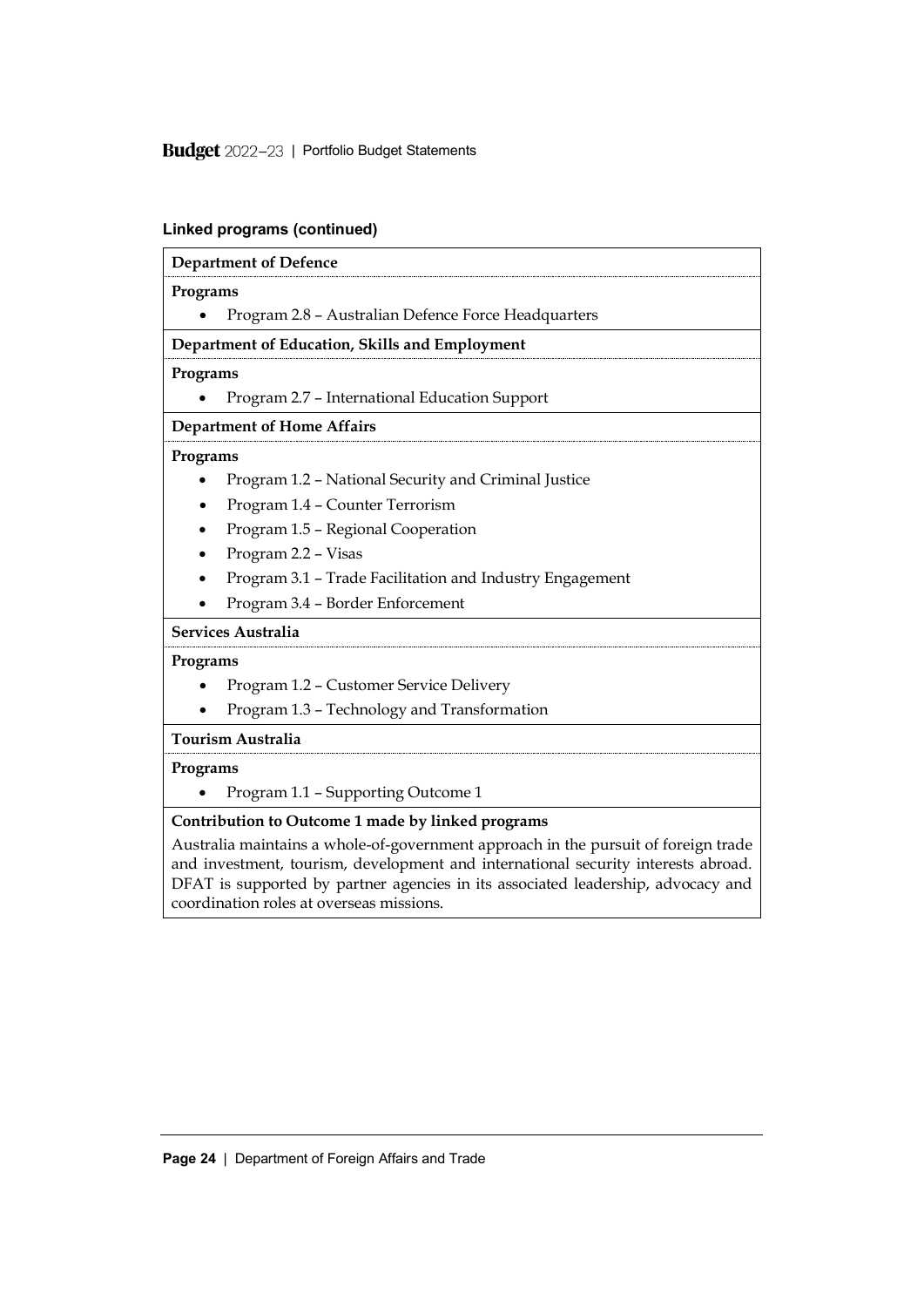#### Linked programs (continued)

**Department of Defence**

**Programs**

- Program 2.8 – Australian Defence Force Headquarters

**Department of Education, Skills and Employment**

**Programs**

- Program 2.7 – International Education Support

**Department of Home Affairs**

**Programs**

- Program 1.2 – National Security and Criminal Justice
- Program 1.4 – Counter Terrorism
- Program 1.5 – Regional Cooperation
- Program 2.2 – Visas
- Program 3.1 – Trade Facilitation and Industry Engagement
- Program 3.4 – Border Enforcement

**Services Australia**

**Programs**

- Program 1.2 – Customer Service Delivery
- Program 1.3 – Technology and Transformation

**Tourism Australia**

**Programs**

- Program 1.1 – Supporting Outcome 1

**Contribution to Outcome 1 made by linked programs**

Australia maintains a whole-of-government approach in the pursuit of foreign trade and investment, tourism, development and international security interests abroad. DFAT is supported by partner agencies in its associated leadership, advocacy and coordination roles at overseas missions.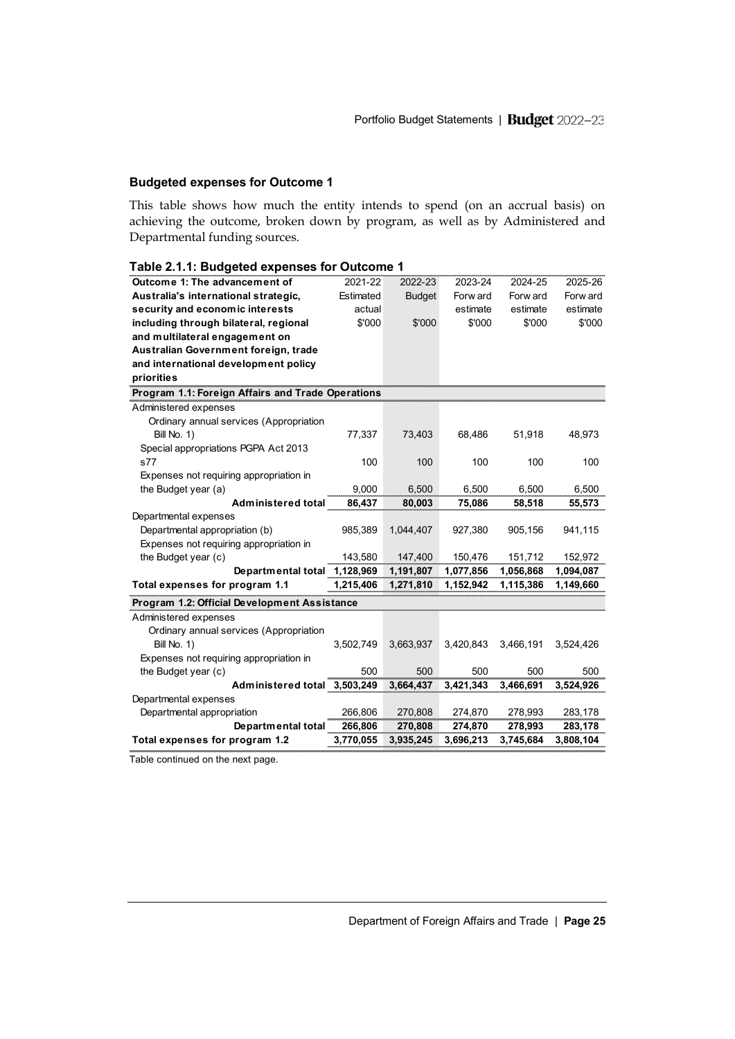### Budgeted expenses for Outcome 1

This table shows how much the entity intends to spend (on an accrual basis) on achieving the outcome, broken down by program, as well as by Administered and Departmental funding sources.

**Table 2.1.1: Budgeted expenses for Outcome 1**

| **Outcome 1: The advancement of Australia's international strategic, security and economic interests including through bilateral, regional and multilateral engagement on Australian Government foreign, trade and international development policy priorities** | 2021-22 Estimated actual $'000 | 2022-23 Budget $'000 | 2023-24 Forward estimate $'000 | 2024-25 Forward estimate $'000 | 2025-26 Forward estimate $'000 |
|---|---|---|---|---|---|
| **Program 1.1: Foreign Affairs and Trade Operations** | | | | | |
| Administered expenses | | | | | |
| Ordinary annual services (Appropriation Bill No. 1) | 77,337 | 73,403 | 68,486 | 51,918 | 48,973 |
| Special appropriations PGPA Act 2013 s77 | 100 | 100 | 100 | 100 | 100 |
| Expenses not requiring appropriation in the Budget year (a) | 9,000 | 6,500 | 6,500 | 6,500 | 6,500 |
| **Administered total** | **86,437** | **80,003** | **75,086** | **58,518** | **55,573** |
| Departmental expenses | | | | | |
| Departmental appropriation (b) | 985,389 | 1,044,407 | 927,380 | 905,156 | 941,115 |
| Expenses not requiring appropriation in the Budget year (c) | 143,580 | 147,400 | 150,476 | 151,712 | 152,972 |
| **Departmental total** | **1,128,969** | **1,191,807** | **1,077,856** | **1,056,868** | **1,094,087** |
| **Total expenses for program 1.1** | **1,215,406** | **1,271,810** | **1,152,942** | **1,115,386** | **1,149,660** |
| **Program 1.2: Official Development Assistance** | | | | | |
| Administered expenses | | | | | |
| Ordinary annual services (Appropriation Bill No. 1) | 3,502,749 | 3,663,937 | 3,420,843 | 3,466,191 | 3,524,426 |
| Expenses not requiring appropriation in the Budget year (c) | 500 | 500 | 500 | 500 | 500 |
| **Administered total** | **3,503,249** | **3,664,437** | **3,421,343** | **3,466,691** | **3,524,926** |
| Departmental expenses | | | | | |
| Departmental appropriation | 266,806 | 270,808 | 274,870 | 278,993 | 283,178 |
| **Departmental total** | **266,806** | **270,808** | **274,870** | **278,993** | **283,178** |
| **Total expenses for program 1.2** | **3,770,055** | **3,935,245** | **3,696,213** | **3,745,684** | **3,808,104** |

Table continued on the next page.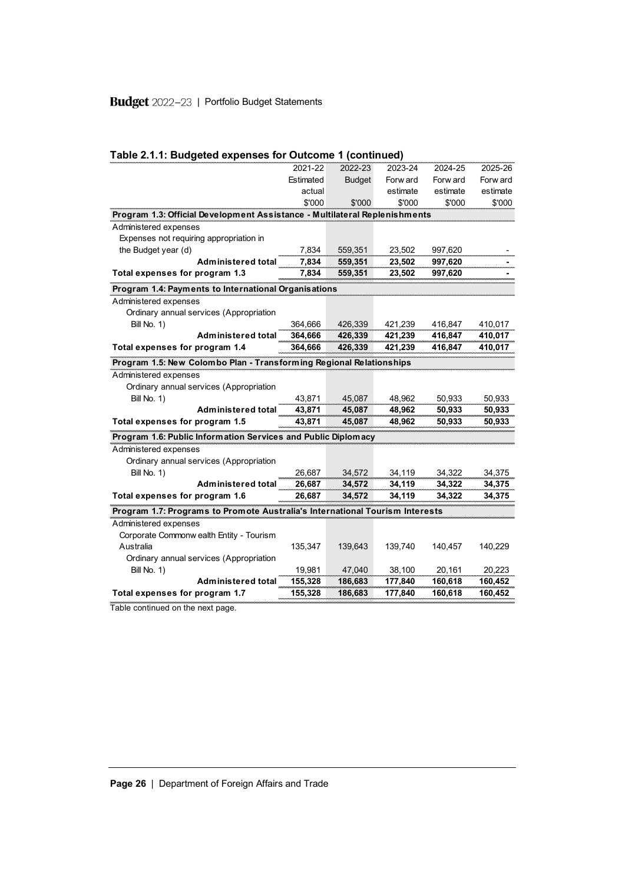**Table 2.1.1: Budgeted expenses for Outcome 1 (continued)**

| | 2021-22 Estimated actual $'000 | 2022-23 Budget $'000 | 2023-24 Forward estimate $'000 | 2024-25 Forward estimate $'000 | 2025-26 Forward estimate $'000 |
|---|---|---|---|---|---|
| **Program 1.3: Official Development Assistance - Multilateral Replenishments** | | | | | |
| Administered expenses | | | | | |
| Expenses not requiring appropriation in the Budget year (d) | 7,834 | 559,351 | 23,502 | 997,620 | - |
| **Administered total** | **7,834** | **559,351** | **23,502** | **997,620** | **-** |
| **Total expenses for program 1.3** | **7,834** | **559,351** | **23,502** | **997,620** | **-** |
| **Program 1.4: Payments to International Organisations** | | | | | |
| Administered expenses | | | | | |
| Ordinary annual services (Appropriation Bill No. 1) | 364,666 | 426,339 | 421,239 | 416,847 | 410,017 |
| **Administered total** | **364,666** | **426,339** | **421,239** | **416,847** | **410,017** |
| **Total expenses for program 1.4** | **364,666** | **426,339** | **421,239** | **416,847** | **410,017** |
| **Program 1.5: New Colombo Plan - Transforming Regional Relationships** | | | | | |
| Administered expenses | | | | | |
| Ordinary annual services (Appropriation Bill No. 1) | 43,871 | 45,087 | 48,962 | 50,933 | 50,933 |
| **Administered total** | **43,871** | **45,087** | **48,962** | **50,933** | **50,933** |
| **Total expenses for program 1.5** | **43,871** | **45,087** | **48,962** | **50,933** | **50,933** |
| **Program 1.6: Public Information Services and Public Diplomacy** | | | | | |
| Administered expenses | | | | | |
| Ordinary annual services (Appropriation Bill No. 1) | 26,687 | 34,572 | 34,119 | 34,322 | 34,375 |
| **Administered total** | **26,687** | **34,572** | **34,119** | **34,322** | **34,375** |
| **Total expenses for program 1.6** | **26,687** | **34,572** | **34,119** | **34,322** | **34,375** |
| **Program 1.7: Programs to Promote Australia's International Tourism Interests** | | | | | |
| Administered expenses | | | | | |
| Corporate Commonwealth Entity - Tourism Australia | 135,347 | 139,643 | 139,740 | 140,457 | 140,229 |
| Ordinary annual services (Appropriation Bill No. 1) | 19,981 | 47,040 | 38,100 | 20,161 | 20,223 |
| **Administered total** | **155,328** | **186,683** | **177,840** | **160,618** | **160,452** |
| **Total expenses for program 1.7** | **155,328** | **186,683** | **177,840** | **160,618** | **160,452** |

Table continued on the next page.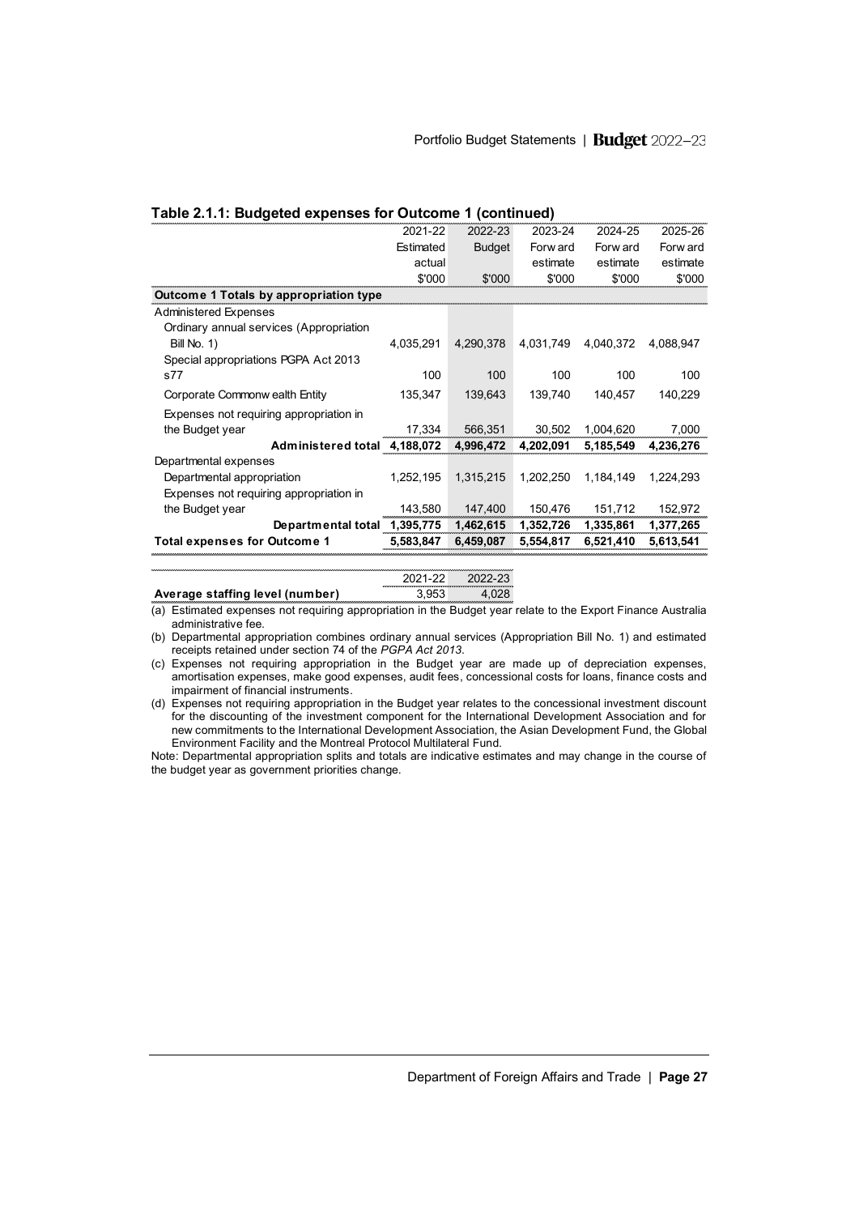**Table 2.1.1: Budgeted expenses for Outcome 1 (continued)**

| | 2021-22 Estimated actual $'000 | 2022-23 Budget $'000 | 2023-24 Forward estimate $'000 | 2024-25 Forward estimate $'000 | 2025-26 Forward estimate $'000 |
|---|---|---|---|---|---|
| **Outcome 1 Totals by appropriation type** | | | | | |
| Administered Expenses | | | | | |
| Ordinary annual services (Appropriation Bill No. 1) | 4,035,291 | 4,290,378 | 4,031,749 | 4,040,372 | 4,088,947 |
| Special appropriations PGPA Act 2013 s77 | 100 | 100 | 100 | 100 | 100 |
| Corporate Commonwealth Entity | 135,347 | 139,643 | 139,740 | 140,457 | 140,229 |
| Expenses not requiring appropriation in the Budget year | 17,334 | 566,351 | 30,502 | 1,004,620 | 7,000 |
| **Administered total** | **4,188,072** | **4,996,472** | **4,202,091** | **5,185,549** | **4,236,276** |
| Departmental expenses | | | | | |
| Departmental appropriation | 1,252,195 | 1,315,215 | 1,202,250 | 1,184,149 | 1,224,293 |
| Expenses not requiring appropriation in the Budget year | 143,580 | 147,400 | 150,476 | 151,712 | 152,972 |
| **Departmental total** | **1,395,775** | **1,462,615** | **1,352,726** | **1,335,861** | **1,377,265** |
| **Total expenses for Outcome 1** | **5,583,847** | **6,459,087** | **5,554,817** | **6,521,410** | **5,613,541** |

| | 2021-22 | 2022-23 |
|---|---|---|
| **Average staffing level (number)** | 3,953 | 4,028 |

(a) Estimated expenses not requiring appropriation in the Budget year relate to the Export Finance Australia administrative fee.

(b) Departmental appropriation combines ordinary annual services (Appropriation Bill No. 1) and estimated receipts retained under section 74 of the *PGPA Act 2013*.

(c) Expenses not requiring appropriation in the Budget year are made up of depreciation expenses, amortisation expenses, make good expenses, audit fees, concessional costs for loans, finance costs and impairment of financial instruments.

(d) Expenses not requiring appropriation in the Budget year relates to the concessional investment discount for the discounting of the investment component for the International Development Association and for new commitments to the International Development Association, the Asian Development Fund, the Global Environment Facility and the Montreal Protocol Multilateral Fund.

Note: Departmental appropriation splits and totals are indicative estimates and may change in the course of the budget year as government priorities change.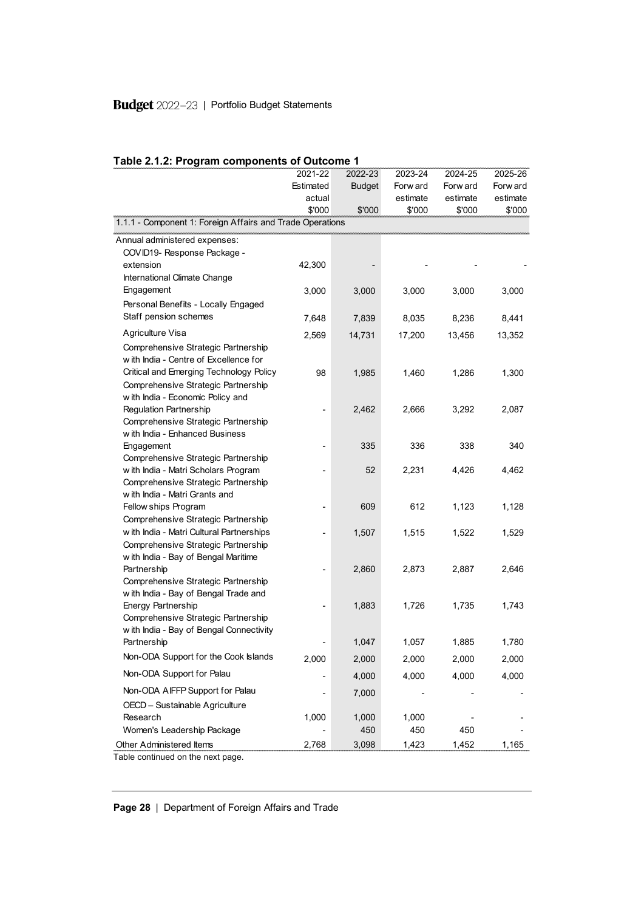**Table 2.1.2: Program components of Outcome 1**

| | 2021-22 Estimated actual $'000 | 2022-23 Budget $'000 | 2023-24 Forward estimate $'000 | 2024-25 Forward estimate $'000 | 2025-26 Forward estimate $'000 |
|---|---|---|---|---|---|
| 1.1.1 - Component 1: Foreign Affairs and Trade Operations | | | | | |
| Annual administered expenses: | | | | | |
| COVID19- Response Package - extension | 42,300 | - | - | - | - |
| International Climate Change Engagement | 3,000 | 3,000 | 3,000 | 3,000 | 3,000 |
| Personal Benefits - Locally Engaged Staff pension schemes | 7,648 | 7,839 | 8,035 | 8,236 | 8,441 |
| Agriculture Visa | 2,569 | 14,731 | 17,200 | 13,456 | 13,352 |
| Comprehensive Strategic Partnership with India - Centre of Excellence for Critical and Emerging Technology Policy | 98 | 1,985 | 1,460 | 1,286 | 1,300 |
| Comprehensive Strategic Partnership with India - Economic Policy and Regulation Partnership | - | 2,462 | 2,666 | 3,292 | 2,087 |
| Comprehensive Strategic Partnership with India - Enhanced Business Engagement | - | 335 | 336 | 338 | 340 |
| Comprehensive Strategic Partnership with India - Matri Scholars Program | - | 52 | 2,231 | 4,426 | 4,462 |
| Comprehensive Strategic Partnership with India - Matri Grants and Fellowships Program | - | 609 | 612 | 1,123 | 1,128 |
| Comprehensive Strategic Partnership with India - Matri Cultural Partnerships | - | 1,507 | 1,515 | 1,522 | 1,529 |
| Comprehensive Strategic Partnership with India - Bay of Bengal Maritime Partnership | - | 2,860 | 2,873 | 2,887 | 2,646 |
| Comprehensive Strategic Partnership with India - Bay of Bengal Trade and Energy Partnership | - | 1,883 | 1,726 | 1,735 | 1,743 |
| Comprehensive Strategic Partnership with India - Bay of Bengal Connectivity Partnership | - | 1,047 | 1,057 | 1,885 | 1,780 |
| Non-ODA Support for the Cook Islands | 2,000 | 2,000 | 2,000 | 2,000 | 2,000 |
| Non-ODA Support for Palau | - | 4,000 | 4,000 | 4,000 | 4,000 |
| Non-ODA AIFFP Support for Palau | - | 7,000 | - | - | - |
| OECD – Sustainable Agriculture Research | 1,000 | 1,000 | 1,000 | - | - |
| Women's Leadership Package | - | 450 | 450 | 450 | - |
| Other Administered Items | 2,768 | 3,098 | 1,423 | 1,452 | 1,165 |

Table continued on the next page.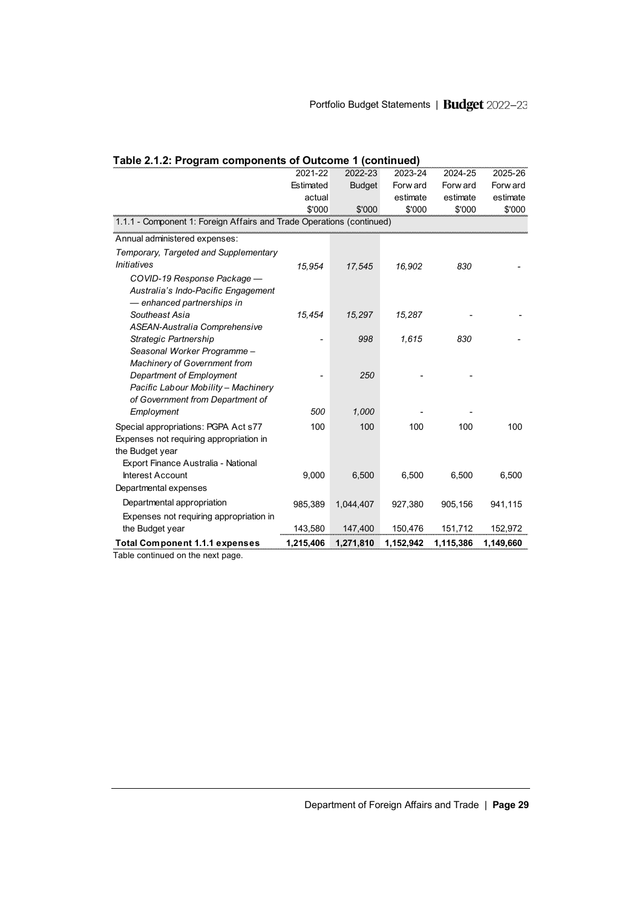**Table 2.1.2: Program components of Outcome 1 (continued)**

| | 2021-22 Estimated actual $'000 | 2022-23 Budget $'000 | 2023-24 Forward estimate $'000 | 2024-25 Forward estimate $'000 | 2025-26 Forward estimate $'000 |
|---|---|---|---|---|---|
| 1.1.1 - Component 1: Foreign Affairs and Trade Operations (continued) | | | | | |
| Annual administered expenses: | | | | | |
| *Temporary, Targeted and Supplementary Initiatives* | *15,954* | *17,545* | *16,902* | *830* | *-* |
| *COVID-19 Response Package — Australia's Indo-Pacific Engagement — enhanced partnerships in Southeast Asia* | *15,454* | *15,297* | *15,287* | *-* | *-* |
| *ASEAN-Australia Comprehensive Strategic Partnership* | *-* | *998* | *1,615* | *830* | *-* |
| *Seasonal Worker Programme – Machinery of Government from Department of Employment* | *-* | *250* | *-* | *-* | |
| *Pacific Labour Mobility – Machinery of Government from Department of Employment* | *500* | *1,000* | *-* | *-* | |
| Special appropriations: PGPA Act s77 | 100 | 100 | 100 | 100 | 100 |
| Expenses not requiring appropriation in the Budget year | | | | | |
| Export Finance Australia - National Interest Account | 9,000 | 6,500 | 6,500 | 6,500 | 6,500 |
| Departmental expenses | | | | | |
| Departmental appropriation | 985,389 | 1,044,407 | 927,380 | 905,156 | 941,115 |
| Expenses not requiring appropriation in the Budget year | 143,580 | 147,400 | 150,476 | 151,712 | 152,972 |
| **Total Component 1.1.1 expenses** | **1,215,406** | **1,271,810** | **1,152,942** | **1,115,386** | **1,149,660** |

Table continued on the next page.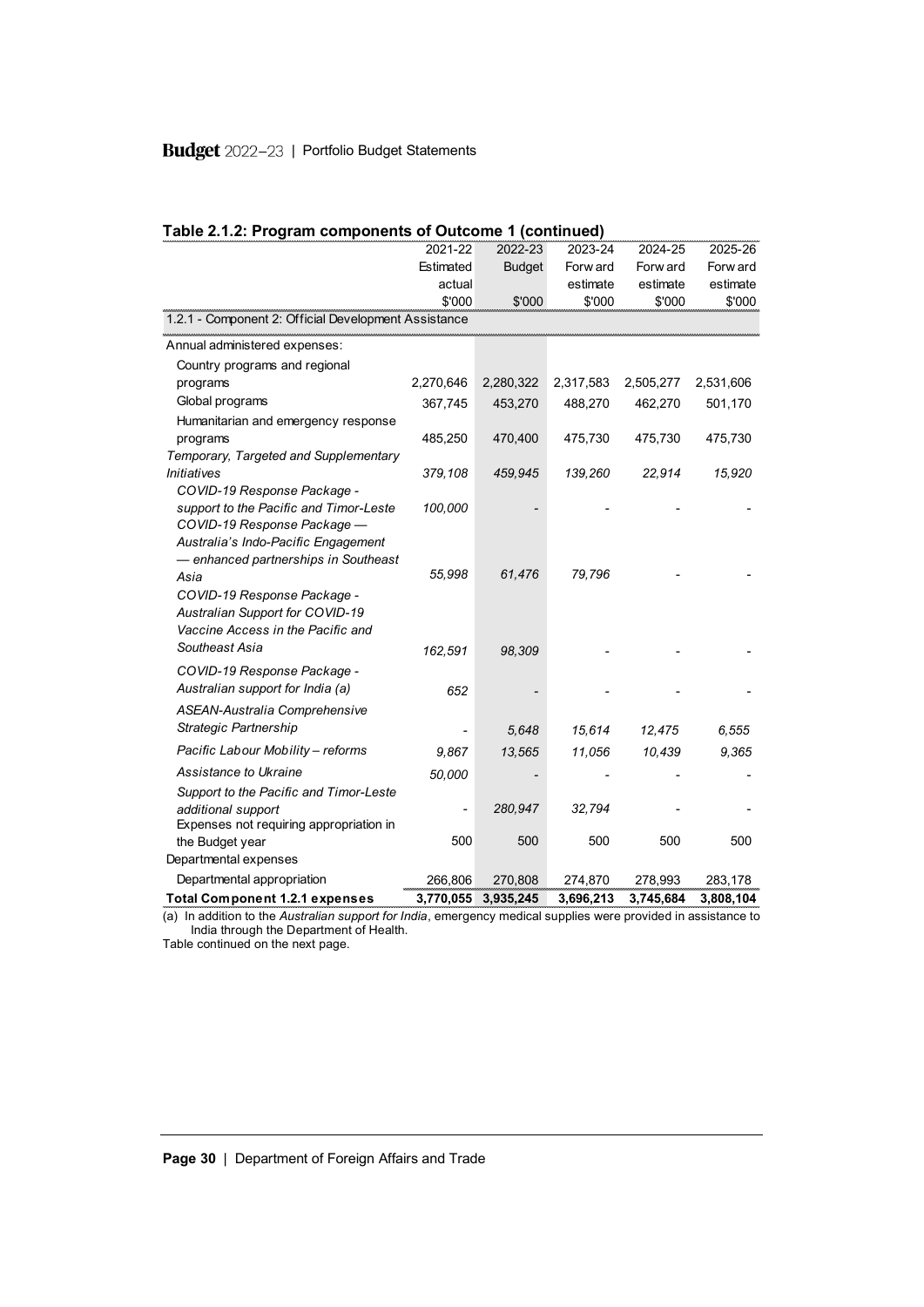**Table 2.1.2: Program components of Outcome 1 (continued)**

| | 2021-22 Estimated actual $'000 | 2022-23 Budget $'000 | 2023-24 Forward estimate $'000 | 2024-25 Forward estimate $'000 | 2025-26 Forward estimate $'000 |
|---|---|---|---|---|---|
| **1.2.1 - Component 2: Official Development Assistance** | | | | | |
| Annual administered expenses: | | | | | |
| Country programs and regional programs | 2,270,646 | 2,280,322 | 2,317,583 | 2,505,277 | 2,531,606 |
| Global programs | 367,745 | 453,270 | 488,270 | 462,270 | 501,170 |
| Humanitarian and emergency response programs | 485,250 | 470,400 | 475,730 | 475,730 | 475,730 |
| *Temporary, Targeted and Supplementary Initiatives* | *379,108* | *459,945* | *139,260* | *22,914* | *15,920* |
| *COVID-19 Response Package - support to the Pacific and Timor-Leste* | *100,000* | - | - | - | - |
| *COVID-19 Response Package — Australia's Indo-Pacific Engagement — enhanced partnerships in Southeast Asia* | *55,998* | *61,476* | *79,796* | - | - |
| *COVID-19 Response Package - Australian Support for COVID-19 Vaccine Access in the Pacific and Southeast Asia* | *162,591* | *98,309* | - | - | - |
| *COVID-19 Response Package - Australian support for India (a)* | *652* | - | - | - | - |
| *ASEAN-Australia Comprehensive Strategic Partnership* | - | *5,648* | *15,614* | *12,475* | *6,555* |
| *Pacific Labour Mobility – reforms* | *9,867* | *13,565* | *11,056* | *10,439* | *9,365* |
| *Assistance to Ukraine* | *50,000* | - | - | - | - |
| *Support to the Pacific and Timor-Leste additional support* | - | *280,947* | *32,794* | - | - |
| Expenses not requiring appropriation in the Budget year | 500 | 500 | 500 | 500 | 500 |
| Departmental expenses | | | | | |
| Departmental appropriation | 266,806 | 270,808 | 274,870 | 278,993 | 283,178 |
| **Total Component 1.2.1 expenses** | **3,770,055** | **3,935,245** | **3,696,213** | **3,745,684** | **3,808,104** |

(a) In addition to the *Australian support for India*, emergency medical supplies were provided in assistance to India through the Department of Health.

Table continued on the next page.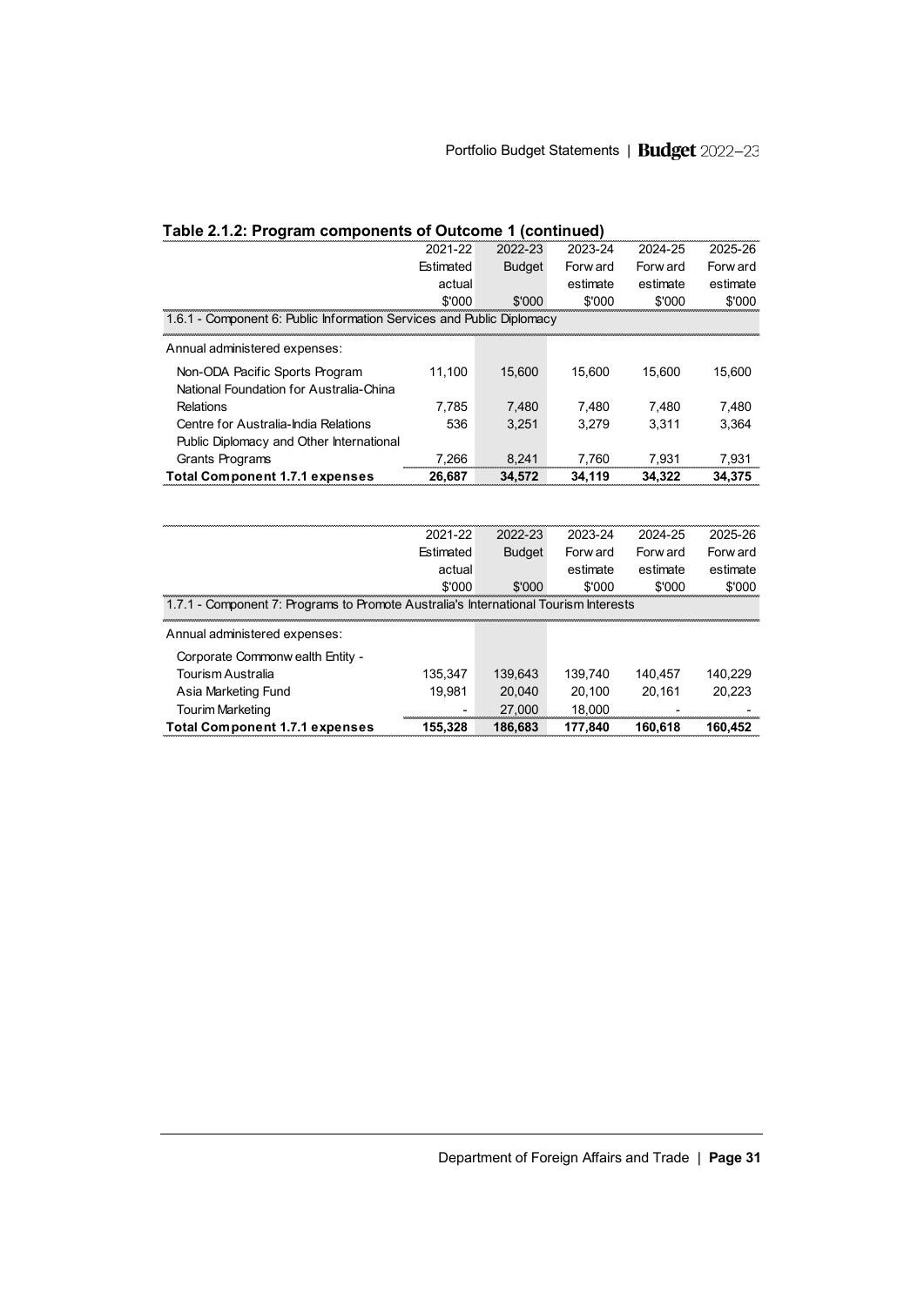## Table 2.1.2: Program components of Outcome 1 (continued)

| | 2021-22 Estimated actual $'000 | 2022-23 Budget $'000 | 2023-24 Forward estimate $'000 | 2024-25 Forward estimate $'000 | 2025-26 Forward estimate $'000 |
|---|---|---|---|---|---|
| **1.6.1 - Component 6: Public Information Services and Public Diplomacy** | | | | | |
| Annual administered expenses: | | | | | |
| Non-ODA Pacific Sports Program | 11,100 | 15,600 | 15,600 | 15,600 | 15,600 |
| National Foundation for Australia-China Relations | 7,785 | 7,480 | 7,480 | 7,480 | 7,480 |
| Centre for Australia-India Relations | 536 | 3,251 | 3,279 | 3,311 | 3,364 |
| Public Diplomacy and Other International Grants Programs | 7,266 | 8,241 | 7,760 | 7,931 | 7,931 |
| **Total Component 1.7.1 expenses** | **26,687** | **34,572** | **34,119** | **34,322** | **34,375** |

| | 2021-22 Estimated actual $'000 | 2022-23 Budget $'000 | 2023-24 Forward estimate $'000 | 2024-25 Forward estimate $'000 | 2025-26 Forward estimate $'000 |
|---|---|---|---|---|---|
| **1.7.1 - Component 7: Programs to Promote Australia's International Tourism Interests** | | | | | |
| Annual administered expenses: | | | | | |
| Corporate Commonwealth Entity - Tourism Australia | 135,347 | 139,643 | 139,740 | 140,457 | 140,229 |
| Asia Marketing Fund | 19,981 | 20,040 | 20,100 | 20,161 | 20,223 |
| Tourim Marketing | - | 27,000 | 18,000 | - | - |
| **Total Component 1.7.1 expenses** | **155,328** | **186,683** | **177,840** | **160,618** | **160,452** |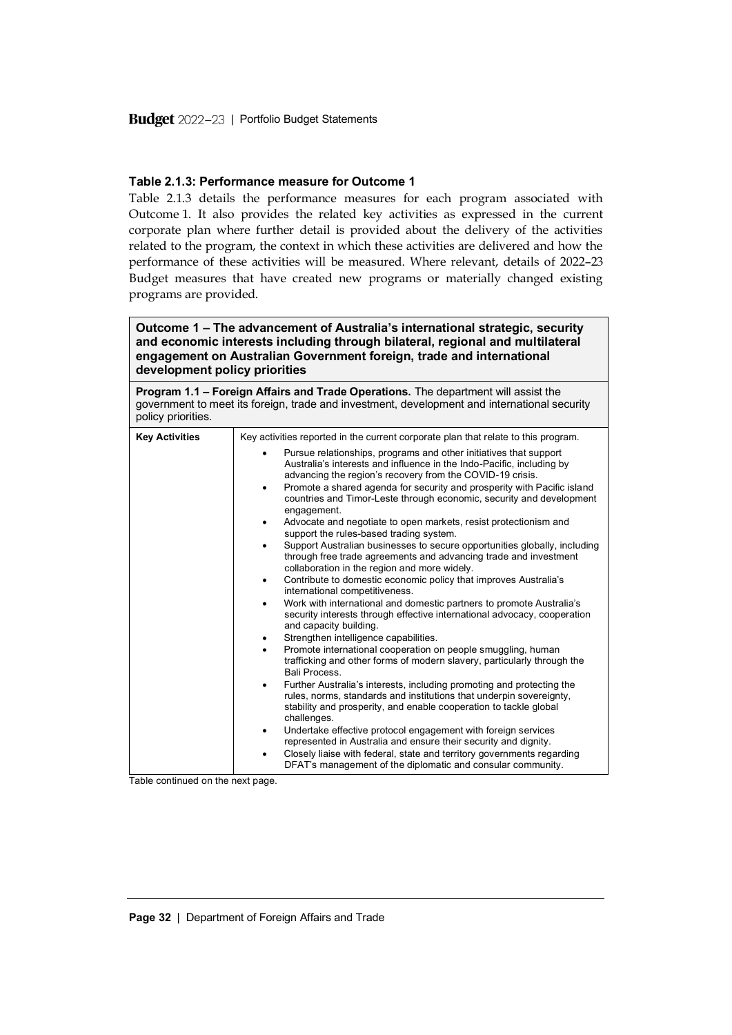#### Table 2.1.3: Performance measure for Outcome 1

Table 2.1.3 details the performance measures for each program associated with Outcome 1. It also provides the related key activities as expressed in the current corporate plan where further detail is provided about the delivery of the activities related to the program, the context in which these activities are delivered and how the performance of these activities will be measured. Where relevant, details of 2022–23 Budget measures that have created new programs or materially changed existing programs are provided.

| **Outcome 1 – The advancement of Australia's international strategic, security and economic interests including through bilateral, regional and multilateral engagement on Australian Government foreign, trade and international development policy priorities** | |
|---|---|
| **Program 1.1 – Foreign Affairs and Trade Operations.** The department will assist the government to meet its foreign, trade and investment, development and international security policy priorities. | |
| **Key Activities** | Key activities reported in the current corporate plan that relate to this program.<br>• Pursue relationships, programs and other initiatives that support Australia's interests and influence in the Indo-Pacific, including by advancing the region's recovery from the COVID-19 crisis.<br>• Promote a shared agenda for security and prosperity with Pacific island countries and Timor-Leste through economic, security and development engagement.<br>• Advocate and negotiate to open markets, resist protectionism and support the rules-based trading system.<br>• Support Australian businesses to secure opportunities globally, including through free trade agreements and advancing trade and investment collaboration in the region and more widely.<br>• Contribute to domestic economic policy that improves Australia's international competitiveness.<br>• Work with international and domestic partners to promote Australia's security interests through effective international advocacy, cooperation and capacity building.<br>• Strengthen intelligence capabilities.<br>• Promote international cooperation on people smuggling, human trafficking and other forms of modern slavery, particularly through the Bali Process.<br>• Further Australia's interests, including promoting and protecting the rules, norms, standards and institutions that underpin sovereignty, stability and prosperity, and enable cooperation to tackle global challenges.<br>• Undertake effective protocol engagement with foreign services represented in Australia and ensure their security and dignity.<br>• Closely liaise with federal, state and territory governments regarding DFAT's management of the diplomatic and consular community. |

Table continued on the next page.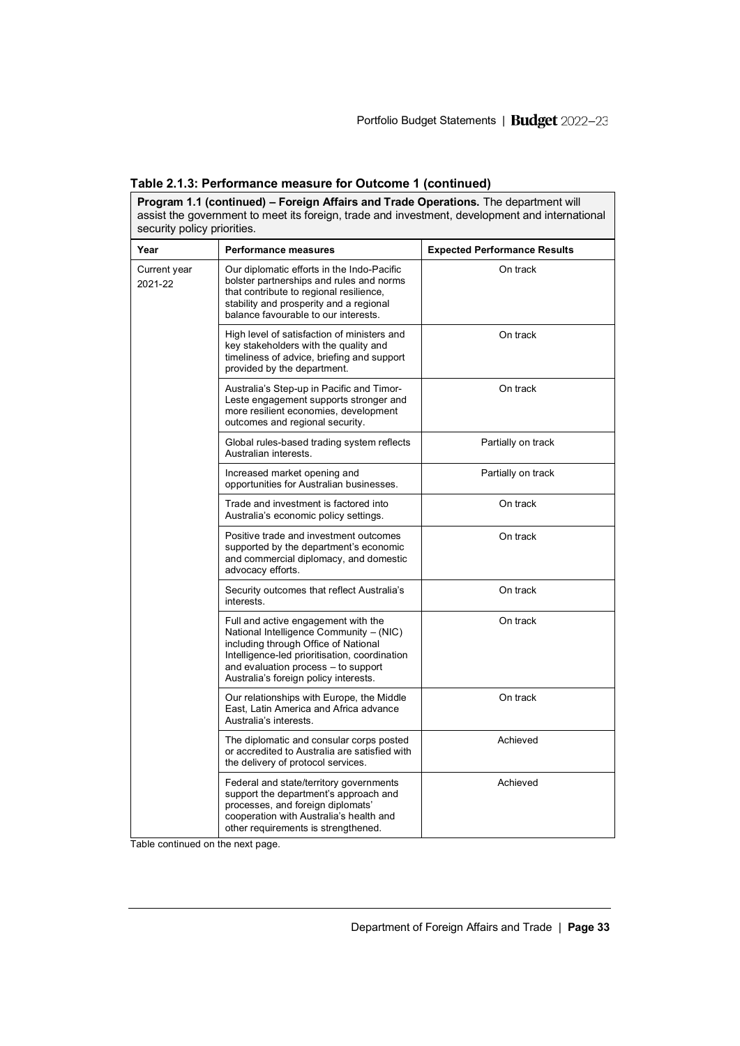**Table 2.1.3: Performance measure for Outcome 1 (continued)**

| **Program 1.1 (continued) – Foreign Affairs and Trade Operations.** The department will assist the government to meet its foreign, trade and investment, development and international security policy priorities. | | |
|---|---|---|
| **Year** | **Performance measures** | **Expected Performance Results** |
| Current year 2021-22 | Our diplomatic efforts in the Indo-Pacific bolster partnerships and rules and norms that contribute to regional resilience, stability and prosperity and a regional balance favourable to our interests. | On track |
| | High level of satisfaction of ministers and key stakeholders with the quality and timeliness of advice, briefing and support provided by the department. | On track |
| | Australia's Step-up in Pacific and Timor-Leste engagement supports stronger and more resilient economies, development outcomes and regional security. | On track |
| | Global rules-based trading system reflects Australian interests. | Partially on track |
| | Increased market opening and opportunities for Australian businesses. | Partially on track |
| | Trade and investment is factored into Australia's economic policy settings. | On track |
| | Positive trade and investment outcomes supported by the department's economic and commercial diplomacy, and domestic advocacy efforts. | On track |
| | Security outcomes that reflect Australia's interests. | On track |
| | Full and active engagement with the National Intelligence Community – (NIC) including through Office of National Intelligence-led prioritisation, coordination and evaluation process – to support Australia's foreign policy interests. | On track |
| | Our relationships with Europe, the Middle East, Latin America and Africa advance Australia's interests. | On track |
| | The diplomatic and consular corps posted or accredited to Australia are satisfied with the delivery of protocol services. | Achieved |
| | Federal and state/territory governments support the department's approach and processes, and foreign diplomats' cooperation with Australia's health and other requirements is strengthened. | Achieved |

Table continued on the next page.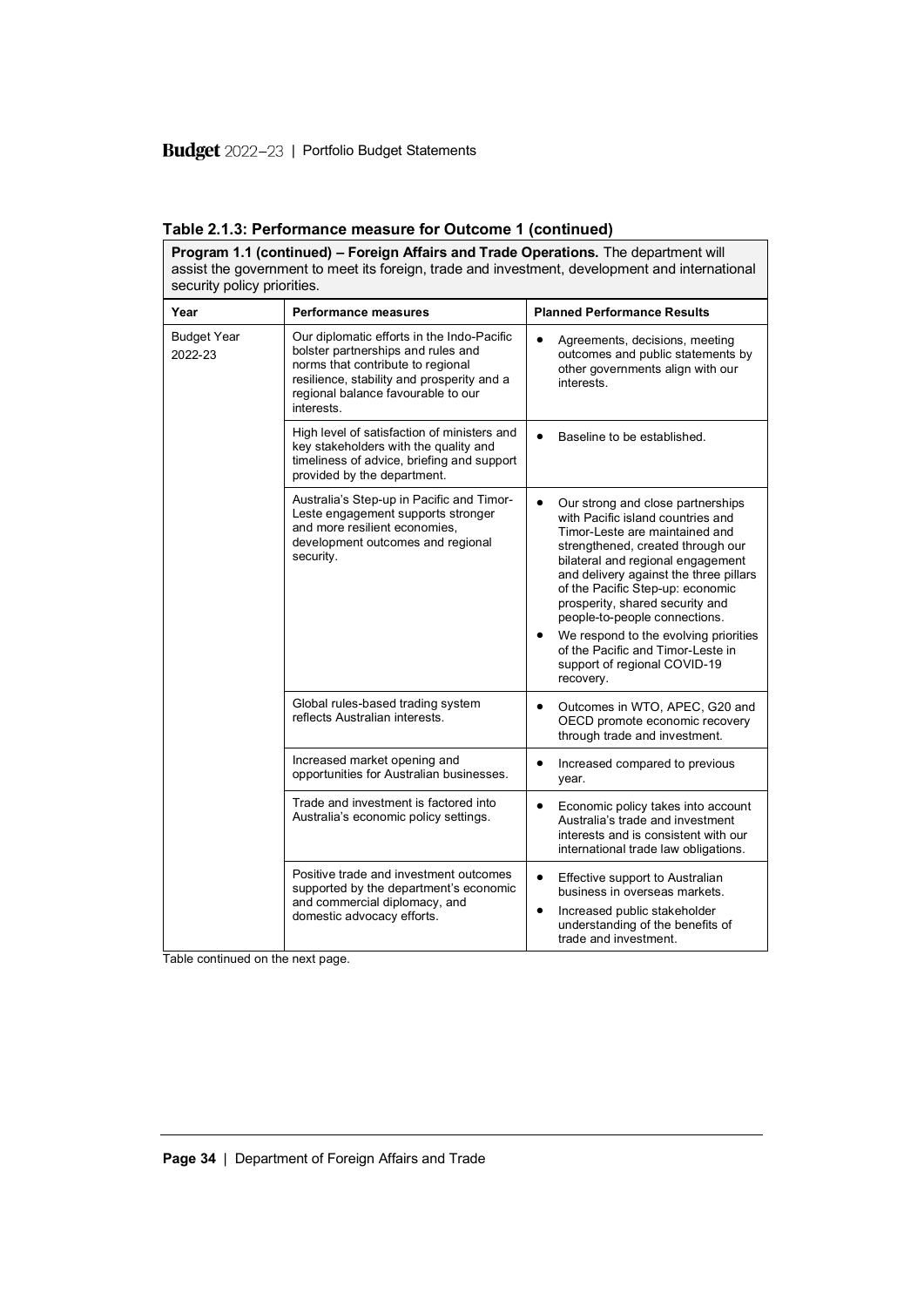**Table 2.1.3: Performance measure for Outcome 1 (continued)**

**Program 1.1 (continued) – Foreign Affairs and Trade Operations.** The department will assist the government to meet its foreign, trade and investment, development and international security policy priorities.

| Year | Performance measures | Planned Performance Results |
|---|---|---|
| Budget Year 2022-23 | Our diplomatic efforts in the Indo-Pacific bolster partnerships and rules and norms that contribute to regional resilience, stability and prosperity and a regional balance favourable to our interests. | • Agreements, decisions, meeting outcomes and public statements by other governments align with our interests. |
| | High level of satisfaction of ministers and key stakeholders with the quality and timeliness of advice, briefing and support provided by the department. | • Baseline to be established. |
| | Australia's Step-up in Pacific and Timor-Leste engagement supports stronger and more resilient economies, development outcomes and regional security. | • Our strong and close partnerships with Pacific island countries and Timor-Leste are maintained and strengthened, created through our bilateral and regional engagement and delivery against the three pillars of the Pacific Step-up: economic prosperity, shared security and people-to-people connections.<br>• We respond to the evolving priorities of the Pacific and Timor-Leste in support of regional COVID-19 recovery. |
| | Global rules-based trading system reflects Australian interests. | • Outcomes in WTO, APEC, G20 and OECD promote economic recovery through trade and investment. |
| | Increased market opening and opportunities for Australian businesses. | • Increased compared to previous year. |
| | Trade and investment is factored into Australia's economic policy settings. | • Economic policy takes into account Australia's trade and investment interests and is consistent with our international trade law obligations. |
| | Positive trade and investment outcomes supported by the department's economic and commercial diplomacy, and domestic advocacy efforts. | • Effective support to Australian business in overseas markets.<br>• Increased public stakeholder understanding of the benefits of trade and investment. |

Table continued on the next page.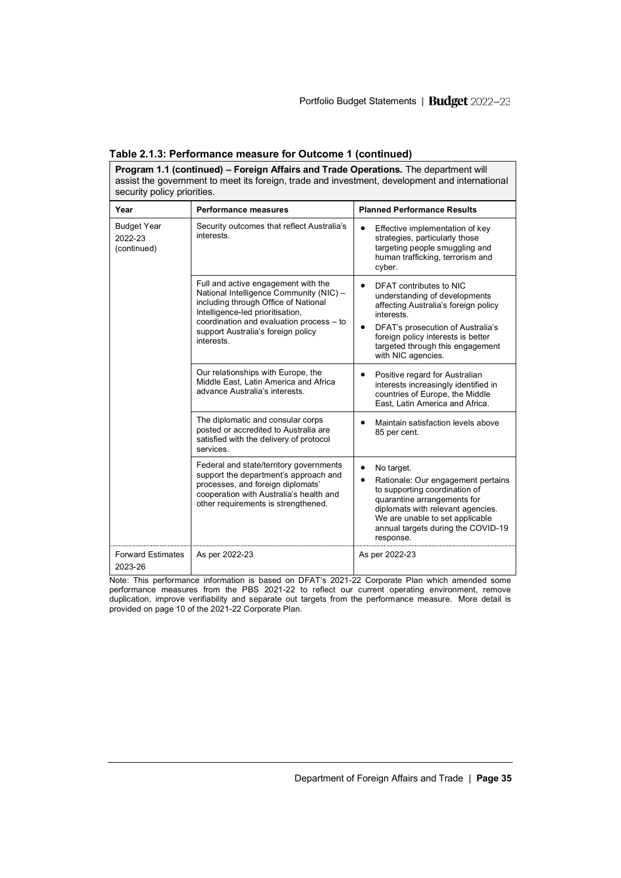**Table 2.1.3: Performance measure for Outcome 1 (continued)**

**Program 1.1 (continued) – Foreign Affairs and Trade Operations.** The department will assist the government to meet its foreign, trade and investment, development and international security policy priorities.

| Year | Performance measures | Planned Performance Results |
|---|---|---|
| Budget Year 2022-23 (continued) | Security outcomes that reflect Australia's interests. | • Effective implementation of key strategies, particularly those targeting people smuggling and human trafficking, terrorism and cyber. |
| | Full and active engagement with the National Intelligence Community (NIC) – including through Office of National Intelligence-led prioritisation, coordination and evaluation process – to support Australia's foreign policy interests. | • DFAT contributes to NIC understanding of developments affecting Australia's foreign policy interests.<br>• DFAT's prosecution of Australia's foreign policy interests is better targeted through this engagement with NIC agencies. |
| | Our relationships with Europe, the Middle East, Latin America and Africa advance Australia's interests. | • Positive regard for Australian interests increasingly identified in countries of Europe, the Middle East, Latin America and Africa. |
| | The diplomatic and consular corps posted or accredited to Australia are satisfied with the delivery of protocol services. | • Maintain satisfaction levels above 85 per cent. |
| | Federal and state/territory governments support the department's approach and processes, and foreign diplomats' cooperation with Australia's health and other requirements is strengthened. | • No target.<br>• Rationale: Our engagement pertains to supporting coordination of quarantine arrangements for diplomats with relevant agencies. We are unable to set applicable annual targets during the COVID-19 response. |
| Forward Estimates 2023-26 | As per 2022-23 | As per 2022-23 |

Note: This performance information is based on DFAT's 2021-22 Corporate Plan which amended some performance measures from the PBS 2021-22 to reflect our current operating environment, remove duplication, improve verifiability and separate out targets from the performance measure. More detail is provided on page 10 of the 2021-22 Corporate Plan.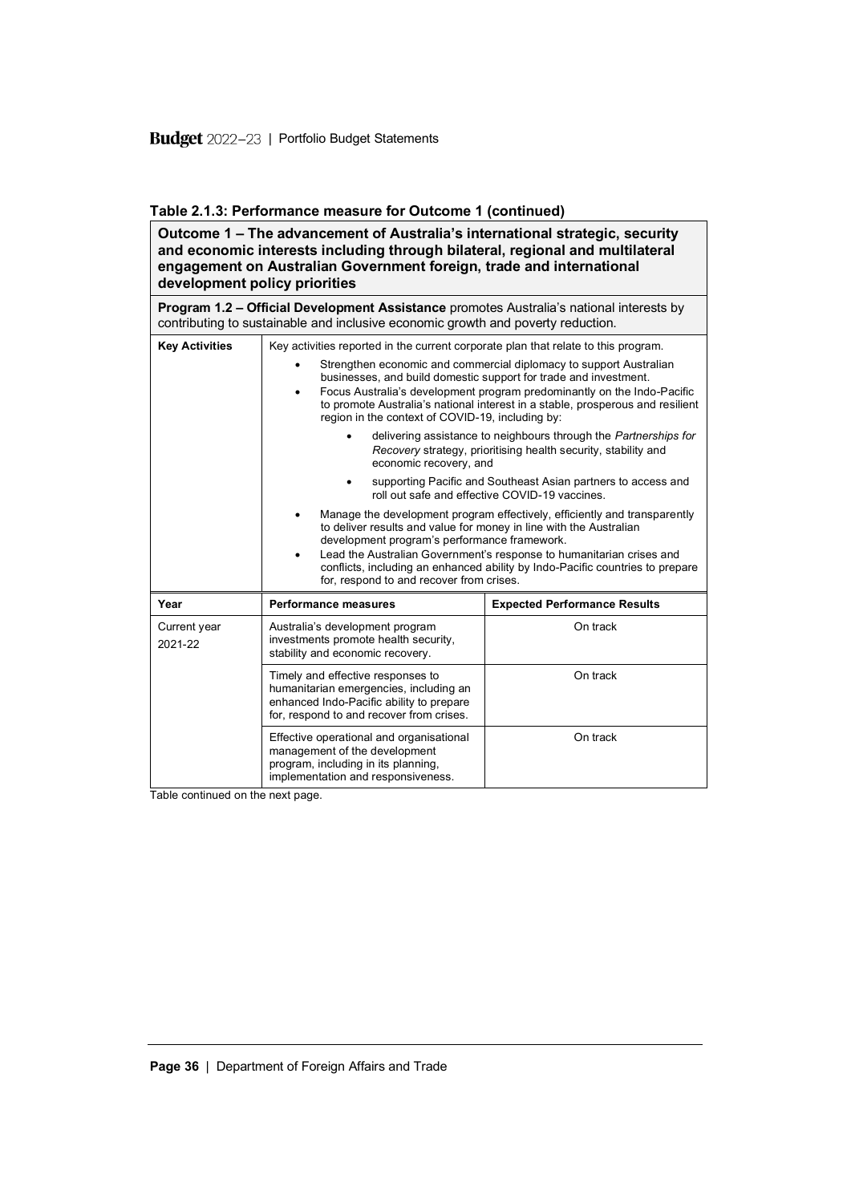**Table 2.1.3: Performance measure for Outcome 1 (continued)**

| **Outcome 1 – The advancement of Australia's international strategic, security and economic interests including through bilateral, regional and multilateral engagement on Australian Government foreign, trade and international development policy priorities** | | |
|---|---|---|
| **Program 1.2 – Official Development Assistance** promotes Australia's national interests by contributing to sustainable and inclusive economic growth and poverty reduction. | | |
| **Key Activities** | Key activities reported in the current corporate plan that relate to this program.<br>• Strengthen economic and commercial diplomacy to support Australian businesses, and build domestic support for trade and investment.<br>• Focus Australia's development program predominantly on the Indo-Pacific to promote Australia's national interest in a stable, prosperous and resilient region in the context of COVID-19, including by:<br>&nbsp;&nbsp;&nbsp;&nbsp;• delivering assistance to neighbours through the *Partnerships for Recovery* strategy, prioritising health security, stability and economic recovery, and<br>&nbsp;&nbsp;&nbsp;&nbsp;• supporting Pacific and Southeast Asian partners to access and roll out safe and effective COVID-19 vaccines.<br>• Manage the development program effectively, efficiently and transparently to deliver results and value for money in line with the Australian development program's performance framework.<br>• Lead the Australian Government's response to humanitarian crises and conflicts, including an enhanced ability by Indo-Pacific countries to prepare for, respond to and recover from crises. | |
| **Year** | **Performance measures** | **Expected Performance Results** |
| Current year 2021-22 | Australia's development program investments promote health security, stability and economic recovery. | On track |
| | Timely and effective responses to humanitarian emergencies, including an enhanced Indo-Pacific ability to prepare for, respond to and recover from crises. | On track |
| | Effective operational and organisational management of the development program, including in its planning, implementation and responsiveness. | On track |

Table continued on the next page.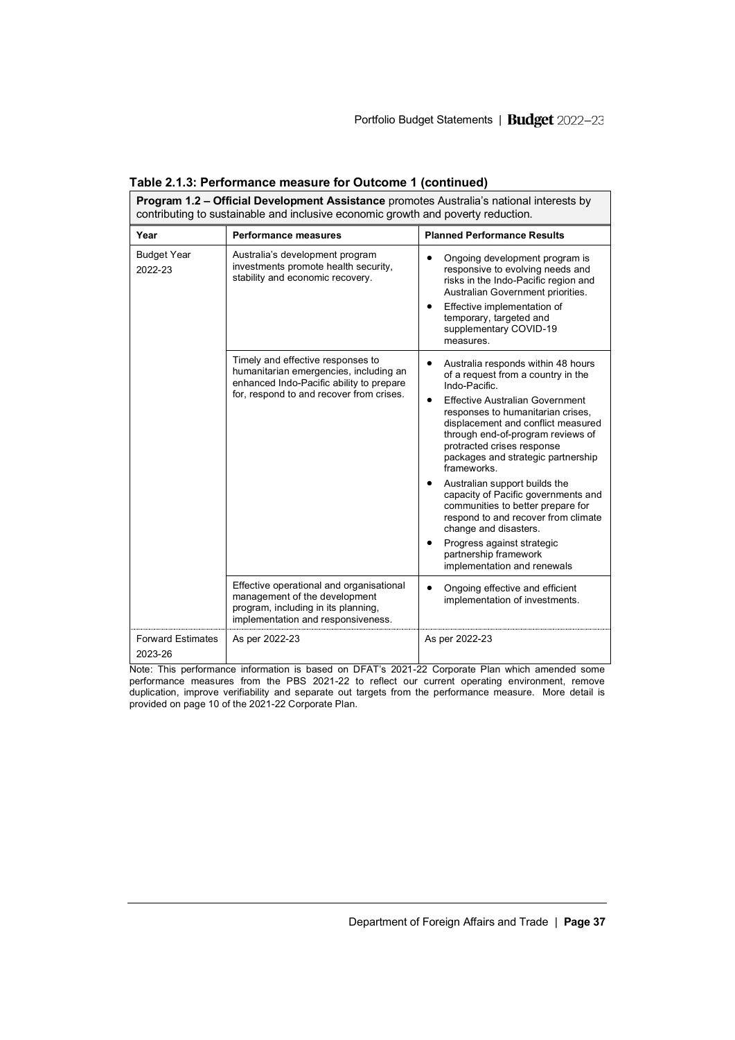**Table 2.1.3: Performance measure for Outcome 1 (continued)**

| **Program 1.2 – Official Development Assistance** promotes Australia's national interests by contributing to sustainable and inclusive economic growth and poverty reduction. | | |
|---|---|---|
| **Year** | **Performance measures** | **Planned Performance Results** |
| Budget Year 2022-23 | Australia's development program investments promote health security, stability and economic recovery. | • Ongoing development program is responsive to evolving needs and risks in the Indo-Pacific region and Australian Government priorities.<br>• Effective implementation of temporary, targeted and supplementary COVID-19 measures. |
| | Timely and effective responses to humanitarian emergencies, including an enhanced Indo-Pacific ability to prepare for, respond to and recover from crises. | • Australia responds within 48 hours of a request from a country in the Indo-Pacific.<br>• Effective Australian Government responses to humanitarian crises, displacement and conflict measured through end-of-program reviews of protracted crises response packages and strategic partnership frameworks.<br>• Australian support builds the capacity of Pacific governments and communities to better prepare for respond to and recover from climate change and disasters.<br>• Progress against strategic partnership framework implementation and renewals |
| | Effective operational and organisational management of the development program, including in its planning, implementation and responsiveness. | • Ongoing effective and efficient implementation of investments. |
| Forward Estimates 2023-26 | As per 2022-23 | As per 2022-23 |

Note: This performance information is based on DFAT's 2021-22 Corporate Plan which amended some performance measures from the PBS 2021-22 to reflect our current operating environment, remove duplication, improve verifiability and separate out targets from the performance measure. More detail is provided on page 10 of the 2021-22 Corporate Plan.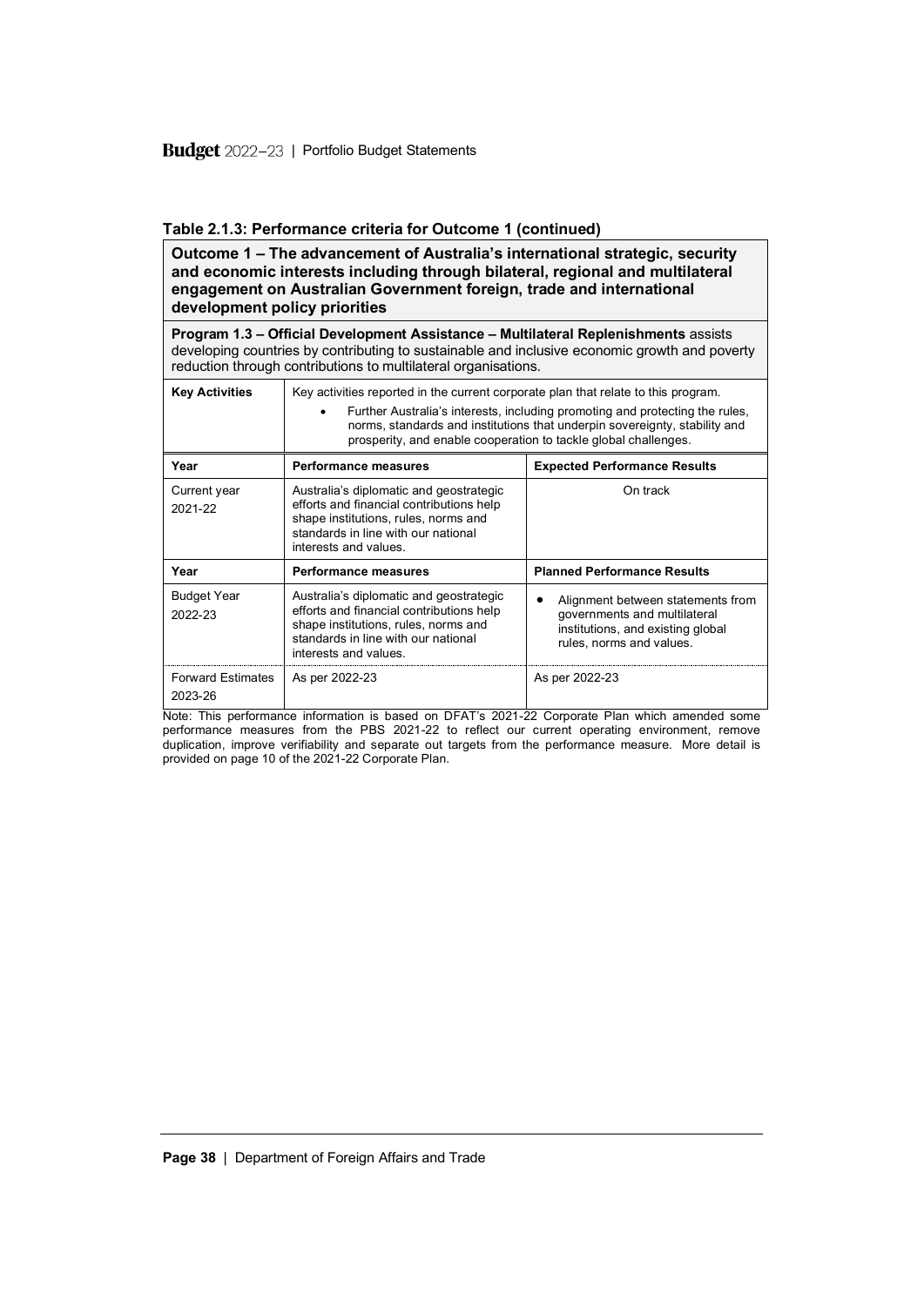### Table 2.1.3: Performance criteria for Outcome 1 (continued)

| **Outcome 1 – The advancement of Australia's international strategic, security and economic interests including through bilateral, regional and multilateral engagement on Australian Government foreign, trade and international development policy priorities** | | |
|---|---|---|
| **Program 1.3 – Official Development Assistance – Multilateral Replenishments** assists developing countries by contributing to sustainable and inclusive economic growth and poverty reduction through contributions to multilateral organisations. | | |
| **Key Activities** | Key activities reported in the current corporate plan that relate to this program. <br>• Further Australia's interests, including promoting and protecting the rules, norms, standards and institutions that underpin sovereignty, stability and prosperity, and enable cooperation to tackle global challenges. | |
| **Year** | **Performance measures** | **Expected Performance Results** |
| Current year 2021-22 | Australia's diplomatic and geostrategic efforts and financial contributions help shape institutions, rules, norms and standards in line with our national interests and values. | On track |
| **Year** | **Performance measures** | **Planned Performance Results** |
| Budget Year 2022-23 | Australia's diplomatic and geostrategic efforts and financial contributions help shape institutions, rules, norms and standards in line with our national interests and values. | • Alignment between statements from governments and multilateral institutions, and existing global rules, norms and values. |
| Forward Estimates 2023-26 | As per 2022-23 | As per 2022-23 |

Note: This performance information is based on DFAT's 2021-22 Corporate Plan which amended some performance measures from the PBS 2021-22 to reflect our current operating environment, remove duplication, improve verifiability and separate out targets from the performance measure. More detail is provided on page 10 of the 2021-22 Corporate Plan.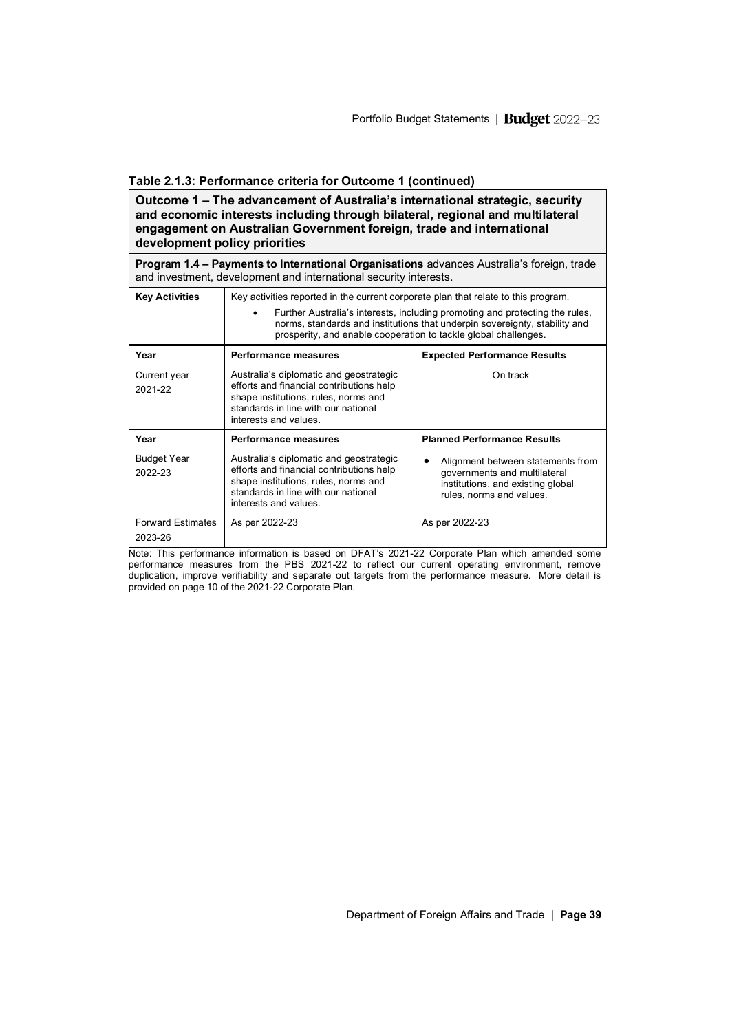### Table 2.1.3: Performance criteria for Outcome 1 (continued)

| **Outcome 1 – The advancement of Australia's international strategic, security and economic interests including through bilateral, regional and multilateral engagement on Australian Government foreign, trade and international development policy priorities** | | |
|---|---|---|
| **Program 1.4 – Payments to International Organisations** advances Australia's foreign, trade and investment, development and international security interests. | | |
| **Key Activities** | Key activities reported in the current corporate plan that relate to this program.<br>• Further Australia's interests, including promoting and protecting the rules, norms, standards and institutions that underpin sovereignty, stability and prosperity, and enable cooperation to tackle global challenges. | |
| **Year** | **Performance measures** | **Expected Performance Results** |
| Current year 2021-22 | Australia's diplomatic and geostrategic efforts and financial contributions help shape institutions, rules, norms and standards in line with our national interests and values. | On track |
| **Year** | **Performance measures** | **Planned Performance Results** |
| Budget Year 2022-23 | Australia's diplomatic and geostrategic efforts and financial contributions help shape institutions, rules, norms and standards in line with our national interests and values. | • Alignment between statements from governments and multilateral institutions, and existing global rules, norms and values. |
| Forward Estimates 2023-26 | As per 2022-23 | As per 2022-23 |

Note: This performance information is based on DFAT's 2021-22 Corporate Plan which amended some performance measures from the PBS 2021-22 to reflect our current operating environment, remove duplication, improve verifiability and separate out targets from the performance measure. More detail is provided on page 10 of the 2021-22 Corporate Plan.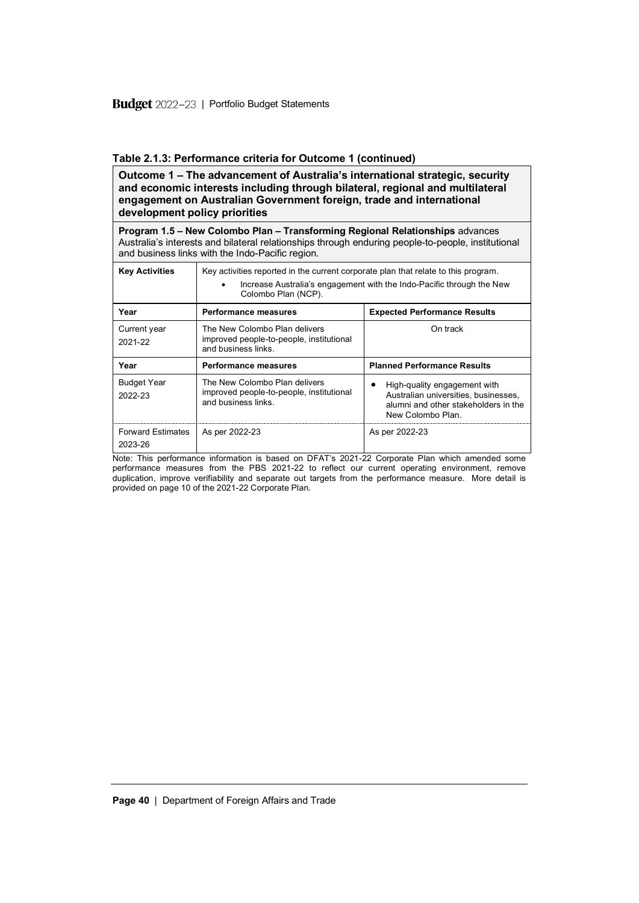**Table 2.1.3: Performance criteria for Outcome 1 (continued)**

| **Outcome 1 – The advancement of Australia's international strategic, security and economic interests including through bilateral, regional and multilateral engagement on Australian Government foreign, trade and international development policy priorities** | | |
|---|---|---|
| **Program 1.5 – New Colombo Plan – Transforming Regional Relationships** advances Australia's interests and bilateral relationships through enduring people-to-people, institutional and business links with the Indo-Pacific region. | | |
| **Key Activities** | Key activities reported in the current corporate plan that relate to this program.<br>• Increase Australia's engagement with the Indo-Pacific through the New Colombo Plan (NCP). | |
| **Year** | **Performance measures** | **Expected Performance Results** |
| Current year 2021-22 | The New Colombo Plan delivers improved people-to-people, institutional and business links. | On track |
| **Year** | **Performance measures** | **Planned Performance Results** |
| Budget Year 2022-23 | The New Colombo Plan delivers improved people-to-people, institutional and business links. | • High-quality engagement with Australian universities, businesses, alumni and other stakeholders in the New Colombo Plan. |
| Forward Estimates 2023-26 | As per 2022-23 | As per 2022-23 |

Note: This performance information is based on DFAT's 2021-22 Corporate Plan which amended some performance measures from the PBS 2021-22 to reflect our current operating environment, remove duplication, improve verifiability and separate out targets from the performance measure. More detail is provided on page 10 of the 2021-22 Corporate Plan.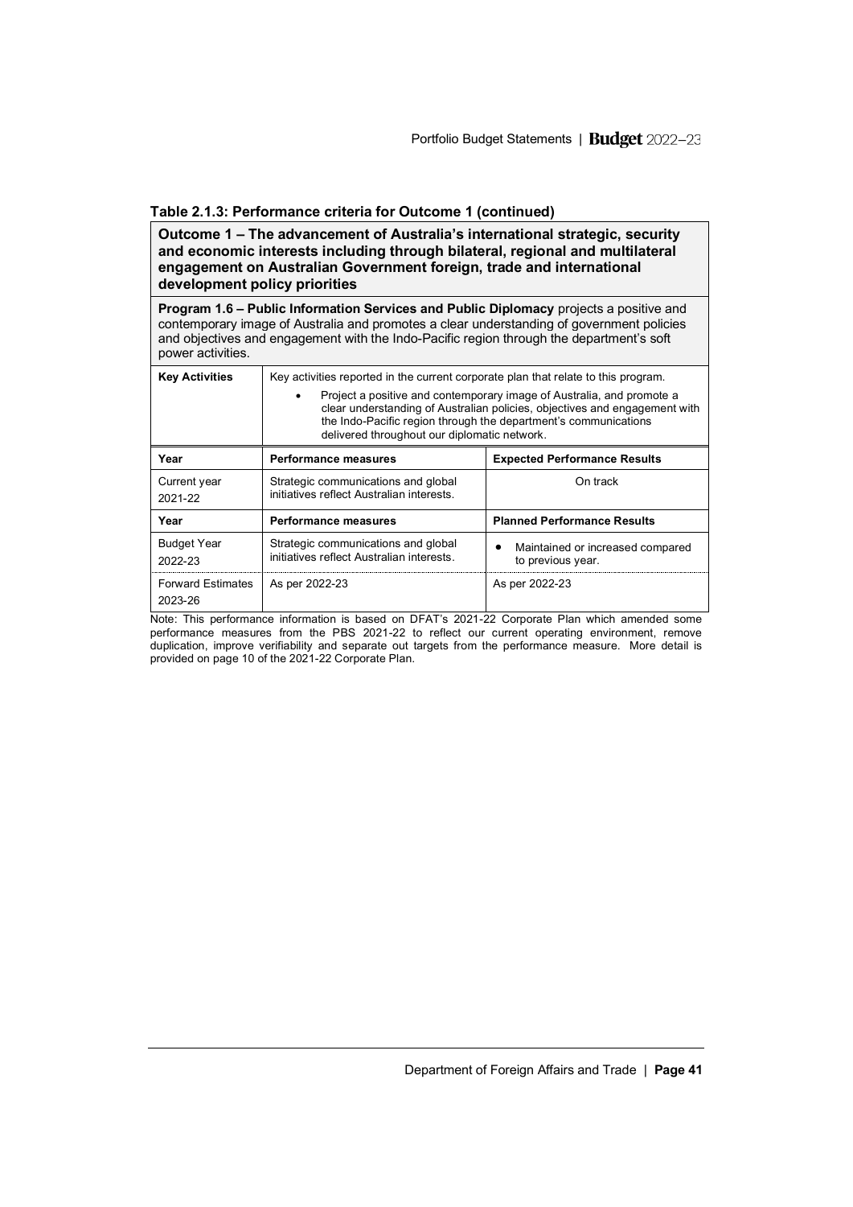### Table 2.1.3: Performance criteria for Outcome 1 (continued)

| **Outcome 1 – The advancement of Australia's international strategic, security and economic interests including through bilateral, regional and multilateral engagement on Australian Government foreign, trade and international development policy priorities** | | |
|---|---|---|
| **Program 1.6 – Public Information Services and Public Diplomacy** projects a positive and contemporary image of Australia and promotes a clear understanding of government policies and objectives and engagement with the Indo-Pacific region through the department's soft power activities. | | |
| **Key Activities** | Key activities reported in the current corporate plan that relate to this program. • Project a positive and contemporary image of Australia, and promote a clear understanding of Australian policies, objectives and engagement with the Indo-Pacific region through the department's communications delivered throughout our diplomatic network. | |
| **Year** | **Performance measures** | **Expected Performance Results** |
| Current year 2021-22 | Strategic communications and global initiatives reflect Australian interests. | On track |
| **Year** | **Performance measures** | **Planned Performance Results** |
| Budget Year 2022-23 | Strategic communications and global initiatives reflect Australian interests. | • Maintained or increased compared to previous year. |
| Forward Estimates 2023-26 | As per 2022-23 | As per 2022-23 |

Note: This performance information is based on DFAT's 2021-22 Corporate Plan which amended some performance measures from the PBS 2021-22 to reflect our current operating environment, remove duplication, improve verifiability and separate out targets from the performance measure. More detail is provided on page 10 of the 2021-22 Corporate Plan.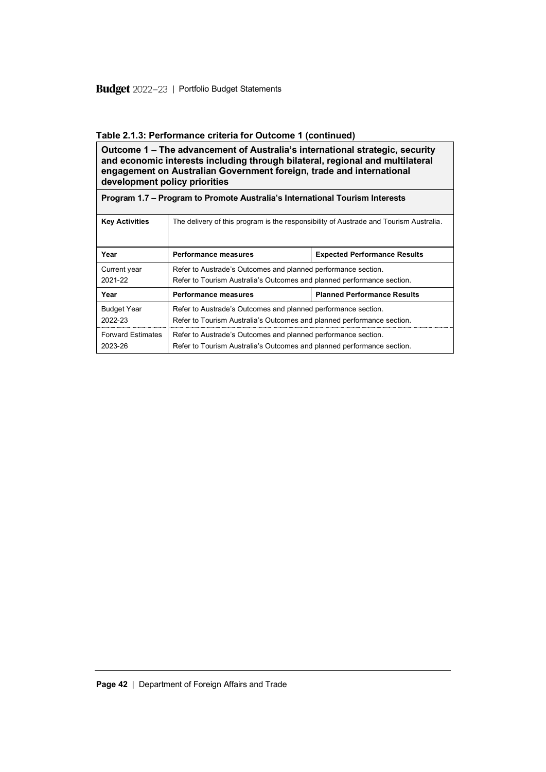**Table 2.1.3: Performance criteria for Outcome 1 (continued)**

| **Outcome 1 – The advancement of Australia's international strategic, security and economic interests including through bilateral, regional and multilateral engagement on Australian Government foreign, trade and international development policy priorities** | | |
|---|---|---|
| **Program 1.7 – Program to Promote Australia's International Tourism Interests** | | |
| **Key Activities** | The delivery of this program is the responsibility of Austrade and Tourism Australia. | |
| **Year** | **Performance measures** | **Expected Performance Results** |
| Current year 2021-22 | Refer to Austrade's Outcomes and planned performance section.<br>Refer to Tourism Australia's Outcomes and planned performance section. | |
| **Year** | **Performance measures** | **Planned Performance Results** |
| Budget Year 2022-23 | Refer to Austrade's Outcomes and planned performance section.<br>Refer to Tourism Australia's Outcomes and planned performance section. | |
| Forward Estimates 2023-26 | Refer to Austrade's Outcomes and planned performance section.<br>Refer to Tourism Australia's Outcomes and planned performance section. | |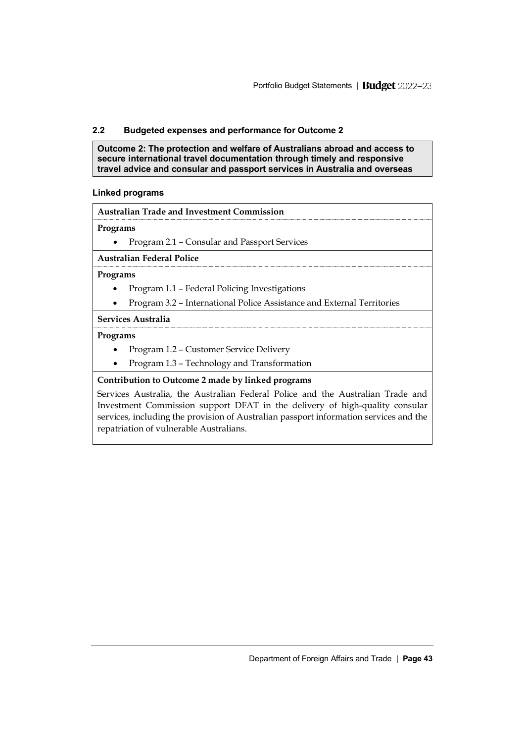## 2.2 Budgeted expenses and performance for Outcome 2

**Outcome 2: The protection and welfare of Australians abroad and access to secure international travel documentation through timely and responsive travel advice and consular and passport services in Australia and overseas**

### Linked programs

**Australian Trade and Investment Commission**

**Programs**

- Program 2.1 – Consular and Passport Services

**Australian Federal Police**

**Programs**

- Program 1.1 – Federal Policing Investigations
- Program 3.2 – International Police Assistance and External Territories

**Services Australia**

**Programs**

- Program 1.2 – Customer Service Delivery
- Program 1.3 – Technology and Transformation

**Contribution to Outcome 2 made by linked programs**

Services Australia, the Australian Federal Police and the Australian Trade and Investment Commission support DFAT in the delivery of high-quality consular services, including the provision of Australian passport information services and the repatriation of vulnerable Australians.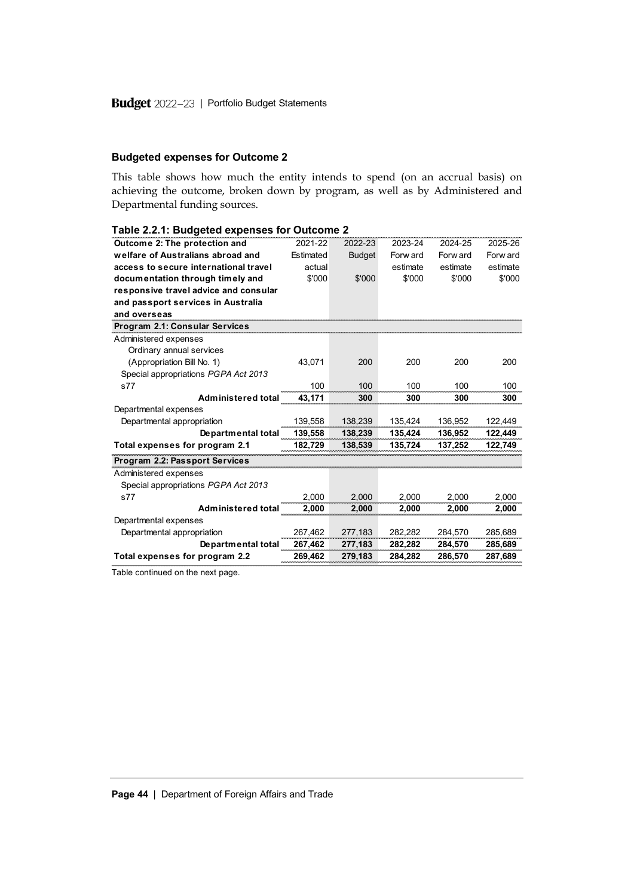### Budgeted expenses for Outcome 2

This table shows how much the entity intends to spend (on an accrual basis) on achieving the outcome, broken down by program, as well as by Administered and Departmental funding sources.

**Table 2.2.1: Budgeted expenses for Outcome 2**

| Outcome 2: The protection and welfare of Australians abroad and access to secure international travel documentation through timely and responsive travel advice and consular and passport services in Australia and overseas | 2021-22 Estimated actual $'000 | 2022-23 Budget $'000 | 2023-24 Forward estimate $'000 | 2024-25 Forward estimate $'000 | 2025-26 Forward estimate $'000 |
|---|---|---|---|---|---|
| **Program 2.1: Consular Services** | | | | | |
| Administered expenses | | | | | |
| Ordinary annual services (Appropriation Bill No. 1) | 43,071 | 200 | 200 | 200 | 200 |
| Special appropriations *PGPA Act 2013* s77 | 100 | 100 | 100 | 100 | 100 |
| **Administered total** | **43,171** | **300** | **300** | **300** | **300** |
| Departmental expenses | | | | | |
| Departmental appropriation | 139,558 | 138,239 | 135,424 | 136,952 | 122,449 |
| **Departmental total** | **139,558** | **138,239** | **135,424** | **136,952** | **122,449** |
| **Total expenses for program 2.1** | **182,729** | **138,539** | **135,724** | **137,252** | **122,749** |
| **Program 2.2: Passport Services** | | | | | |
| Administered expenses | | | | | |
| Special appropriations *PGPA Act 2013* s77 | 2,000 | 2,000 | 2,000 | 2,000 | 2,000 |
| **Administered total** | **2,000** | **2,000** | **2,000** | **2,000** | **2,000** |
| Departmental expenses | | | | | |
| Departmental appropriation | 267,462 | 277,183 | 282,282 | 284,570 | 285,689 |
| **Departmental total** | **267,462** | **277,183** | **282,282** | **284,570** | **285,689** |
| **Total expenses for program 2.2** | **269,462** | **279,183** | **284,282** | **286,570** | **287,689** |

Table continued on the next page.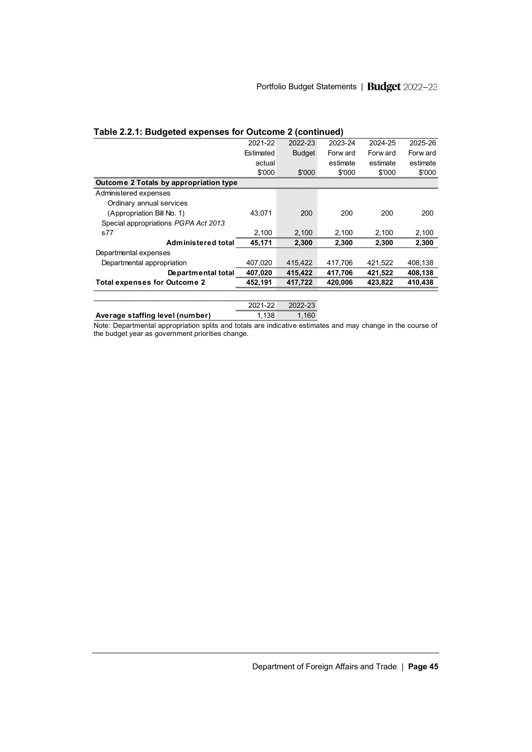### Table 2.2.1: Budgeted expenses for Outcome 2 (continued)

| | 2021-22 Estimated actual $'000 | 2022-23 Budget $'000 | 2023-24 Forward estimate $'000 | 2024-25 Forward estimate $'000 | 2025-26 Forward estimate $'000 |
|---|---|---|---|---|---|
| **Outcome 2 Totals by appropriation type** | | | | | |
| Administered expenses | | | | | |
| Ordinary annual services (Appropriation Bill No. 1) | 43,071 | 200 | 200 | 200 | 200 |
| Special appropriations *PGPA Act 2013* s77 | 2,100 | 2,100 | 2,100 | 2,100 | 2,100 |
| **Administered total** | **45,171** | **2,300** | **2,300** | **2,300** | **2,300** |
| Departmental expenses | | | | | |
| Departmental appropriation | 407,020 | 415,422 | 417,706 | 421,522 | 408,138 |
| **Departmental total** | **407,020** | **415,422** | **417,706** | **421,522** | **408,138** |
| **Total expenses for Outcome 2** | **452,191** | **417,722** | **420,006** | **423,822** | **410,438** |

| | 2021-22 | 2022-23 |
|---|---|---|
| **Average staffing level (number)** | 1,138 | 1,160 |

Note: Departmental appropriation splits and totals are indicative estimates and may change in the course of the budget year as government priorities change.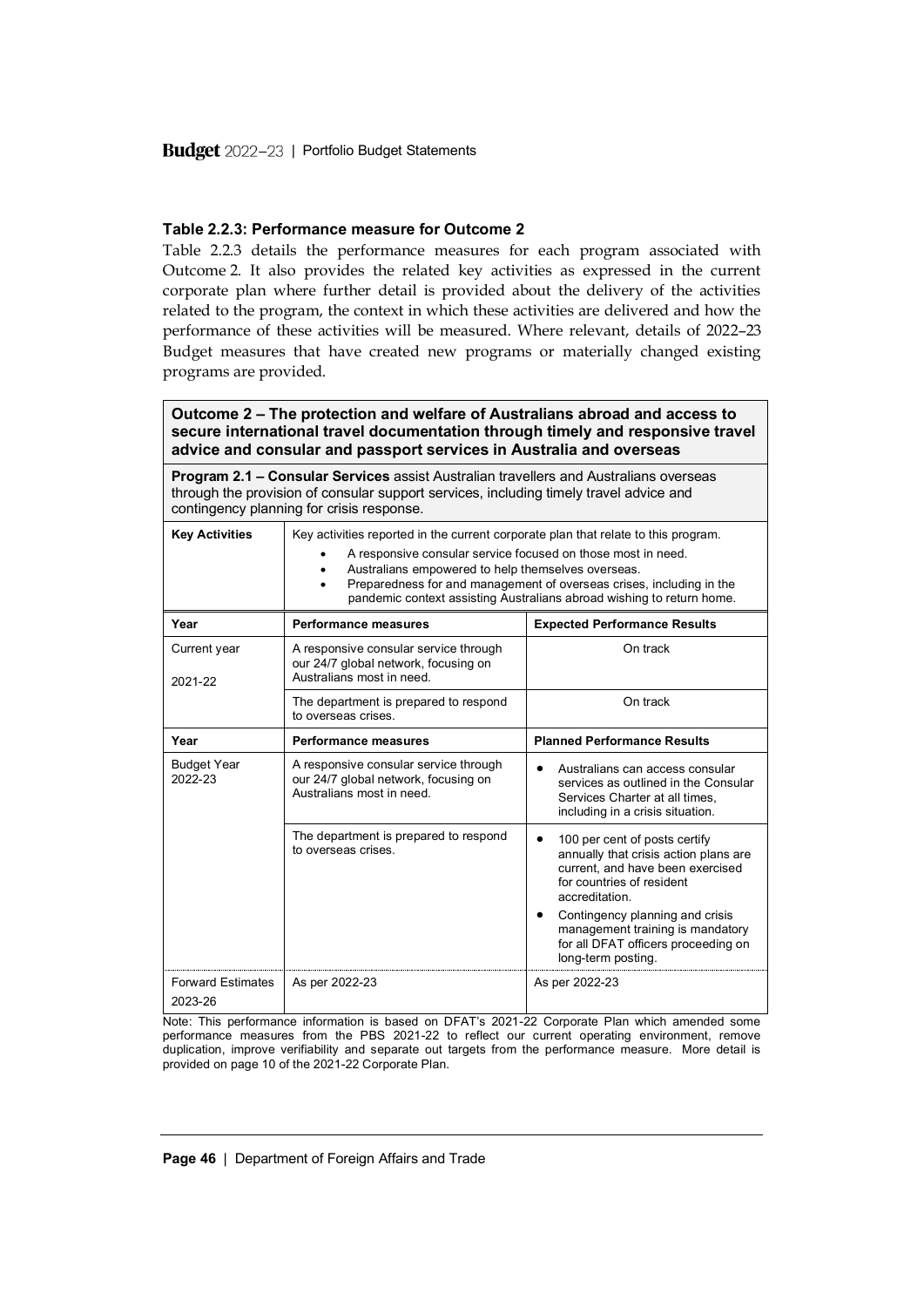### Table 2.2.3: Performance measure for Outcome 2

Table 2.2.3 details the performance measures for each program associated with Outcome 2. It also provides the related key activities as expressed in the current corporate plan where further detail is provided about the delivery of the activities related to the program, the context in which these activities are delivered and how the performance of these activities will be measured. Where relevant, details of 2022–23 Budget measures that have created new programs or materially changed existing programs are provided.

**Outcome 2 – The protection and welfare of Australians abroad and access to secure international travel documentation through timely and responsive travel advice and consular and passport services in Australia and overseas**

**Program 2.1 – Consular Services** assist Australian travellers and Australians overseas through the provision of consular support services, including timely travel advice and contingency planning for crisis response.

| **Key Activities** | Key activities reported in the current corporate plan that relate to this program.<br>• A responsive consular service focused on those most in need.<br>• Australians empowered to help themselves overseas.<br>• Preparedness for and management of overseas crises, including in the pandemic context assisting Australians abroad wishing to return home. | |
|---|---|---|
| **Year** | **Performance measures** | **Expected Performance Results** |
| Current year<br>2021-22 | A responsive consular service through our 24/7 global network, focusing on Australians most in need. | On track |
| | The department is prepared to respond to overseas crises. | On track |
| **Year** | **Performance measures** | **Planned Performance Results** |
| Budget Year<br>2022-23 | A responsive consular service through our 24/7 global network, focusing on Australians most in need. | • Australians can access consular services as outlined in the Consular Services Charter at all times, including in a crisis situation. |
| | The department is prepared to respond to overseas crises. | • 100 per cent of posts certify annually that crisis action plans are current, and have been exercised for countries of resident accreditation.<br>• Contingency planning and crisis management training is mandatory for all DFAT officers proceeding on long-term posting. |
| Forward Estimates<br>2023-26 | As per 2022-23 | As per 2022-23 |

Note: This performance information is based on DFAT's 2021-22 Corporate Plan which amended some performance measures from the PBS 2021-22 to reflect our current operating environment, remove duplication, improve verifiability and separate out targets from the performance measure. More detail is provided on page 10 of the 2021-22 Corporate Plan.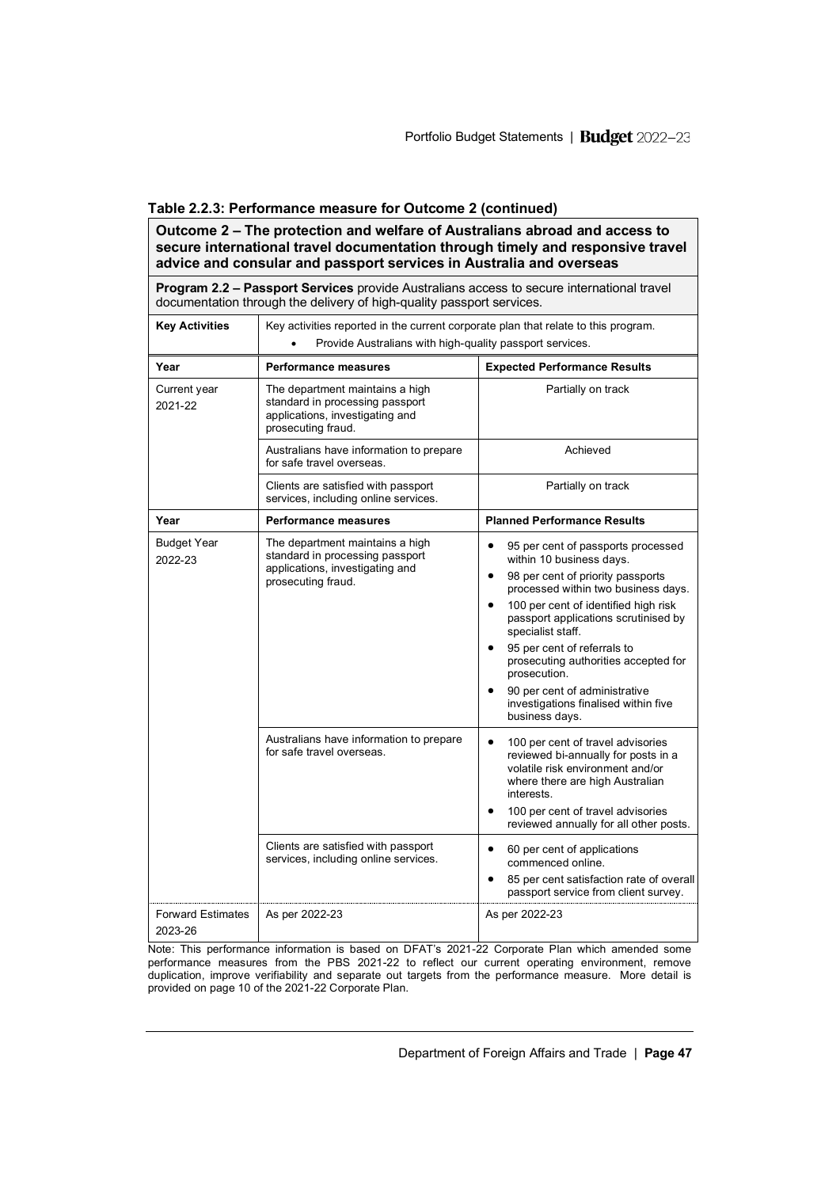### Table 2.2.3: Performance measure for Outcome 2 (continued)

| **Outcome 2 – The protection and welfare of Australians abroad and access to secure international travel documentation through timely and responsive travel advice and consular and passport services in Australia and overseas** | | |
|---|---|---|
| **Program 2.2 – Passport Services** provide Australians access to secure international travel documentation through the delivery of high-quality passport services. | | |
| **Key Activities** | Key activities reported in the current corporate plan that relate to this program.<br>• Provide Australians with high-quality passport services. | |
| **Year** | **Performance measures** | **Expected Performance Results** |
| Current year 2021-22 | The department maintains a high standard in processing passport applications, investigating and prosecuting fraud. | Partially on track |
| | Australians have information to prepare for safe travel overseas. | Achieved |
| | Clients are satisfied with passport services, including online services. | Partially on track |
| **Year** | **Performance measures** | **Planned Performance Results** |
| Budget Year 2022-23 | The department maintains a high standard in processing passport applications, investigating and prosecuting fraud. | • 95 per cent of passports processed within 10 business days.<br>• 98 per cent of priority passports processed within two business days.<br>• 100 per cent of identified high risk passport applications scrutinised by specialist staff.<br>• 95 per cent of referrals to prosecuting authorities accepted for prosecution.<br>• 90 per cent of administrative investigations finalised within five business days. |
| | Australians have information to prepare for safe travel overseas. | • 100 per cent of travel advisories reviewed bi-annually for posts in a volatile risk environment and/or where there are high Australian interests.<br>• 100 per cent of travel advisories reviewed annually for all other posts. |
| | Clients are satisfied with passport services, including online services. | • 60 per cent of applications commenced online.<br>• 85 per cent satisfaction rate of overall passport service from client survey. |
| Forward Estimates 2023-26 | As per 2022-23 | As per 2022-23 |

Note: This performance information is based on DFAT's 2021-22 Corporate Plan which amended some performance measures from the PBS 2021-22 to reflect our current operating environment, remove duplication, improve verifiability and separate out targets from the performance measure. More detail is provided on page 10 of the 2021-22 Corporate Plan.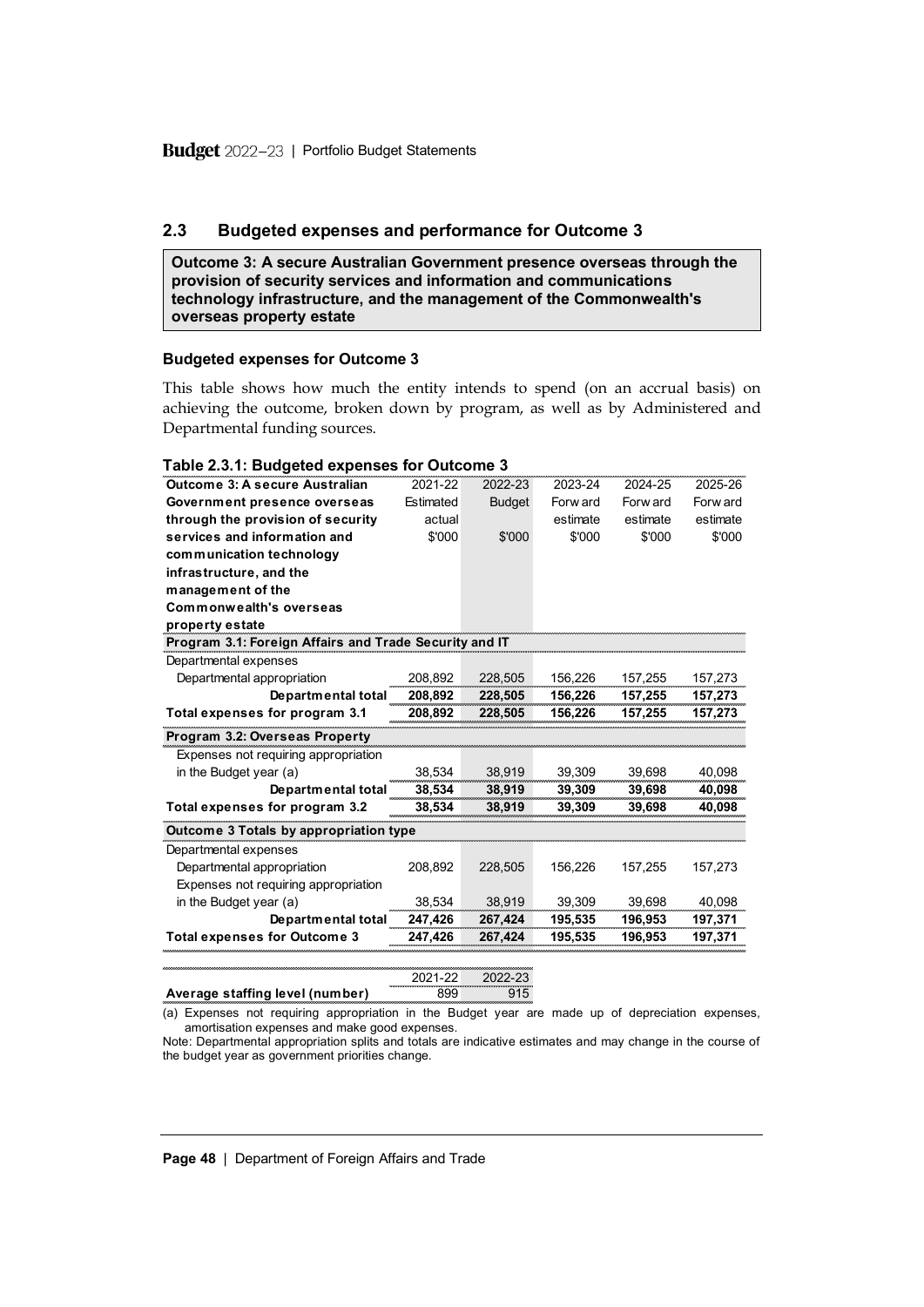## 2.3 Budgeted expenses and performance for Outcome 3

**Outcome 3: A secure Australian Government presence overseas through the provision of security services and information and communications technology infrastructure, and the management of the Commonwealth's overseas property estate**

### Budgeted expenses for Outcome 3

This table shows how much the entity intends to spend (on an accrual basis) on achieving the outcome, broken down by program, as well as by Administered and Departmental funding sources.

**Table 2.3.1: Budgeted expenses for Outcome 3**

| Outcome 3: A secure Australian Government presence overseas through the provision of security services and information and communication technology infrastructure, and the management of the Commonwealth's overseas property estate | 2021-22 Estimated actual $'000 | 2022-23 Budget $'000 | 2023-24 Forward estimate $'000 | 2024-25 Forward estimate $'000 | 2025-26 Forward estimate $'000 |
|---|---|---|---|---|---|
| **Program 3.1: Foreign Affairs and Trade Security and IT** | | | | | |
| Departmental expenses | | | | | |
| Departmental appropriation | 208,892 | 228,505 | 156,226 | 157,255 | 157,273 |
| **Departmental total** | **208,892** | **228,505** | **156,226** | **157,255** | **157,273** |
| **Total expenses for program 3.1** | **208,892** | **228,505** | **156,226** | **157,255** | **157,273** |
| **Program 3.2: Overseas Property** | | | | | |
| Expenses not requiring appropriation in the Budget year (a) | 38,534 | 38,919 | 39,309 | 39,698 | 40,098 |
| **Departmental total** | **38,534** | **38,919** | **39,309** | **39,698** | **40,098** |
| **Total expenses for program 3.2** | **38,534** | **38,919** | **39,309** | **39,698** | **40,098** |
| **Outcome 3 Totals by appropriation type** | | | | | |
| Departmental expenses | | | | | |
| Departmental appropriation | 208,892 | 228,505 | 156,226 | 157,255 | 157,273 |
| Expenses not requiring appropriation in the Budget year (a) | 38,534 | 38,919 | 39,309 | 39,698 | 40,098 |
| **Departmental total** | **247,426** | **267,424** | **195,535** | **196,953** | **197,371** |
| **Total expenses for Outcome 3** | **247,426** | **267,424** | **195,535** | **196,953** | **197,371** |

| | 2021-22 | 2022-23 |
|---|---|---|
| **Average staffing level (number)** | 899 | 915 |

(a) Expenses not requiring appropriation in the Budget year are made up of depreciation expenses, amortisation expenses and make good expenses.

Note: Departmental appropriation splits and totals are indicative estimates and may change in the course of the budget year as government priorities change.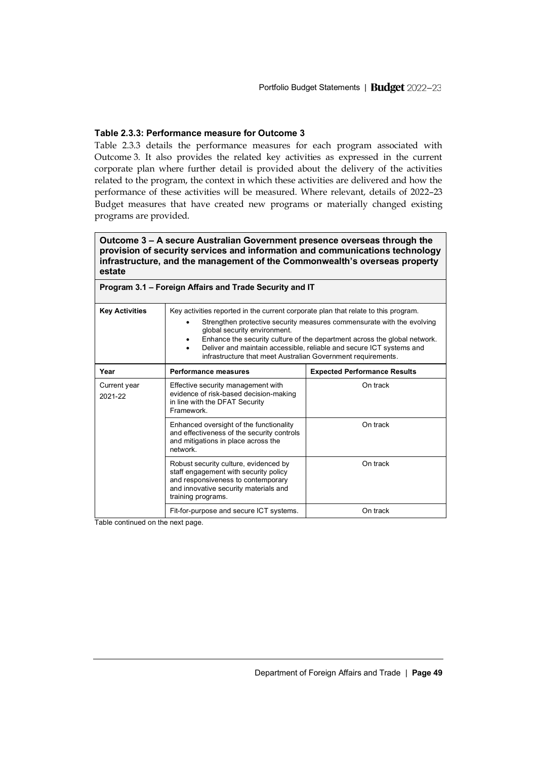### Table 2.3.3: Performance measure for Outcome 3

Table 2.3.3 details the performance measures for each program associated with Outcome 3. It also provides the related key activities as expressed in the current corporate plan where further detail is provided about the delivery of the activities related to the program, the context in which these activities are delivered and how the performance of these activities will be measured. Where relevant, details of 2022–23 Budget measures that have created new programs or materially changed existing programs are provided.

| **Outcome 3 – A secure Australian Government presence overseas through the provision of security services and information and communications technology infrastructure, and the management of the Commonwealth's overseas property estate** | | |
|---|---|---|
| **Program 3.1 – Foreign Affairs and Trade Security and IT** | | |
| **Key Activities** | Key activities reported in the current corporate plan that relate to this program.<br>• Strengthen protective security measures commensurate with the evolving global security environment.<br>• Enhance the security culture of the department across the global network.<br>• Deliver and maintain accessible, reliable and secure ICT systems and infrastructure that meet Australian Government requirements. | |
| **Year** | **Performance measures** | **Expected Performance Results** |
| Current year 2021-22 | Effective security management with evidence of risk-based decision-making in line with the DFAT Security Framework. | On track |
| | Enhanced oversight of the functionality and effectiveness of the security controls and mitigations in place across the network. | On track |
| | Robust security culture, evidenced by staff engagement with security policy and responsiveness to contemporary and innovative security materials and training programs. | On track |
| | Fit-for-purpose and secure ICT systems. | On track |

Table continued on the next page.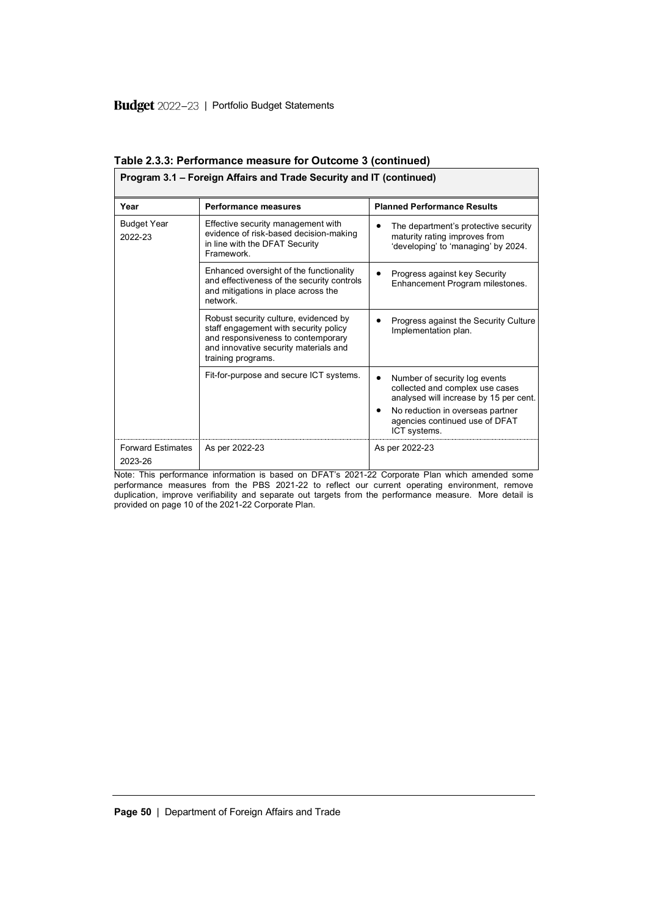**Table 2.3.3: Performance measure for Outcome 3 (continued)**

| Program 3.1 – Foreign Affairs and Trade Security and IT (continued) | | |
|---|---|---|
| **Year** | **Performance measures** | **Planned Performance Results** |
| Budget Year 2022-23 | Effective security management with evidence of risk-based decision-making in line with the DFAT Security Framework. | • The department's protective security maturity rating improves from 'developing' to 'managing' by 2024. |
| | Enhanced oversight of the functionality and effectiveness of the security controls and mitigations in place across the network. | • Progress against key Security Enhancement Program milestones. |
| | Robust security culture, evidenced by staff engagement with security policy and responsiveness to contemporary and innovative security materials and training programs. | • Progress against the Security Culture Implementation plan. |
| | Fit-for-purpose and secure ICT systems. | • Number of security log events collected and complex use cases analysed will increase by 15 per cent.<br>• No reduction in overseas partner agencies continued use of DFAT ICT systems. |
| Forward Estimates 2023-26 | As per 2022-23 | As per 2022-23 |

Note: This performance information is based on DFAT's 2021-22 Corporate Plan which amended some performance measures from the PBS 2021-22 to reflect our current operating environment, remove duplication, improve verifiability and separate out targets from the performance measure. More detail is provided on page 10 of the 2021-22 Corporate Plan.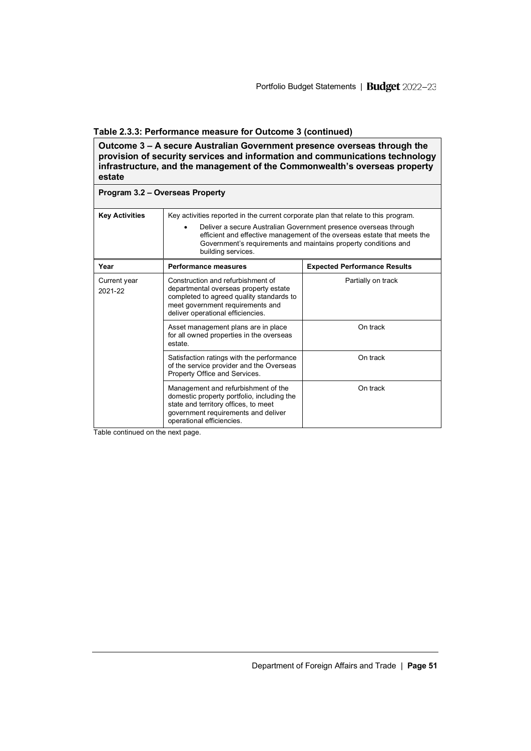### Table 2.3.3: Performance measure for Outcome 3 (continued)

| **Outcome 3 – A secure Australian Government presence overseas through the provision of security services and information and communications technology infrastructure, and the management of the Commonwealth's overseas property estate** | | |
|---|---|---|
| **Program 3.2 – Overseas Property** | | |
| **Key Activities** | Key activities reported in the current corporate plan that relate to this program.<br>• Deliver a secure Australian Government presence overseas through efficient and effective management of the overseas estate that meets the Government's requirements and maintains property conditions and building services. | |
| **Year** | **Performance measures** | **Expected Performance Results** |
| Current year 2021-22 | Construction and refurbishment of departmental overseas property estate completed to agreed quality standards to meet government requirements and deliver operational efficiencies. | Partially on track |
| | Asset management plans are in place for all owned properties in the overseas estate. | On track |
| | Satisfaction ratings with the performance of the service provider and the Overseas Property Office and Services. | On track |
| | Management and refurbishment of the domestic property portfolio, including the state and territory offices, to meet government requirements and deliver operational efficiencies. | On track |

Table continued on the next page.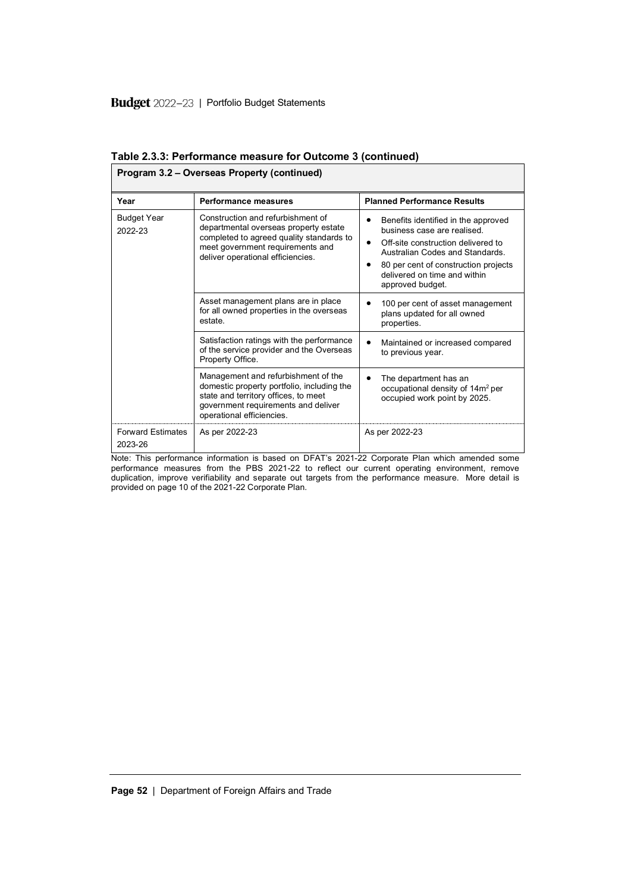**Table 2.3.3: Performance measure for Outcome 3 (continued)**

| Program 3.2 – Overseas Property (continued) | | |
|---|---|---|
| **Year** | **Performance measures** | **Planned Performance Results** |
| Budget Year 2022-23 | Construction and refurbishment of departmental overseas property estate completed to agreed quality standards to meet government requirements and deliver operational efficiencies. | • Benefits identified in the approved business case are realised.<br>• Off-site construction delivered to Australian Codes and Standards.<br>• 80 per cent of construction projects delivered on time and within approved budget. |
| | Asset management plans are in place for all owned properties in the overseas estate. | • 100 per cent of asset management plans updated for all owned properties. |
| | Satisfaction ratings with the performance of the service provider and the Overseas Property Office. | • Maintained or increased compared to previous year. |
| | Management and refurbishment of the domestic property portfolio, including the state and territory offices, to meet government requirements and deliver operational efficiencies. | • The department has an occupational density of 14m$^2$ per occupied work point by 2025. |
| Forward Estimates 2023-26 | As per 2022-23 | As per 2022-23 |

Note: This performance information is based on DFAT's 2021-22 Corporate Plan which amended some performance measures from the PBS 2021-22 to reflect our current operating environment, remove duplication, improve verifiability and separate out targets from the performance measure. More detail is provided on page 10 of the 2021-22 Corporate Plan.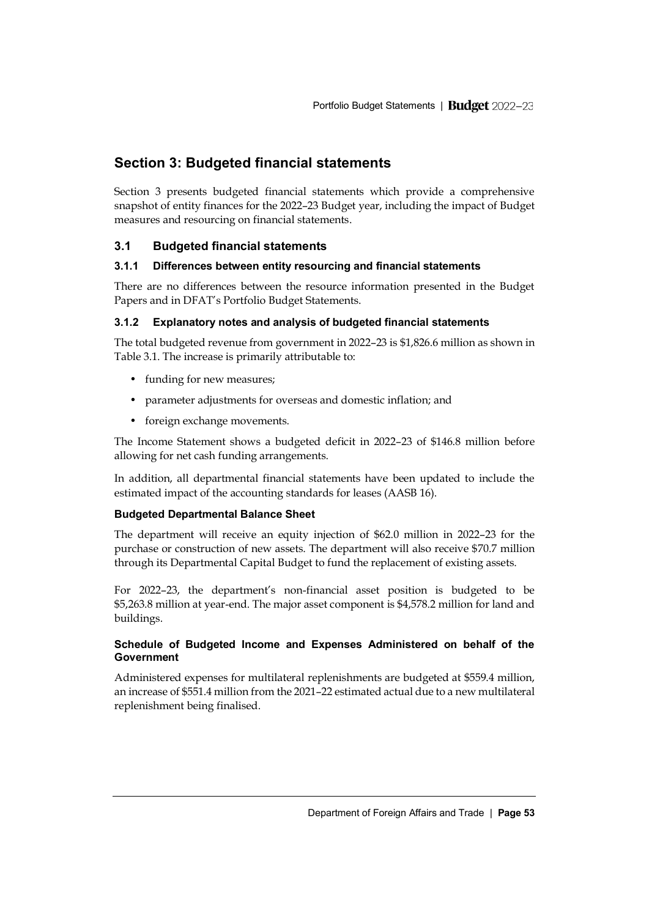## Section 3: Budgeted financial statements

Section 3 presents budgeted financial statements which provide a comprehensive snapshot of entity finances for the 2022–23 Budget year, including the impact of Budget measures and resourcing on financial statements.

### 3.1 Budgeted financial statements

#### 3.1.1 Differences between entity resourcing and financial statements

There are no differences between the resource information presented in the Budget Papers and in DFAT's Portfolio Budget Statements.

#### 3.1.2 Explanatory notes and analysis of budgeted financial statements

The total budgeted revenue from government in 2022–23 is $1,826.6 million as shown in Table 3.1. The increase is primarily attributable to:

- funding for new measures;
- parameter adjustments for overseas and domestic inflation; and
- foreign exchange movements.

The Income Statement shows a budgeted deficit in 2022–23 of $146.8 million before allowing for net cash funding arrangements.

In addition, all departmental financial statements have been updated to include the estimated impact of the accounting standards for leases (AASB 16).

**Budgeted Departmental Balance Sheet**

The department will receive an equity injection of $62.0 million in 2022–23 for the purchase or construction of new assets. The department will also receive $70.7 million through its Departmental Capital Budget to fund the replacement of existing assets.

For 2022–23, the department's non-financial asset position is budgeted to be $5,263.8 million at year-end. The major asset component is $4,578.2 million for land and buildings.

**Schedule of Budgeted Income and Expenses Administered on behalf of the Government**

Administered expenses for multilateral replenishments are budgeted at $559.4 million, an increase of $551.4 million from the 2021–22 estimated actual due to a new multilateral replenishment being finalised.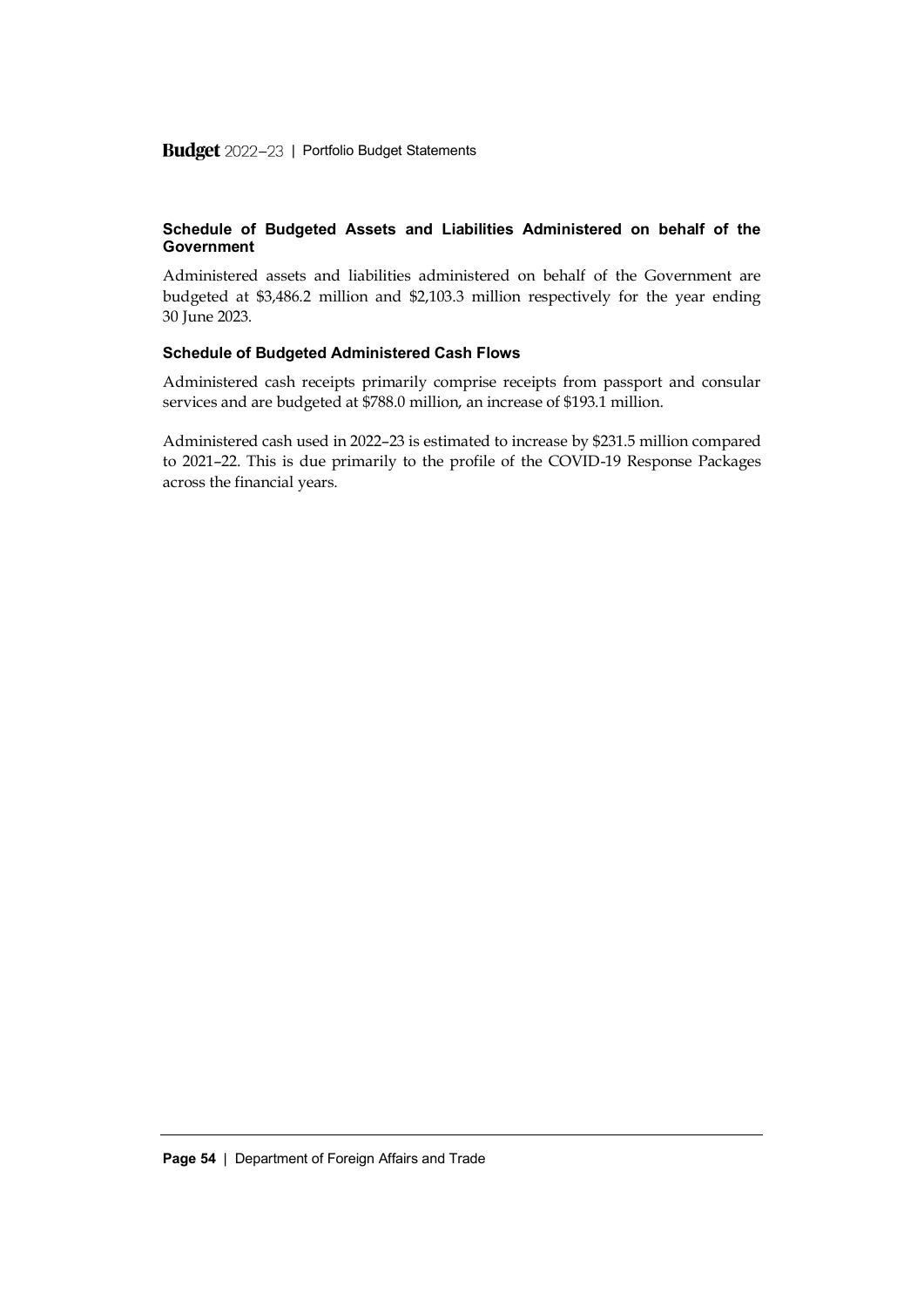#### Schedule of Budgeted Assets and Liabilities Administered on behalf of the Government

Administered assets and liabilities administered on behalf of the Government are budgeted at $3,486.2 million and $2,103.3 million respectively for the year ending 30 June 2023.

#### Schedule of Budgeted Administered Cash Flows

Administered cash receipts primarily comprise receipts from passport and consular services and are budgeted at $788.0 million, an increase of $193.1 million.

Administered cash used in 2022–23 is estimated to increase by $231.5 million compared to 2021–22. This is due primarily to the profile of the COVID-19 Response Packages across the financial years.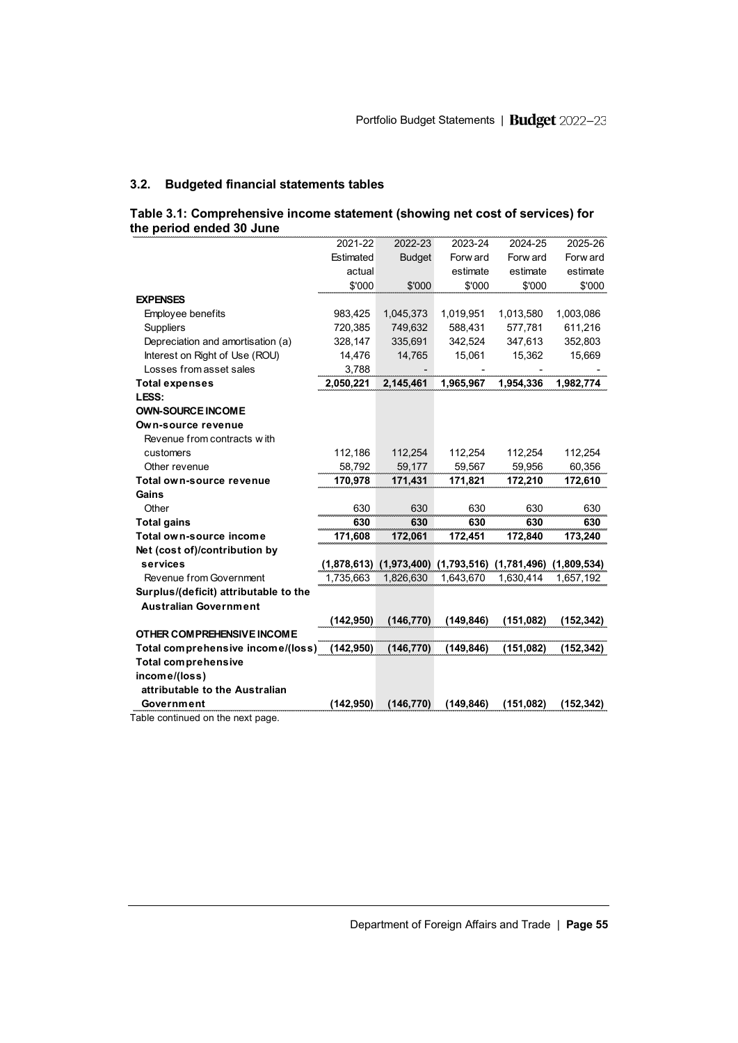### 3.2. Budgeted financial statements tables

**Table 3.1: Comprehensive income statement (showing net cost of services) for the period ended 30 June**

| | 2021-22 Estimated actual $'000 | 2022-23 Budget $'000 | 2023-24 Forward estimate $'000 | 2024-25 Forward estimate $'000 | 2025-26 Forward estimate $'000 |
|---|---|---|---|---|---|
| **EXPENSES** | | | | | |
| Employee benefits | 983,425 | 1,045,373 | 1,019,951 | 1,013,580 | 1,003,086 |
| Suppliers | 720,385 | 749,632 | 588,431 | 577,781 | 611,216 |
| Depreciation and amortisation (a) | 328,147 | 335,691 | 342,524 | 347,613 | 352,803 |
| Interest on Right of Use (ROU) | 14,476 | 14,765 | 15,061 | 15,362 | 15,669 |
| Losses from asset sales | 3,788 | - | - | - | - |
| **Total expenses** | **2,050,221** | **2,145,461** | **1,965,967** | **1,954,336** | **1,982,774** |
| **LESS:** | | | | | |
| **OWN-SOURCE INCOME** | | | | | |
| **Own-source revenue** | | | | | |
| Revenue from contracts with customers | 112,186 | 112,254 | 112,254 | 112,254 | 112,254 |
| Other revenue | 58,792 | 59,177 | 59,567 | 59,956 | 60,356 |
| **Total own-source revenue** | **170,978** | **171,431** | **171,821** | **172,210** | **172,610** |
| **Gains** | | | | | |
| Other | 630 | 630 | 630 | 630 | 630 |
| **Total gains** | **630** | **630** | **630** | **630** | **630** |
| **Total own-source income** | **171,608** | **172,061** | **172,451** | **172,840** | **173,240** |
| **Net (cost of)/contribution by services** | **(1,878,613)** | **(1,973,400)** | **(1,793,516)** | **(1,781,496)** | **(1,809,534)** |
| Revenue from Government | 1,735,663 | 1,826,630 | 1,643,670 | 1,630,414 | 1,657,192 |
| **Surplus/(deficit) attributable to the Australian Government** | **(142,950)** | **(146,770)** | **(149,846)** | **(151,082)** | **(152,342)** |
| **OTHER COMPREHENSIVE INCOME** | | | | | |
| **Total comprehensive income/(loss)** | **(142,950)** | **(146,770)** | **(149,846)** | **(151,082)** | **(152,342)** |
| **Total comprehensive income/(loss) attributable to the Australian Government** | **(142,950)** | **(146,770)** | **(149,846)** | **(151,082)** | **(152,342)** |

Table continued on the next page.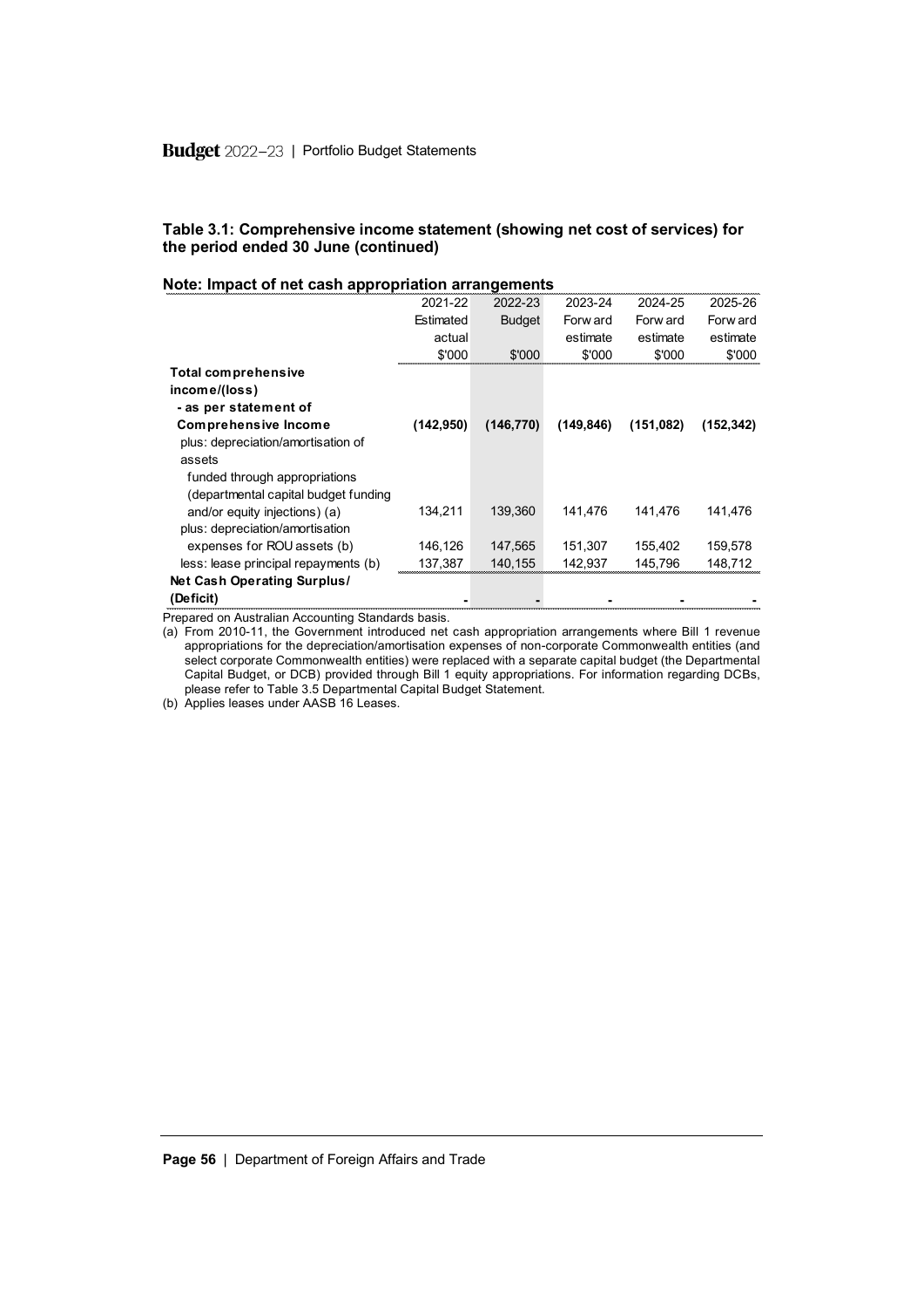**Table 3.1: Comprehensive income statement (showing net cost of services) for the period ended 30 June (continued)**

**Note: Impact of net cash appropriation arrangements**

| | 2021-22 Estimated actual $'000 | 2022-23 Budget $'000 | 2023-24 Forward estimate $'000 | 2024-25 Forward estimate $'000 | 2025-26 Forward estimate $'000 |
|---|---|---|---|---|---|
| **Total comprehensive income/(loss) - as per statement of Comprehensive Income** | **(142,950)** | **(146,770)** | **(149,846)** | **(151,082)** | **(152,342)** |
| plus: depreciation/amortisation of assets funded through appropriations (departmental capital budget funding and/or equity injections) (a) | 134,211 | 139,360 | 141,476 | 141,476 | 141,476 |
| plus: depreciation/amortisation expenses for ROU assets (b) | 146,126 | 147,565 | 151,307 | 155,402 | 159,578 |
| less: lease principal repayments (b) | 137,387 | 140,155 | 142,937 | 145,796 | 148,712 |
| **Net Cash Operating Surplus/ (Deficit)** | - | - | - | - | - |

Prepared on Australian Accounting Standards basis.

(a) From 2010-11, the Government introduced net cash appropriation arrangements where Bill 1 revenue appropriations for the depreciation/amortisation expenses of non-corporate Commonwealth entities (and select corporate Commonwealth entities) were replaced with a separate capital budget (the Departmental Capital Budget, or DCB) provided through Bill 1 equity appropriations. For information regarding DCBs, please refer to Table 3.5 Departmental Capital Budget Statement.

(b) Applies leases under AASB 16 Leases.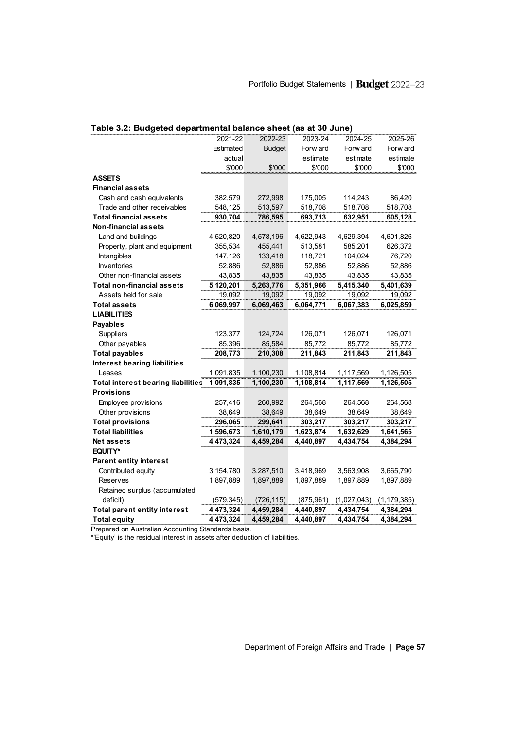### Table 3.2: Budgeted departmental balance sheet (as at 30 June)

| | 2021-22 Estimated actual $'000 | 2022-23 Budget $'000 | 2023-24 Forward estimate $'000 | 2024-25 Forward estimate $'000 | 2025-26 Forward estimate $'000 |
|---|---|---|---|---|---|
| **ASSETS** | | | | | |
| **Financial assets** | | | | | |
| Cash and cash equivalents | 382,579 | 272,998 | 175,005 | 114,243 | 86,420 |
| Trade and other receivables | 548,125 | 513,597 | 518,708 | 518,708 | 518,708 |
| **Total financial assets** | **930,704** | **786,595** | **693,713** | **632,951** | **605,128** |
| **Non-financial assets** | | | | | |
| Land and buildings | 4,520,820 | 4,578,196 | 4,622,943 | 4,629,394 | 4,601,826 |
| Property, plant and equipment | 355,534 | 455,441 | 513,581 | 585,201 | 626,372 |
| Intangibles | 147,126 | 133,418 | 118,721 | 104,024 | 76,720 |
| Inventories | 52,886 | 52,886 | 52,886 | 52,886 | 52,886 |
| Other non-financial assets | 43,835 | 43,835 | 43,835 | 43,835 | 43,835 |
| **Total non-financial assets** | **5,120,201** | **5,263,776** | **5,351,966** | **5,415,340** | **5,401,639** |
| Assets held for sale | 19,092 | 19,092 | 19,092 | 19,092 | 19,092 |
| **Total assets** | **6,069,997** | **6,069,463** | **6,064,771** | **6,067,383** | **6,025,859** |
| **LIABILITIES** | | | | | |
| **Payables** | | | | | |
| Suppliers | 123,377 | 124,724 | 126,071 | 126,071 | 126,071 |
| Other payables | 85,396 | 85,584 | 85,772 | 85,772 | 85,772 |
| **Total payables** | **208,773** | **210,308** | **211,843** | **211,843** | **211,843** |
| **Interest bearing liabilities** | | | | | |
| Leases | 1,091,835 | 1,100,230 | 1,108,814 | 1,117,569 | 1,126,505 |
| **Total interest bearing liabilities** | **1,091,835** | **1,100,230** | **1,108,814** | **1,117,569** | **1,126,505** |
| **Provisions** | | | | | |
| Employee provisions | 257,416 | 260,992 | 264,568 | 264,568 | 264,568 |
| Other provisions | 38,649 | 38,649 | 38,649 | 38,649 | 38,649 |
| **Total provisions** | **296,065** | **299,641** | **303,217** | **303,217** | **303,217** |
| **Total liabilities** | **1,596,673** | **1,610,179** | **1,623,874** | **1,632,629** | **1,641,565** |
| **Net assets** | **4,473,324** | **4,459,284** | **4,440,897** | **4,434,754** | **4,384,294** |
| **EQUITY*** | | | | | |
| **Parent entity interest** | | | | | |
| Contributed equity | 3,154,780 | 3,287,510 | 3,418,969 | 3,563,908 | 3,665,790 |
| Reserves | 1,897,889 | 1,897,889 | 1,897,889 | 1,897,889 | 1,897,889 |
| Retained surplus (accumulated deficit) | (579,345) | (726,115) | (875,961) | (1,027,043) | (1,179,385) |
| **Total parent entity interest** | **4,473,324** | **4,459,284** | **4,440,897** | **4,434,754** | **4,384,294** |
| **Total equity** | **4,473,324** | **4,459,284** | **4,440,897** | **4,434,754** | **4,384,294** |

Prepared on Australian Accounting Standards basis.

*'Equity' is the residual interest in assets after deduction of liabilities.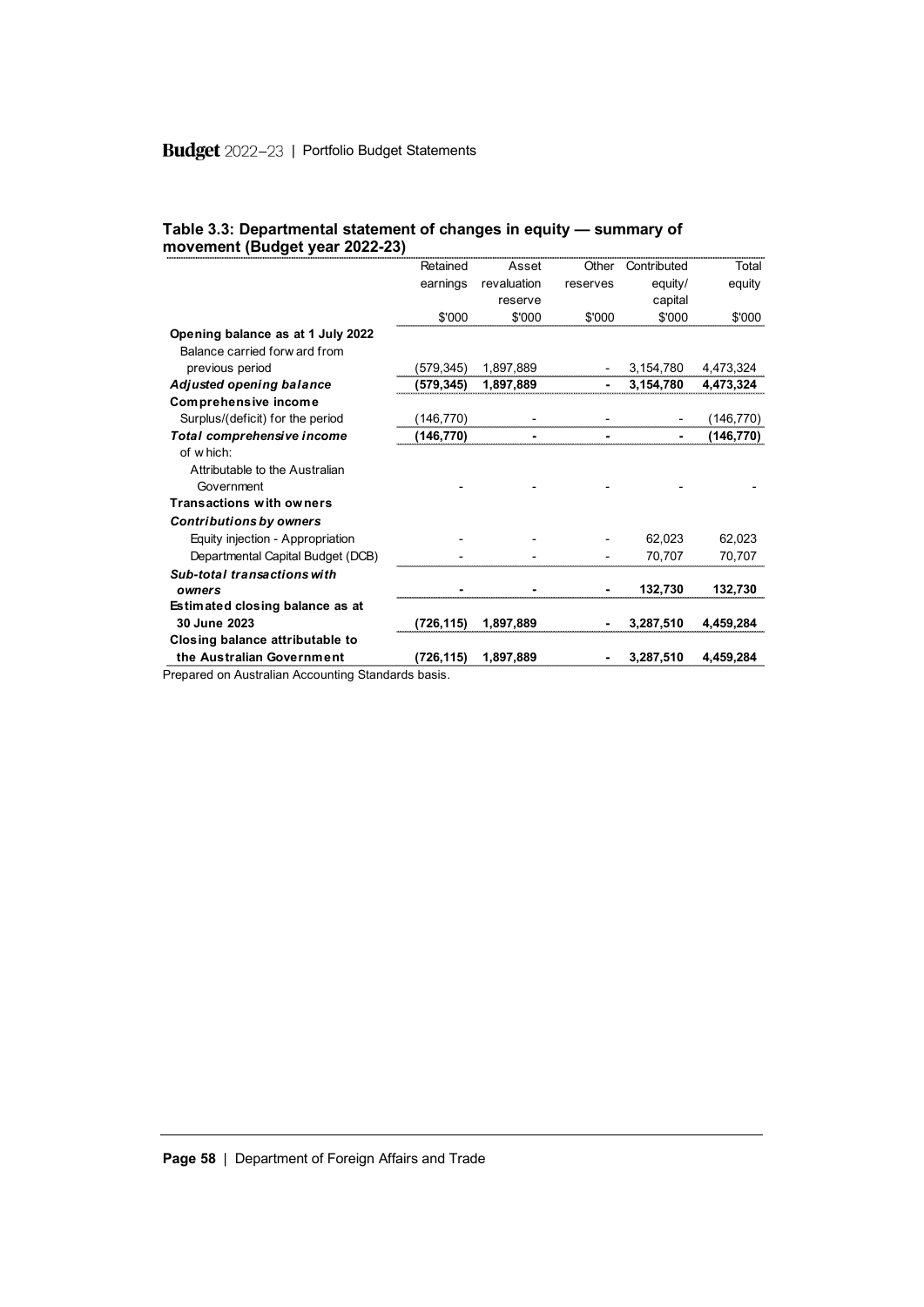#### Table 3.3: Departmental statement of changes in equity — summary of movement (Budget year 2022-23)

| | Retained earnings | Asset revaluation reserve | Other reserves | Contributed equity/ capital | Total equity |
|---|---|---|---|---|---|
| | $'000 | $'000 | $'000 | $'000 | $'000 |
| **Opening balance as at 1 July 2022** | | | | | |
| Balance carried forward from previous period | (579,345) | 1,897,889 | - | 3,154,780 | 4,473,324 |
| ***Adjusted opening balance*** | **(579,345)** | **1,897,889** | **-** | **3,154,780** | **4,473,324** |
| **Comprehensive income** | | | | | |
| Surplus/(deficit) for the period | (146,770) | - | - | - | (146,770) |
| ***Total comprehensive income*** | **(146,770)** | **-** | **-** | **-** | **(146,770)** |
| of which: | | | | | |
| Attributable to the Australian Government | - | - | - | - | - |
| **Transactions with owners** | | | | | |
| ***Contributions by owners*** | | | | | |
| Equity injection - Appropriation | - | - | - | 62,023 | 62,023 |
| Departmental Capital Budget (DCB) | - | - | - | 70,707 | 70,707 |
| ***Sub-total transactions with owners*** | **-** | **-** | **-** | **132,730** | **132,730** |
| **Estimated closing balance as at 30 June 2023** | **(726,115)** | **1,897,889** | **-** | **3,287,510** | **4,459,284** |
| **Closing balance attributable to the Australian Government** | **(726,115)** | **1,897,889** | **-** | **3,287,510** | **4,459,284** |

Prepared on Australian Accounting Standards basis.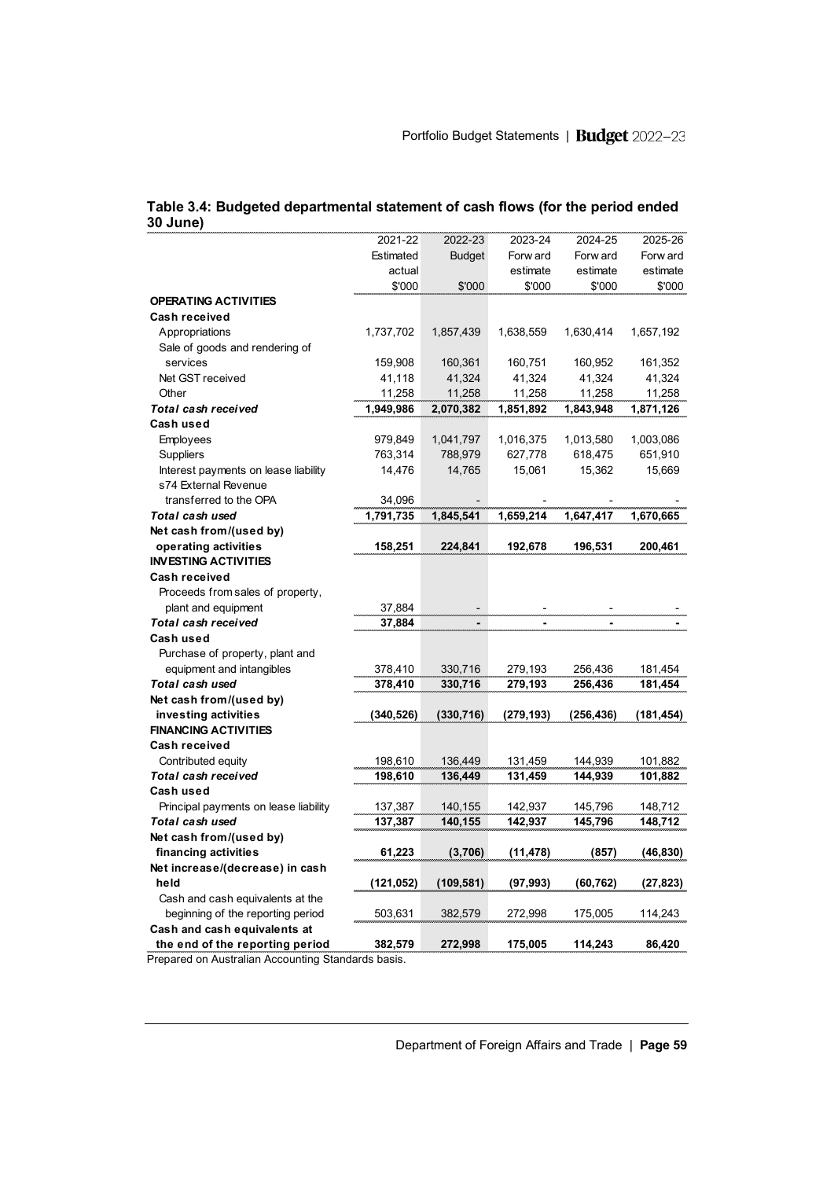**Table 3.4: Budgeted departmental statement of cash flows (for the period ended 30 June)**

| | 2021-22 Estimated actual $'000 | 2022-23 Budget $'000 | 2023-24 Forward estimate $'000 | 2024-25 Forward estimate $'000 | 2025-26 Forward estimate $'000 |
|---|---|---|---|---|---|
| **OPERATING ACTIVITIES** | | | | | |
| **Cash received** | | | | | |
| Appropriations | 1,737,702 | 1,857,439 | 1,638,559 | 1,630,414 | 1,657,192 |
| Sale of goods and rendering of services | 159,908 | 160,361 | 160,751 | 160,952 | 161,352 |
| Net GST received | 41,118 | 41,324 | 41,324 | 41,324 | 41,324 |
| Other | 11,258 | 11,258 | 11,258 | 11,258 | 11,258 |
| ***Total cash received*** | **1,949,986** | **2,070,382** | **1,851,892** | **1,843,948** | **1,871,126** |
| **Cash used** | | | | | |
| Employees | 979,849 | 1,041,797 | 1,016,375 | 1,013,580 | 1,003,086 |
| Suppliers | 763,314 | 788,979 | 627,778 | 618,475 | 651,910 |
| Interest payments on lease liability | 14,476 | 14,765 | 15,061 | 15,362 | 15,669 |
| s74 External Revenue transferred to the OPA | 34,096 | - | - | - | - |
| ***Total cash used*** | **1,791,735** | **1,845,541** | **1,659,214** | **1,647,417** | **1,670,665** |
| **Net cash from/(used by) operating activities** | **158,251** | **224,841** | **192,678** | **196,531** | **200,461** |
| **INVESTING ACTIVITIES** | | | | | |
| **Cash received** | | | | | |
| Proceeds from sales of property, plant and equipment | 37,884 | - | - | - | - |
| ***Total cash received*** | **37,884** | **-** | **-** | **-** | **-** |
| **Cash used** | | | | | |
| Purchase of property, plant and equipment and intangibles | 378,410 | 330,716 | 279,193 | 256,436 | 181,454 |
| ***Total cash used*** | **378,410** | **330,716** | **279,193** | **256,436** | **181,454** |
| **Net cash from/(used by) investing activities** | **(340,526)** | **(330,716)** | **(279,193)** | **(256,436)** | **(181,454)** |
| **FINANCING ACTIVITIES** | | | | | |
| **Cash received** | | | | | |
| Contributed equity | 198,610 | 136,449 | 131,459 | 144,939 | 101,882 |
| ***Total cash received*** | **198,610** | **136,449** | **131,459** | **144,939** | **101,882** |
| **Cash used** | | | | | |
| Principal payments on lease liability | 137,387 | 140,155 | 142,937 | 145,796 | 148,712 |
| ***Total cash used*** | **137,387** | **140,155** | **142,937** | **145,796** | **148,712** |
| **Net cash from/(used by) financing activities** | **61,223** | **(3,706)** | **(11,478)** | **(857)** | **(46,830)** |
| **Net increase/(decrease) in cash held** | **(121,052)** | **(109,581)** | **(97,993)** | **(60,762)** | **(27,823)** |
| Cash and cash equivalents at the beginning of the reporting period | 503,631 | 382,579 | 272,998 | 175,005 | 114,243 |
| **Cash and cash equivalents at the end of the reporting period** | **382,579** | **272,998** | **175,005** | **114,243** | **86,420** |

Prepared on Australian Accounting Standards basis.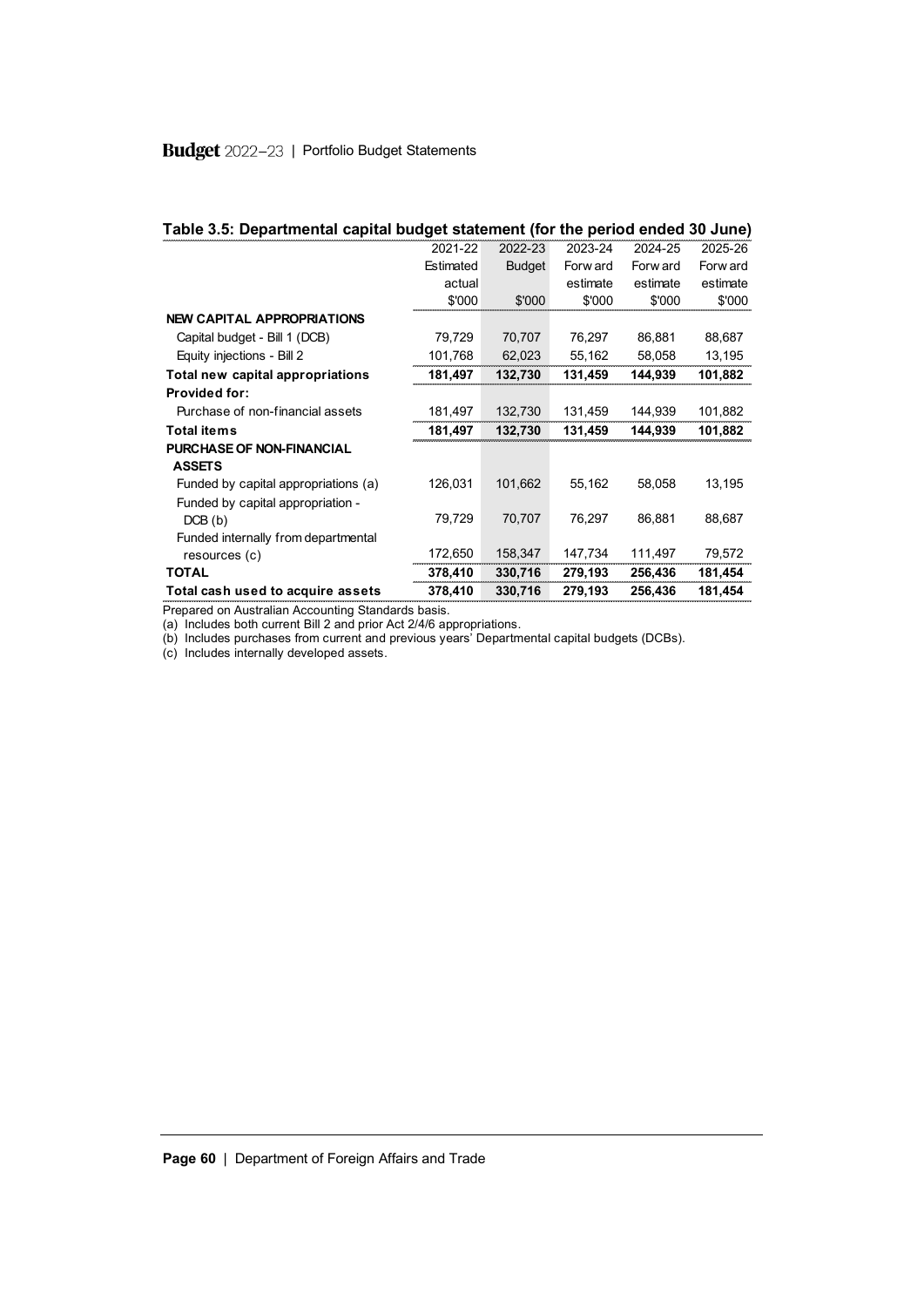## Table 3.5: Departmental capital budget statement (for the period ended 30 June)

| | 2021-22 Estimated actual $'000 | 2022-23 Budget $'000 | 2023-24 Forward estimate $'000 | 2024-25 Forward estimate $'000 | 2025-26 Forward estimate $'000 |
|---|---|---|---|---|---|
| **NEW CAPITAL APPROPRIATIONS** | | | | | |
| Capital budget - Bill 1 (DCB) | 79,729 | 70,707 | 76,297 | 86,881 | 88,687 |
| Equity injections - Bill 2 | 101,768 | 62,023 | 55,162 | 58,058 | 13,195 |
| **Total new capital appropriations** | **181,497** | **132,730** | **131,459** | **144,939** | **101,882** |
| **Provided for:** | | | | | |
| Purchase of non-financial assets | 181,497 | 132,730 | 131,459 | 144,939 | 101,882 |
| **Total items** | **181,497** | **132,730** | **131,459** | **144,939** | **101,882** |
| **PURCHASE OF NON-FINANCIAL ASSETS** | | | | | |
| Funded by capital appropriations (a) | 126,031 | 101,662 | 55,162 | 58,058 | 13,195 |
| Funded by capital appropriation - DCB (b) | 79,729 | 70,707 | 76,297 | 86,881 | 88,687 |
| Funded internally from departmental resources (c) | 172,650 | 158,347 | 147,734 | 111,497 | 79,572 |
| **TOTAL** | **378,410** | **330,716** | **279,193** | **256,436** | **181,454** |
| **Total cash used to acquire assets** | **378,410** | **330,716** | **279,193** | **256,436** | **181,454** |

Prepared on Australian Accounting Standards basis.
(a) Includes both current Bill 2 and prior Act 2/4/6 appropriations.
(b) Includes purchases from current and previous years' Departmental capital budgets (DCBs).
(c) Includes internally developed assets.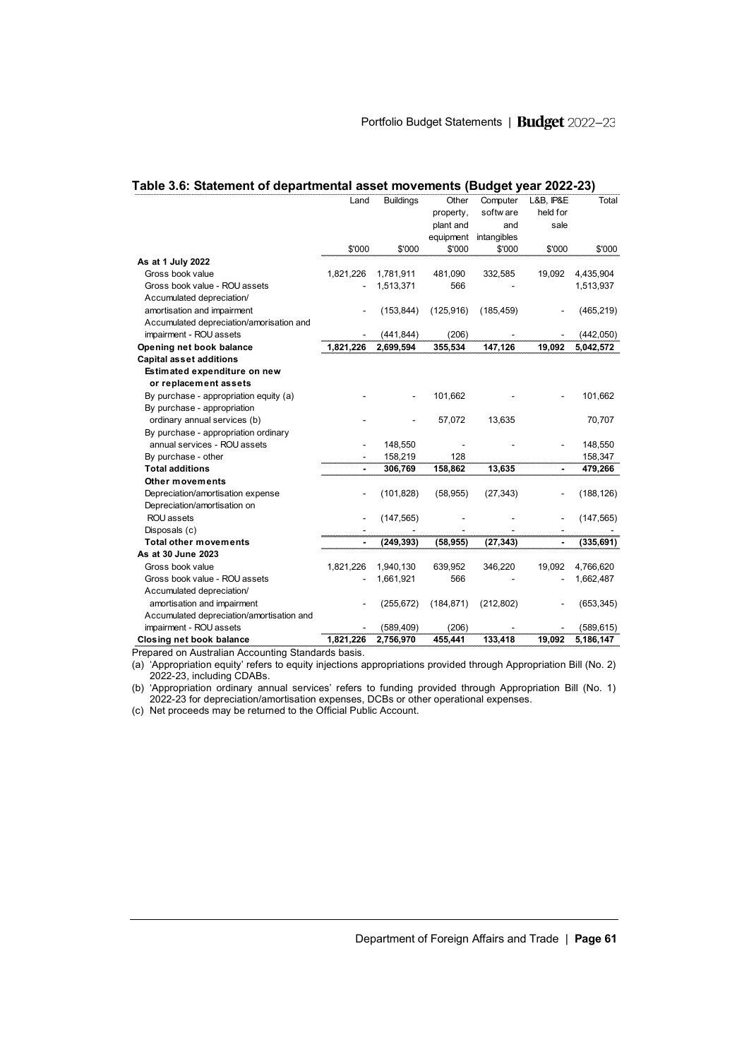## Table 3.6: Statement of departmental asset movements (Budget year 2022-23)

| | Land<br>$'000 | Buildings<br>$'000 | Other property, plant and equipment<br>$'000 | Computer software and intangibles<br>$'000 | L&B, IP&E held for sale<br>$'000 | Total<br>$'000 |
|---|---|---|---|---|---|---|
| **As at 1 July 2022** | | | | | | |
| Gross book value | 1,821,226 | 1,781,911 | 481,090 | 332,585 | 19,092 | 4,435,904 |
| Gross book value - ROU assets | - | 1,513,371 | 566 | - | | 1,513,937 |
| Accumulated depreciation/ amortisation and impairment | - | (153,844) | (125,916) | (185,459) | - | (465,219) |
| Accumulated depreciation/amorisation and impairment - ROU assets | - | (441,844) | (206) | - | - | (442,050) |
| **Opening net book balance** | **1,821,226** | **2,699,594** | **355,534** | **147,126** | **19,092** | **5,042,572** |
| **Capital asset additions** | | | | | | |
| **Estimated expenditure on new or replacement assets** | | | | | | |
| By purchase - appropriation equity (a) | - | - | 101,662 | - | - | 101,662 |
| By purchase - appropriation ordinary annual services (b) | - | - | 57,072 | 13,635 | | 70,707 |
| By purchase - appropriation ordinary annual services - ROU assets | - | 148,550 | - | - | - | 148,550 |
| By purchase - other | - | 158,219 | 128 | | | 158,347 |
| **Total additions** | **-** | **306,769** | **158,862** | **13,635** | **-** | **479,266** |
| **Other movements** | | | | | | |
| Depreciation/amortisation expense | - | (101,828) | (58,955) | (27,343) | - | (188,126) |
| Depreciation/amortisation on ROU assets | - | (147,565) | - | - | - | (147,565) |
| Disposals (c) | - | - | - | - | - | - |
| **Total other movements** | **-** | **(249,393)** | **(58,955)** | **(27,343)** | **-** | **(335,691)** |
| **As at 30 June 2023** | | | | | | |
| Gross book value | 1,821,226 | 1,940,130 | 639,952 | 346,220 | 19,092 | 4,766,620 |
| Gross book value - ROU assets | - | 1,661,921 | 566 | - | - | 1,662,487 |
| Accumulated depreciation/ amortisation and impairment | - | (255,672) | (184,871) | (212,802) | - | (653,345) |
| Accumulated depreciation/amortisation and impairment - ROU assets | - | (589,409) | (206) | - | - | (589,615) |
| **Closing net book balance** | **1,821,226** | **2,756,970** | **455,441** | **133,418** | **19,092** | **5,186,147** |

Prepared on Australian Accounting Standards basis.

(a) 'Appropriation equity' refers to equity injections appropriations provided through Appropriation Bill (No. 2) 2022-23, including CDABs.

(b) 'Appropriation ordinary annual services' refers to funding provided through Appropriation Bill (No. 1) 2022-23 for depreciation/amortisation expenses, DCBs or other operational expenses.

(c) Net proceeds may be returned to the Official Public Account.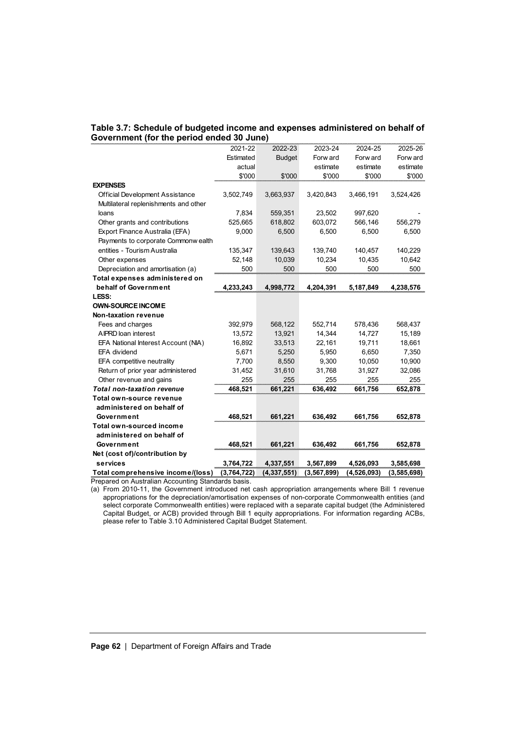**Table 3.7: Schedule of budgeted income and expenses administered on behalf of Government (for the period ended 30 June)**

| | 2021-22 Estimated actual $'000 | 2022-23 Budget $'000 | 2023-24 Forward estimate $'000 | 2024-25 Forward estimate $'000 | 2025-26 Forward estimate $'000 |
|---|---|---|---|---|---|
| **EXPENSES** | | | | | |
| Official Development Assistance | 3,502,749 | 3,663,937 | 3,420,843 | 3,466,191 | 3,524,426 |
| Multilateral replenishments and other loans | 7,834 | 559,351 | 23,502 | 997,620 | - |
| Other grants and contributions | 525,665 | 618,802 | 603,072 | 566,146 | 556,279 |
| Export Finance Australia (EFA) | 9,000 | 6,500 | 6,500 | 6,500 | 6,500 |
| Payments to corporate Commonwealth entities - Tourism Australia | 135,347 | 139,643 | 139,740 | 140,457 | 140,229 |
| Other expenses | 52,148 | 10,039 | 10,234 | 10,435 | 10,642 |
| Depreciation and amortisation (a) | 500 | 500 | 500 | 500 | 500 |
| **Total expenses administered on behalf of Government** | **4,233,243** | **4,998,772** | **4,204,391** | **5,187,849** | **4,238,576** |
| **LESS:** | | | | | |
| **OWN-SOURCE INCOME** | | | | | |
| **Non-taxation revenue** | | | | | |
| Fees and charges | 392,979 | 568,122 | 552,714 | 578,436 | 568,437 |
| AIPRD loan interest | 13,572 | 13,921 | 14,344 | 14,727 | 15,189 |
| EFA National Interest Account (NIA) | 16,892 | 33,513 | 22,161 | 19,711 | 18,661 |
| EFA dividend | 5,671 | 5,250 | 5,950 | 6,650 | 7,350 |
| EFA competitive neutrality | 7,700 | 8,550 | 9,300 | 10,050 | 10,900 |
| Return of prior year administered | 31,452 | 31,610 | 31,768 | 31,927 | 32,086 |
| Other revenue and gains | 255 | 255 | 255 | 255 | 255 |
| ***Total non-taxation revenue*** | **468,521** | **661,221** | **636,492** | **661,756** | **652,878** |
| **Total own-source revenue administered on behalf of Government** | **468,521** | **661,221** | **636,492** | **661,756** | **652,878** |
| **Total own-sourced income administered on behalf of Government** | **468,521** | **661,221** | **636,492** | **661,756** | **652,878** |
| **Net (cost of)/contribution by services** | **3,764,722** | **4,337,551** | **3,567,899** | **4,526,093** | **3,585,698** |
| **Total comprehensive income/(loss)** | **(3,764,722)** | **(4,337,551)** | **(3,567,899)** | **(4,526,093)** | **(3,585,698)** |

Prepared on Australian Accounting Standards basis.

(a) From 2010-11, the Government introduced net cash appropriation arrangements where Bill 1 revenue appropriations for the depreciation/amortisation expenses of non-corporate Commonwealth entities (and select corporate Commonwealth entities) were replaced with a separate capital budget (the Administered Capital Budget, or ACB) provided through Bill 1 equity appropriations. For information regarding ACBs, please refer to Table 3.10 Administered Capital Budget Statement.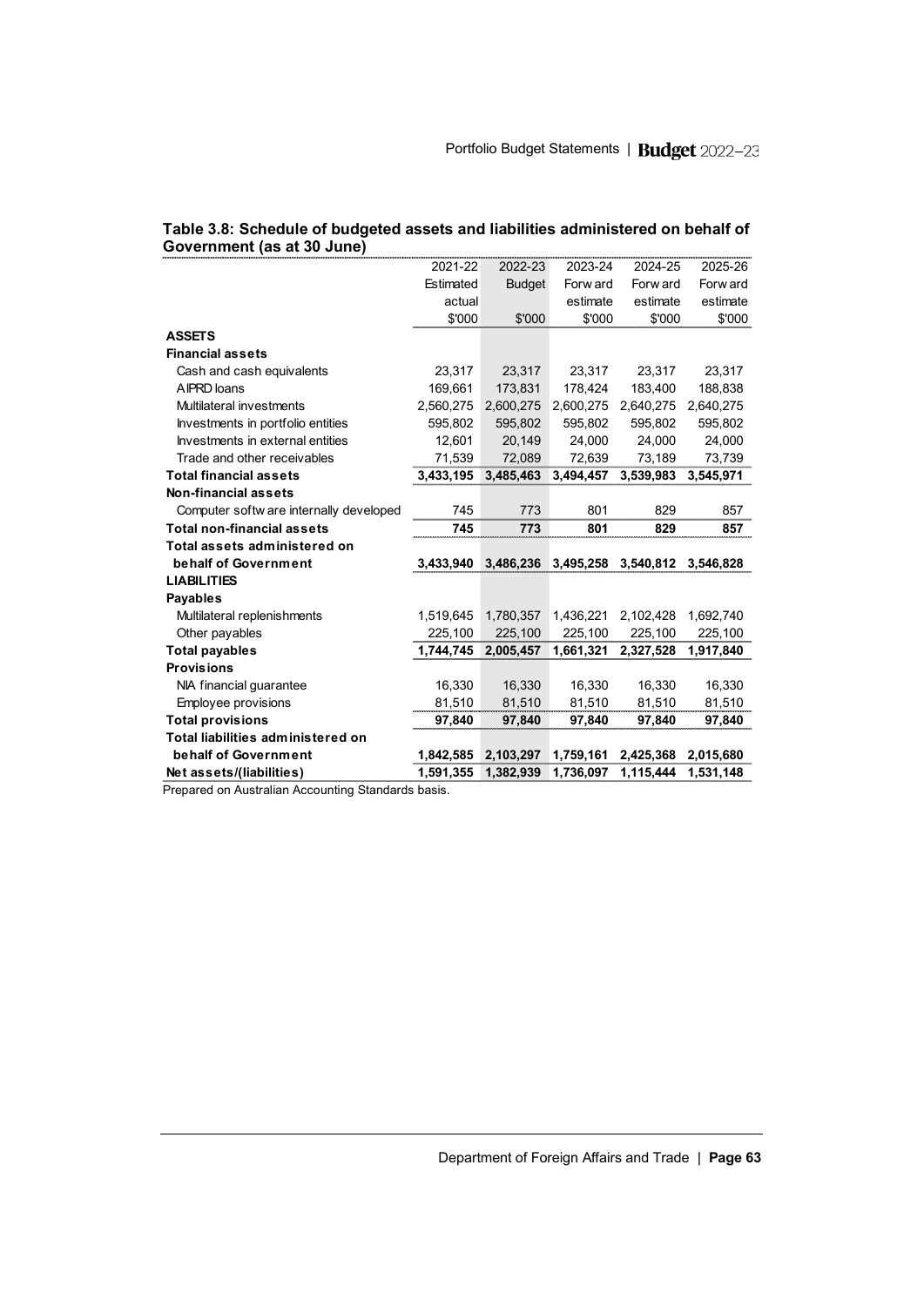**Table 3.8: Schedule of budgeted assets and liabilities administered on behalf of Government (as at 30 June)**

| | 2021-22 Estimated actual $'000 | 2022-23 Budget $'000 | 2023-24 Forward estimate $'000 | 2024-25 Forward estimate $'000 | 2025-26 Forward estimate $'000 |
|---|---|---|---|---|---|
| **ASSETS** | | | | | |
| **Financial assets** | | | | | |
| Cash and cash equivalents | 23,317 | 23,317 | 23,317 | 23,317 | 23,317 |
| AIPRD loans | 169,661 | 173,831 | 178,424 | 183,400 | 188,838 |
| Multilateral investments | 2,560,275 | 2,600,275 | 2,600,275 | 2,640,275 | 2,640,275 |
| Investments in portfolio entities | 595,802 | 595,802 | 595,802 | 595,802 | 595,802 |
| Investments in external entities | 12,601 | 20,149 | 24,000 | 24,000 | 24,000 |
| Trade and other receivables | 71,539 | 72,089 | 72,639 | 73,189 | 73,739 |
| **Total financial assets** | **3,433,195** | **3,485,463** | **3,494,457** | **3,539,983** | **3,545,971** |
| **Non-financial assets** | | | | | |
| Computer software internally developed | 745 | 773 | 801 | 829 | 857 |
| **Total non-financial assets** | **745** | **773** | **801** | **829** | **857** |
| **Total assets administered on behalf of Government** | **3,433,940** | **3,486,236** | **3,495,258** | **3,540,812** | **3,546,828** |
| **LIABILITIES** | | | | | |
| **Payables** | | | | | |
| Multilateral replenishments | 1,519,645 | 1,780,357 | 1,436,221 | 2,102,428 | 1,692,740 |
| Other payables | 225,100 | 225,100 | 225,100 | 225,100 | 225,100 |
| **Total payables** | **1,744,745** | **2,005,457** | **1,661,321** | **2,327,528** | **1,917,840** |
| **Provisions** | | | | | |
| NIA financial guarantee | 16,330 | 16,330 | 16,330 | 16,330 | 16,330 |
| Employee provisions | 81,510 | 81,510 | 81,510 | 81,510 | 81,510 |
| **Total provisions** | **97,840** | **97,840** | **97,840** | **97,840** | **97,840** |
| **Total liabilities administered on behalf of Government** | **1,842,585** | **2,103,297** | **1,759,161** | **2,425,368** | **2,015,680** |
| **Net assets/(liabilities)** | **1,591,355** | **1,382,939** | **1,736,097** | **1,115,444** | **1,531,148** |

Prepared on Australian Accounting Standards basis.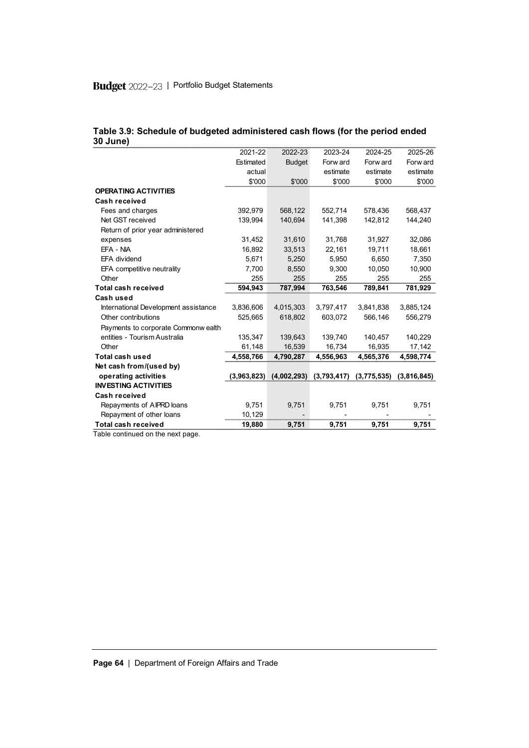**Table 3.9: Schedule of budgeted administered cash flows (for the period ended 30 June)**

| | 2021-22 Estimated actual $'000 | 2022-23 Budget $'000 | 2023-24 Forward estimate $'000 | 2024-25 Forward estimate $'000 | 2025-26 Forward estimate $'000 |
|---|---|---|---|---|---|
| **OPERATING ACTIVITIES** | | | | | |
| **Cash received** | | | | | |
| Fees and charges | 392,979 | 568,122 | 552,714 | 578,436 | 568,437 |
| Net GST received | 139,994 | 140,694 | 141,398 | 142,812 | 144,240 |
| Return of prior year administered expenses | 31,452 | 31,610 | 31,768 | 31,927 | 32,086 |
| EFA - NIA | 16,892 | 33,513 | 22,161 | 19,711 | 18,661 |
| EFA dividend | 5,671 | 5,250 | 5,950 | 6,650 | 7,350 |
| EFA competitive neutrality | 7,700 | 8,550 | 9,300 | 10,050 | 10,900 |
| Other | 255 | 255 | 255 | 255 | 255 |
| **Total cash received** | **594,943** | **787,994** | **763,546** | **789,841** | **781,929** |
| **Cash used** | | | | | |
| International Development assistance | 3,836,606 | 4,015,303 | 3,797,417 | 3,841,838 | 3,885,124 |
| Other contributions | 525,665 | 618,802 | 603,072 | 566,146 | 556,279 |
| Payments to corporate Commonwealth entities - Tourism Australia | 135,347 | 139,643 | 139,740 | 140,457 | 140,229 |
| Other | 61,148 | 16,539 | 16,734 | 16,935 | 17,142 |
| **Total cash used** | **4,558,766** | **4,790,287** | **4,556,963** | **4,565,376** | **4,598,774** |
| **Net cash from/(used by) operating activities** | **(3,963,823)** | **(4,002,293)** | **(3,793,417)** | **(3,775,535)** | **(3,816,845)** |
| **INVESTING ACTIVITIES** | | | | | |
| **Cash received** | | | | | |
| Repayments of AIPRD loans | 9,751 | 9,751 | 9,751 | 9,751 | 9,751 |
| Repayment of other loans | 10,129 | - | - | - | - |
| **Total cash received** | **19,880** | **9,751** | **9,751** | **9,751** | **9,751** |

Table continued on the next page.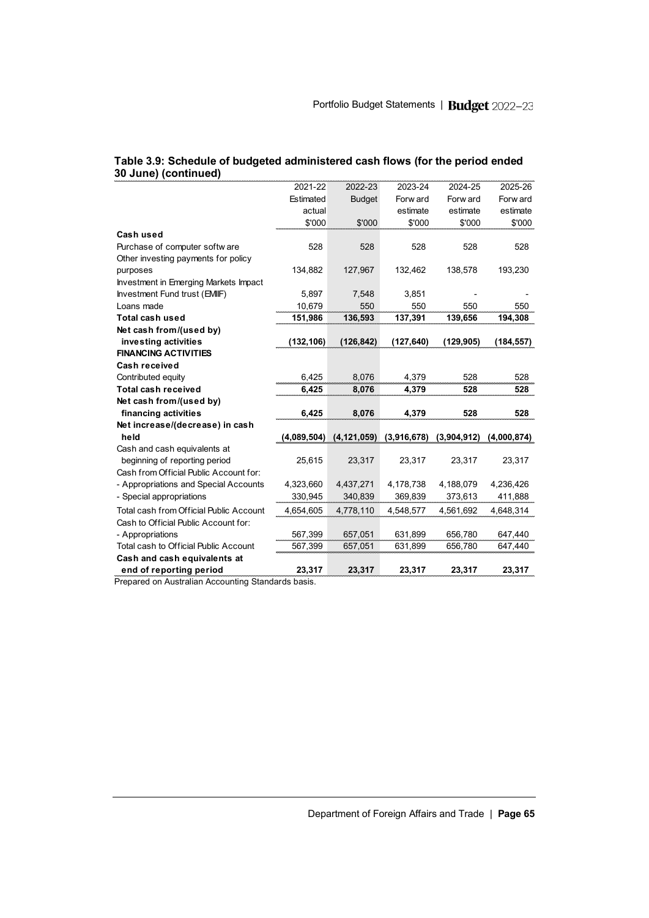**Table 3.9: Schedule of budgeted administered cash flows (for the period ended 30 June) (continued)**

| | 2021-22 Estimated actual $'000 | 2022-23 Budget $'000 | 2023-24 Forward estimate $'000 | 2024-25 Forward estimate $'000 | 2025-26 Forward estimate $'000 |
|---|---|---|---|---|---|
| **Cash used** | | | | | |
| Purchase of computer software | 528 | 528 | 528 | 528 | 528 |
| Other investing payments for policy purposes | 134,882 | 127,967 | 132,462 | 138,578 | 193,230 |
| Investment in Emerging Markets Impact Investment Fund trust (EMIIF) | 5,897 | 7,548 | 3,851 | - | - |
| Loans made | 10,679 | 550 | 550 | 550 | 550 |
| **Total cash used** | **151,986** | **136,593** | **137,391** | **139,656** | **194,308** |
| **Net cash from/(used by) investing activities** | **(132,106)** | **(126,842)** | **(127,640)** | **(129,905)** | **(184,557)** |
| **FINANCING ACTIVITIES** | | | | | |
| **Cash received** | | | | | |
| Contributed equity | 6,425 | 8,076 | 4,379 | 528 | 528 |
| **Total cash received** | **6,425** | **8,076** | **4,379** | **528** | **528** |
| **Net cash from/(used by) financing activities** | **6,425** | **8,076** | **4,379** | **528** | **528** |
| **Net increase/(decrease) in cash held** | **(4,089,504)** | **(4,121,059)** | **(3,916,678)** | **(3,904,912)** | **(4,000,874)** |
| Cash and cash equivalents at beginning of reporting period | 25,615 | 23,317 | 23,317 | 23,317 | 23,317 |
| Cash from Official Public Account for: | | | | | |
| - Appropriations and Special Accounts | 4,323,660 | 4,437,271 | 4,178,738 | 4,188,079 | 4,236,426 |
| - Special appropriations | 330,945 | 340,839 | 369,839 | 373,613 | 411,888 |
| Total cash from Official Public Account | 4,654,605 | 4,778,110 | 4,548,577 | 4,561,692 | 4,648,314 |
| Cash to Official Public Account for: | | | | | |
| - Appropriations | 567,399 | 657,051 | 631,899 | 656,780 | 647,440 |
| Total cash to Official Public Account | 567,399 | 657,051 | 631,899 | 656,780 | 647,440 |
| **Cash and cash equivalents at end of reporting period** | **23,317** | **23,317** | **23,317** | **23,317** | **23,317** |

Prepared on Australian Accounting Standards basis.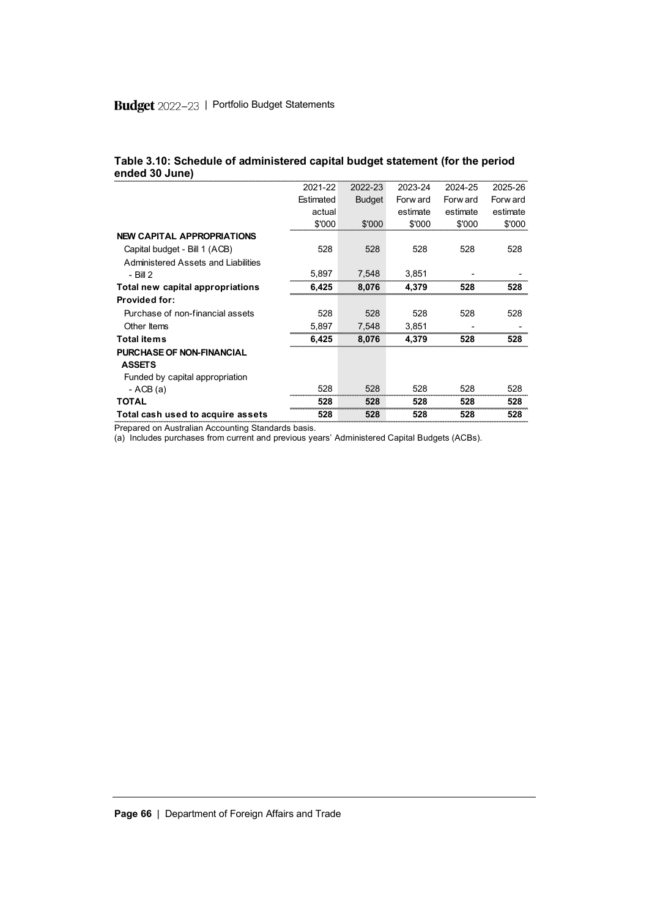#### Table 3.10: Schedule of administered capital budget statement (for the period ended 30 June)

| | 2021-22 Estimated actual $'000 | 2022-23 Budget $'000 | 2023-24 Forward estimate $'000 | 2024-25 Forward estimate $'000 | 2025-26 Forward estimate $'000 |
|---|---|---|---|---|---|
| **NEW CAPITAL APPROPRIATIONS** | | | | | |
| Capital budget - Bill 1 (ACB) | 528 | 528 | 528 | 528 | 528 |
| Administered Assets and Liabilities - Bill 2 | 5,897 | 7,548 | 3,851 | - | - |
| **Total new capital appropriations** | **6,425** | **8,076** | **4,379** | **528** | **528** |
| **Provided for:** | | | | | |
| Purchase of non-financial assets | 528 | 528 | 528 | 528 | 528 |
| Other Items | 5,897 | 7,548 | 3,851 | - | - |
| **Total items** | **6,425** | **8,076** | **4,379** | **528** | **528** |
| **PURCHASE OF NON-FINANCIAL ASSETS** | | | | | |
| Funded by capital appropriation - ACB (a) | 528 | 528 | 528 | 528 | 528 |
| **TOTAL** | **528** | **528** | **528** | **528** | **528** |
| **Total cash used to acquire assets** | **528** | **528** | **528** | **528** | **528** |

Prepared on Australian Accounting Standards basis.
(a) Includes purchases from current and previous years' Administered Capital Budgets (ACBs).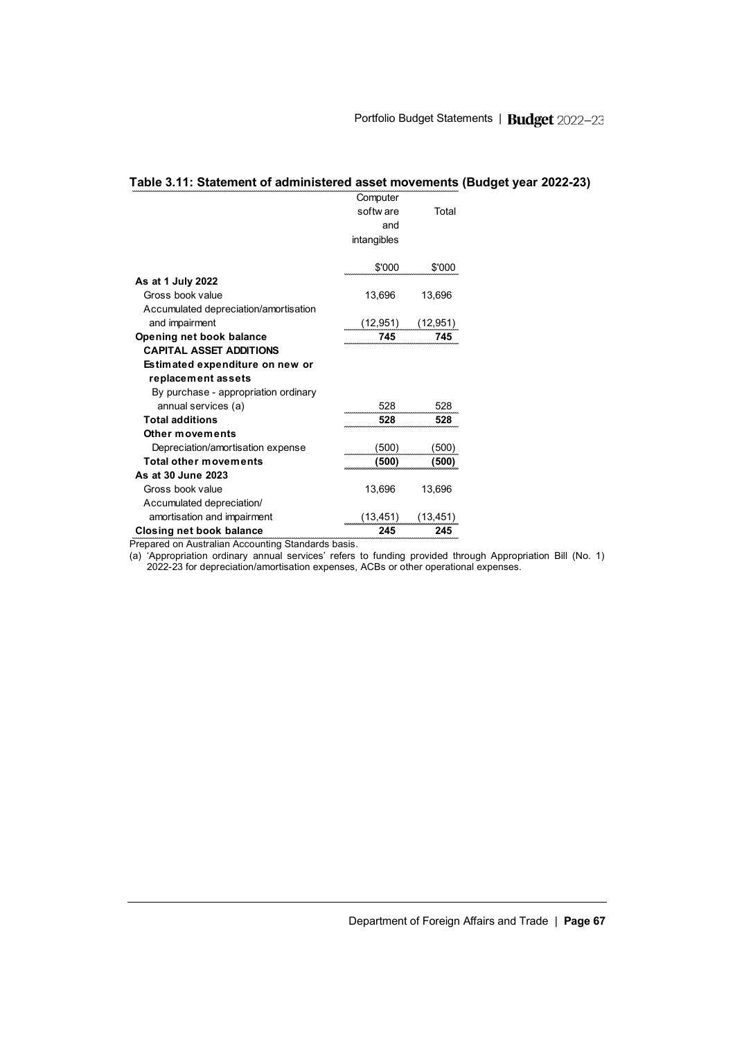## Table 3.11: Statement of administered asset movements (Budget year 2022-23)

| | Computer software and intangibles | Total |
|---|---|---|
| | $'000 | $'000 |
| **As at 1 July 2022** | | |
| Gross book value | 13,696 | 13,696 |
| Accumulated depreciation/amortisation and impairment | (12,951) | (12,951) |
| **Opening net book balance** | **745** | **745** |
| **CAPITAL ASSET ADDITIONS** | | |
| **Estimated expenditure on new or replacement assets** | | |
| By purchase - appropriation ordinary annual services (a) | 528 | 528 |
| **Total additions** | **528** | **528** |
| **Other movements** | | |
| Depreciation/amortisation expense | (500) | (500) |
| **Total other movements** | **(500)** | **(500)** |
| **As at 30 June 2023** | | |
| Gross book value | 13,696 | 13,696 |
| Accumulated depreciation/ amortisation and impairment | (13,451) | (13,451) |
| **Closing net book balance** | **245** | **245** |

Prepared on Australian Accounting Standards basis.

(a) 'Appropriation ordinary annual services' refers to funding provided through Appropriation Bill (No. 1) 2022-23 for depreciation/amortisation expenses, ACBs or other operational expenses.